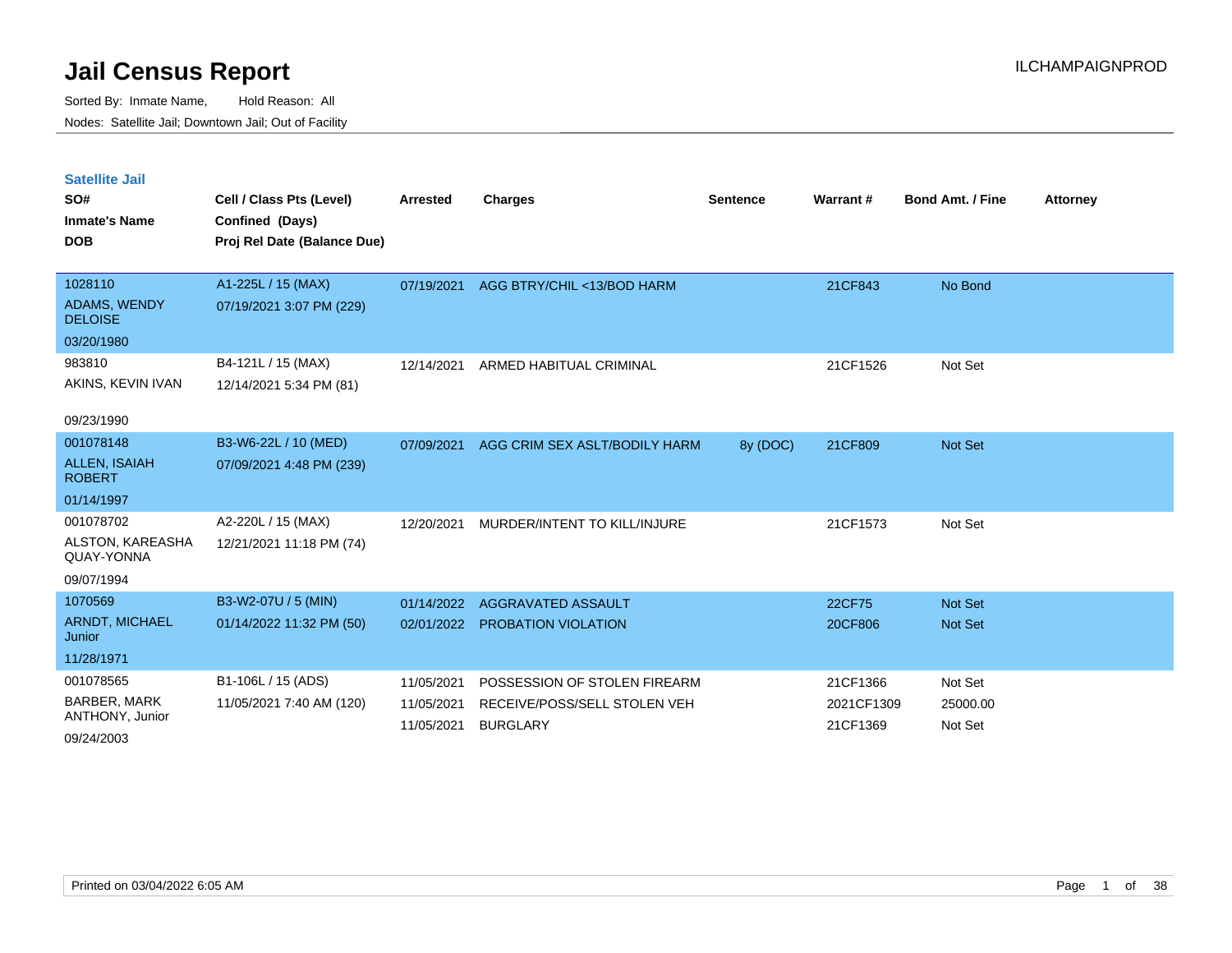# Jail Census Report

ILCHAMPAIGNPROD

Sorted By: Inmate Name, Hold Reason: All

Nodes: Satellite Jail; Downtown Jail; Out of Facility

## Satellite Jail

| SO# / Inmate's Name / DOB | Cell / Class Pts (Level) / Confined (Days) / Proj Rel Date (Balance Due) | Arrested | Charges | Sentence | Warrant # | Bond Amt. / Fine | Attorney |
|---|---|---|---|---|---|---|---|
| 1028110<br>ADAMS, WENDY DELOISE<br>03/20/1980 | A1-225L / 15 (MAX)<br>07/19/2021 3:07 PM (229) | 07/19/2021 | AGG BTRY/CHIL <13/BOD HARM | | 21CF843 | No Bond | |
| 983810<br>AKINS, KEVIN IVAN<br>09/23/1990 | B4-121L / 15 (MAX)<br>12/14/2021 5:34 PM (81) | 12/14/2021 | ARMED HABITUAL CRIMINAL | | 21CF1526 | Not Set | |
| 001078148<br>ALLEN, ISAIAH ROBERT<br>01/14/1997 | B3-W6-22L / 10 (MED)<br>07/09/2021 4:48 PM (239) | 07/09/2021 | AGG CRIM SEX ASLT/BODILY HARM | 8y (DOC) | 21CF809 | Not Set | |
| 001078702<br>ALSTON, KAREASHA QUAY-YONNA<br>09/07/1994 | A2-220L / 15 (MAX)<br>12/21/2021 11:18 PM (74) | 12/20/2021 | MURDER/INTENT TO KILL/INJURE | | 21CF1573 | Not Set | |
| 1070569<br>ARNDT, MICHAEL Junior<br>11/28/1971 | B3-W2-07U / 5 (MIN)<br>01/14/2022 11:32 PM (50) | 01/14/2022 | AGGRAVATED ASSAULT | | 22CF75 | Not Set | |
| | | 02/01/2022 | PROBATION VIOLATION | | 20CF806 | Not Set | |
| 001078565<br>BARBER, MARK ANTHONY, Junior<br>09/24/2003 | B1-106L / 15 (ADS)<br>11/05/2021 7:40 AM (120) | 11/05/2021 | POSSESSION OF STOLEN FIREARM | | 21CF1366 | Not Set | |
| | | 11/05/2021 | RECEIVE/POSS/SELL STOLEN VEH | | 2021CF1309 | 25000.00 | |
| | | 11/05/2021 | BURGLARY | | 21CF1369 | Not Set | |

Printed on 03/04/2022 6:05 AM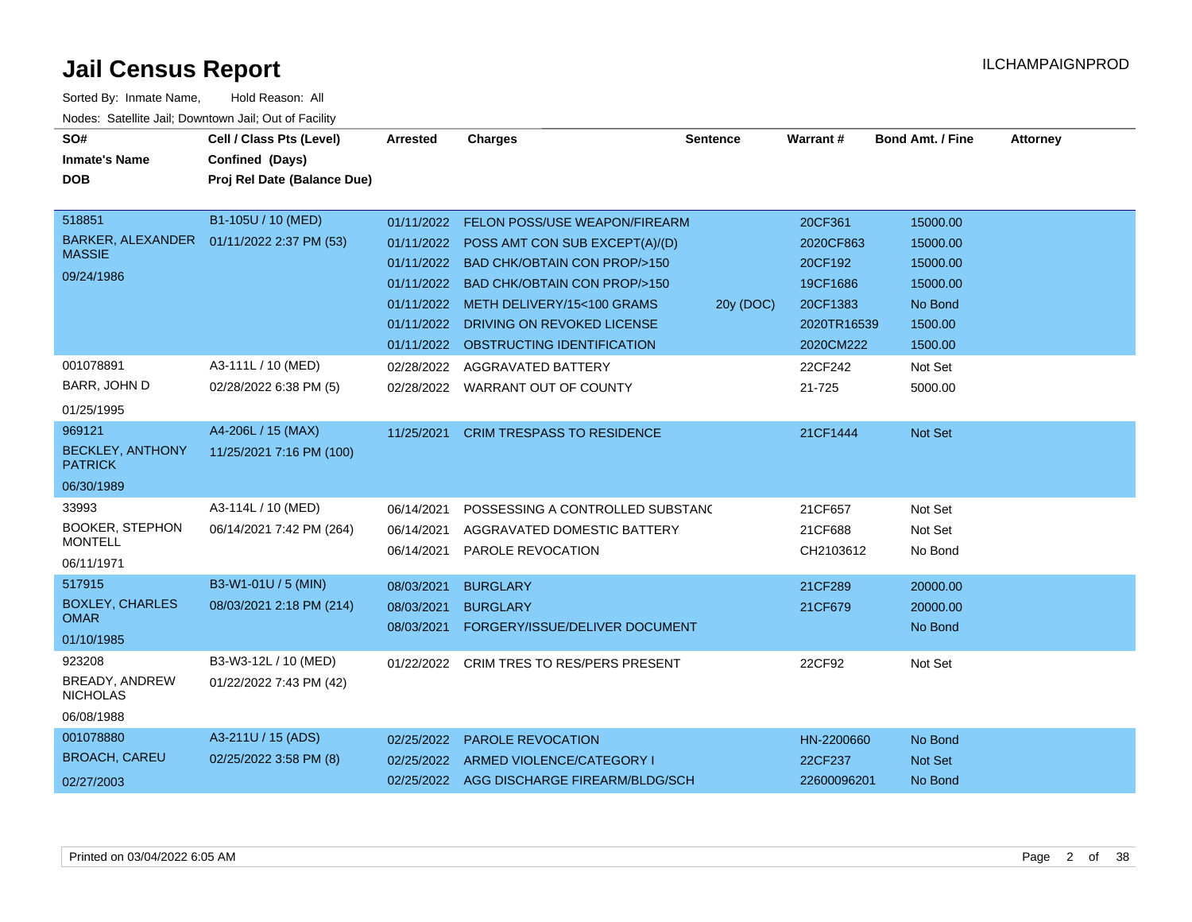# Jail Census Report

ILCHAMPAIGNPROD

Sorted By: Inmate Name, Hold Reason: All

Nodes: Satellite Jail; Downtown Jail; Out of Facility

| SO# / Inmate's Name / DOB | Cell / Class Pts (Level) / Confined (Days) / Proj Rel Date (Balance Due) | Arrested | Charges | Sentence | Warrant # | Bond Amt. / Fine | Attorney |
|---|---|---|---|---|---|---|---|
| 518851 | B1-105U / 10 (MED) | 01/11/2022 | FELON POSS/USE WEAPON/FIREARM | | 20CF361 | 15000.00 | |
| BARKER, ALEXANDER MASSIE | 01/11/2022 2:37 PM (53) | 01/11/2022 | POSS AMT CON SUB EXCEPT(A)/(D) | | 2020CF863 | 15000.00 | |
| 09/24/1986 | | 01/11/2022 | BAD CHK/OBTAIN CON PROP/>150 | | 20CF192 | 15000.00 | |
| | | 01/11/2022 | BAD CHK/OBTAIN CON PROP/>150 | | 19CF1686 | 15000.00 | |
| | | 01/11/2022 | METH DELIVERY/15<100 GRAMS | 20y (DOC) | 20CF1383 | No Bond | |
| | | 01/11/2022 | DRIVING ON REVOKED LICENSE | | 2020TR16539 | 1500.00 | |
| | | 01/11/2022 | OBSTRUCTING IDENTIFICATION | | 2020CM222 | 1500.00 | |
| 001078891 | A3-111L / 10 (MED) | 02/28/2022 | AGGRAVATED BATTERY | | 22CF242 | Not Set | |
| BARR, JOHN D | 02/28/2022 6:38 PM (5) | 02/28/2022 | WARRANT OUT OF COUNTY | | 21-725 | 5000.00 | |
| 01/25/1995 | | | | | | | |
| 969121 | A4-206L / 15 (MAX) | 11/25/2021 | CRIM TRESPASS TO RESIDENCE | | 21CF1444 | Not Set | |
| BECKLEY, ANTHONY PATRICK | 11/25/2021 7:16 PM (100) | | | | | | |
| 06/30/1989 | | | | | | | |
| 33993 | A3-114L / 10 (MED) | 06/14/2021 | POSSESSING A CONTROLLED SUBSTANC | | 21CF657 | Not Set | |
| BOOKER, STEPHON MONTELL | 06/14/2021 7:42 PM (264) | 06/14/2021 | AGGRAVATED DOMESTIC BATTERY | | 21CF688 | Not Set | |
| 06/11/1971 | | 06/14/2021 | PAROLE REVOCATION | | CH2103612 | No Bond | |
| 517915 | B3-W1-01U / 5 (MIN) | 08/03/2021 | BURGLARY | | 21CF289 | 20000.00 | |
| BOXLEY, CHARLES OMAR | 08/03/2021 2:18 PM (214) | 08/03/2021 | BURGLARY | | 21CF679 | 20000.00 | |
| 01/10/1985 | | 08/03/2021 | FORGERY/ISSUE/DELIVER DOCUMENT | | | No Bond | |
| 923208 | B3-W3-12L / 10 (MED) | 01/22/2022 | CRIM TRES TO RES/PERS PRESENT | | 22CF92 | Not Set | |
| BREADY, ANDREW NICHOLAS | 01/22/2022 7:43 PM (42) | | | | | | |
| 06/08/1988 | | | | | | | |
| 001078880 | A3-211U / 15 (ADS) | 02/25/2022 | PAROLE REVOCATION | | HN-2200660 | No Bond | |
| BROACH, CAREU | 02/25/2022 3:58 PM (8) | 02/25/2022 | ARMED VIOLENCE/CATEGORY I | | 22CF237 | Not Set | |
| 02/27/2003 | | 02/25/2022 | AGG DISCHARGE FIREARM/BLDG/SCH | | 22600096201 | No Bond | |

Printed on 03/04/2022 6:05 AM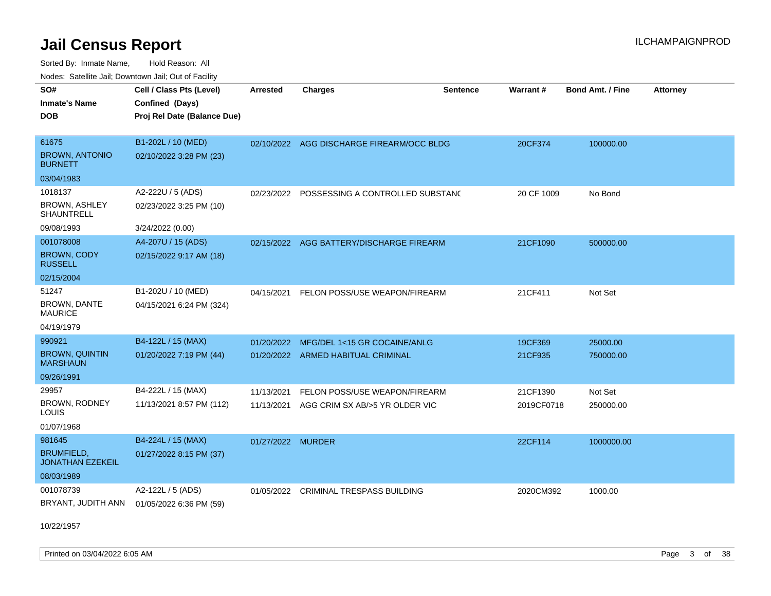# Jail Census Report

ILCHAMPAIGNPROD

Sorted By: Inmate Name, Hold Reason: All

Nodes: Satellite Jail; Downtown Jail; Out of Facility

| SO# / Inmate's Name / DOB | Cell / Class Pts (Level) / Confined (Days) / Proj Rel Date (Balance Due) | Arrested | Charges | Sentence | Warrant # | Bond Amt. / Fine | Attorney |
|---|---|---|---|---|---|---|---|
| 61675<br>BROWN, ANTONIO BURNETT<br>03/04/1983 | B1-202L / 10 (MED)<br>02/10/2022 3:28 PM (23) | 02/10/2022 | AGG DISCHARGE FIREARM/OCC BLDG | | 20CF374 | 100000.00 | |
| 1018137<br>BROWN, ASHLEY SHAUNTRELL<br>09/08/1993 | A2-222U / 5 (ADS)<br>02/23/2022 3:25 PM (10)<br>3/24/2022 (0.00) | 02/23/2022 | POSSESSING A CONTROLLED SUBSTANC | | 20 CF 1009 | No Bond | |
| 001078008<br>BROWN, CODY RUSSELL<br>02/15/2004 | A4-207U / 15 (ADS)<br>02/15/2022 9:17 AM (18) | 02/15/2022 | AGG BATTERY/DISCHARGE FIREARM | | 21CF1090 | 500000.00 | |
| 51247<br>BROWN, DANTE MAURICE<br>04/19/1979 | B1-202U / 10 (MED)<br>04/15/2021 6:24 PM (324) | 04/15/2021 | FELON POSS/USE WEAPON/FIREARM | | 21CF411 | Not Set | |
| 990921<br>BROWN, QUINTIN MARSHAUN<br>09/26/1991 | B4-122L / 15 (MAX)<br>01/20/2022 7:19 PM (44) | 01/20/2022 | MFG/DEL 1<15 GR COCAINE/ANLG | | 19CF369 | 25000.00 | |
| | | 01/20/2022 | ARMED HABITUAL CRIMINAL | | 21CF935 | 750000.00 | |
| 29957<br>BROWN, RODNEY LOUIS<br>01/07/1968 | B4-222L / 15 (MAX)<br>11/13/2021 8:57 PM (112) | 11/13/2021 | FELON POSS/USE WEAPON/FIREARM | | 21CF1390 | Not Set | |
| | | 11/13/2021 | AGG CRIM SX AB/>5 YR OLDER VIC | | 2019CF0718 | 250000.00 | |
| 981645<br>BRUMFIELD, JONATHAN EZEKEIL<br>08/03/1989 | B4-224L / 15 (MAX)<br>01/27/2022 8:15 PM (37) | 01/27/2022 | MURDER | | 22CF114 | 1000000.00 | |
| 001078739<br>BRYANT, JUDITH ANN<br>10/22/1957 | A2-122L / 5 (ADS)<br>01/05/2022 6:36 PM (59) | 01/05/2022 | CRIMINAL TRESPASS BUILDING | | 2020CM392 | 1000.00 | |

Printed on 03/04/2022 6:05 AM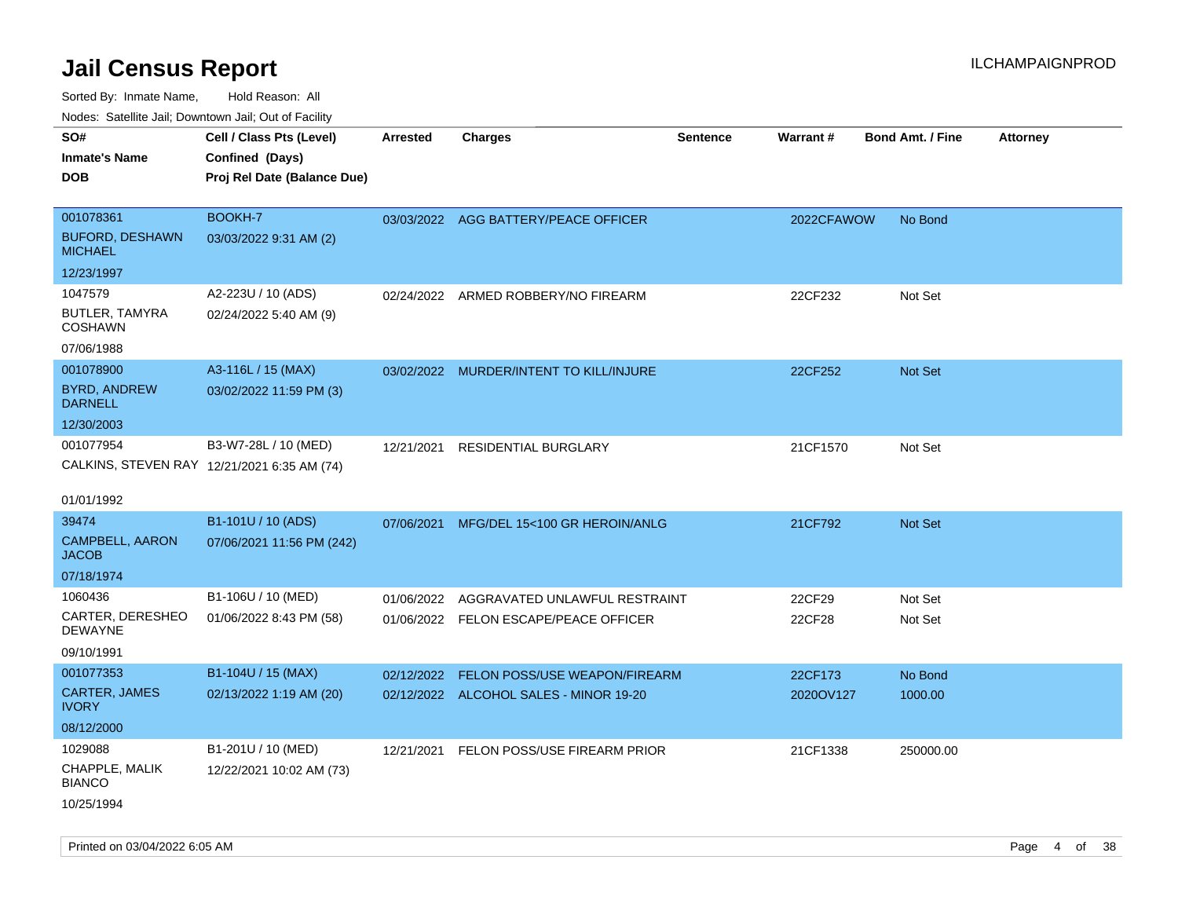# Jail Census Report

ILCHAMPAIGNPROD

Sorted By: Inmate Name, Hold Reason: All

Nodes: Satellite Jail; Downtown Jail; Out of Facility

| SO# / Inmate's Name / DOB | Cell / Class Pts (Level) / Confined (Days) / Proj Rel Date (Balance Due) | Arrested | Charges | Sentence | Warrant # | Bond Amt. / Fine | Attorney |
|---|---|---|---|---|---|---|---|
| 001078361<br>BUFORD, DESHAWN MICHAEL<br>12/23/1997 | BOOKH-7<br>03/03/2022 9:31 AM (2) | 03/03/2022 | AGG BATTERY/PEACE OFFICER | | 2022CFAWOW | No Bond | |
| 1047579<br>BUTLER, TAMYRA COSHAWN<br>07/06/1988 | A2-223U / 10 (ADS)<br>02/24/2022 5:40 AM (9) | 02/24/2022 | ARMED ROBBERY/NO FIREARM | | 22CF232 | Not Set | |
| 001078900<br>BYRD, ANDREW DARNELL<br>12/30/2003 | A3-116L / 15 (MAX)<br>03/02/2022 11:59 PM (3) | 03/02/2022 | MURDER/INTENT TO KILL/INJURE | | 22CF252 | Not Set | |
| 001077954<br>CALKINS, STEVEN RAY<br>01/01/1992 | B3-W7-28L / 10 (MED)<br>12/21/2021 6:35 AM (74) | 12/21/2021 | RESIDENTIAL BURGLARY | | 21CF1570 | Not Set | |
| 39474<br>CAMPBELL, AARON JACOB<br>07/18/1974 | B1-101U / 10 (ADS)<br>07/06/2021 11:56 PM (242) | 07/06/2021 | MFG/DEL 15<100 GR HEROIN/ANLG | | 21CF792 | Not Set | |
| 1060436<br>CARTER, DERESHEO DEWAYNE<br>09/10/1991 | B1-106U / 10 (MED)<br>01/06/2022 8:43 PM (58) | 01/06/2022<br>01/06/2022 | AGGRAVATED UNLAWFUL RESTRAINT<br>FELON ESCAPE/PEACE OFFICER | | 22CF29<br>22CF28 | Not Set<br>Not Set | |
| 001077353<br>CARTER, JAMES IVORY<br>08/12/2000 | B1-104U / 15 (MAX)<br>02/13/2022 1:19 AM (20) | 02/12/2022<br>02/12/2022 | FELON POSS/USE WEAPON/FIREARM<br>ALCOHOL SALES - MINOR 19-20 | | 22CF173<br>2020OV127 | No Bond<br>1000.00 | |
| 1029088<br>CHAPPLE, MALIK BIANCO<br>10/25/1994 | B1-201U / 10 (MED)<br>12/22/2021 10:02 AM (73) | 12/21/2021 | FELON POSS/USE FIREARM PRIOR | | 21CF1338 | 250000.00 | |

Printed on 03/04/2022 6:05 AM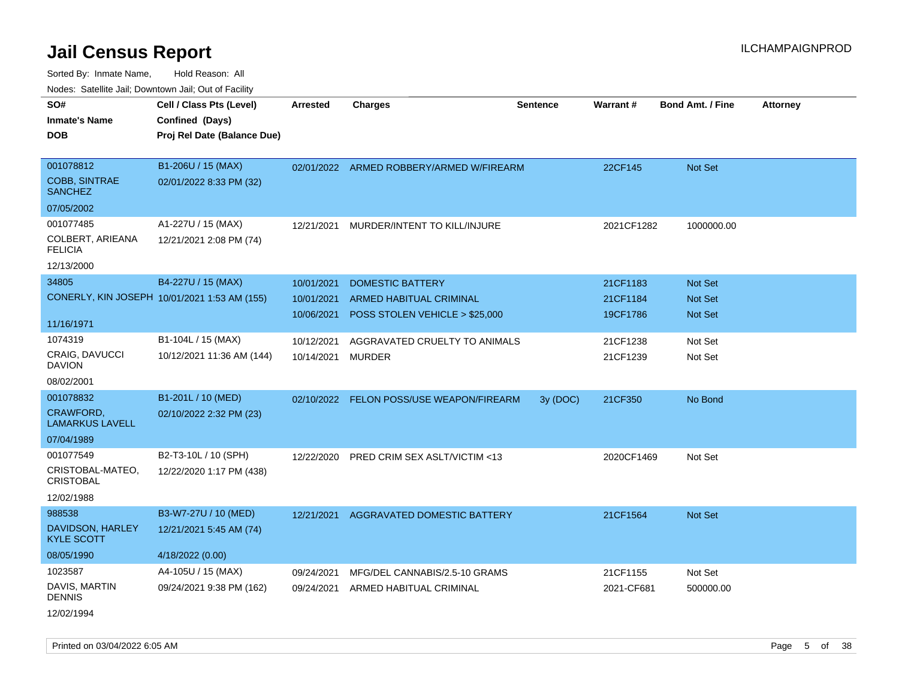# Jail Census Report

ILCHAMPAIGNPROD

Sorted By: Inmate Name, Hold Reason: All

Nodes: Satellite Jail; Downtown Jail; Out of Facility

| SO# / Inmate's Name / DOB | Cell / Class Pts (Level) / Confined (Days) / Proj Rel Date (Balance Due) | Arrested | Charges | Sentence | Warrant # | Bond Amt. / Fine | Attorney |
|---|---|---|---|---|---|---|---|
| 001078812<br>COBB, SINTRAE SANCHEZ<br>07/05/2002 | B1-206U / 15 (MAX)<br>02/01/2022 8:33 PM (32) | 02/01/2022 | ARMED ROBBERY/ARMED W/FIREARM | | 22CF145 | Not Set | |
| 001077485<br>COLBERT, ARIEANA FELICIA<br>12/13/2000 | A1-227U / 15 (MAX)<br>12/21/2021 2:08 PM (74) | 12/21/2021 | MURDER/INTENT TO KILL/INJURE | | 2021CF1282 | 1000000.00 | |
| 34805<br>CONERLY, KIN JOSEPH<br>11/16/1971 | B4-227U / 15 (MAX)<br>10/01/2021 1:53 AM (155) | 10/01/2021<br>10/01/2021<br>10/06/2021 | DOMESTIC BATTERY<br>ARMED HABITUAL CRIMINAL<br>POSS STOLEN VEHICLE > $25,000 | | 21CF1183<br>21CF1184<br>19CF1786 | Not Set<br>Not Set<br>Not Set | |
| 1074319<br>CRAIG, DAVUCCI DAVION<br>08/02/2001 | B1-104L / 15 (MAX)<br>10/12/2021 11:36 AM (144) | 10/12/2021<br>10/14/2021 | AGGRAVATED CRUELTY TO ANIMALS<br>MURDER | | 21CF1238<br>21CF1239 | Not Set<br>Not Set | |
| 001078832<br>CRAWFORD, LAMARKUS LAVELL<br>07/04/1989 | B1-201L / 10 (MED)<br>02/10/2022 2:32 PM (23) | 02/10/2022 | FELON POSS/USE WEAPON/FIREARM | 3y (DOC) | 21CF350 | No Bond | |
| 001077549<br>CRISTOBAL-MATEO, CRISTOBAL<br>12/02/1988 | B2-T3-10L / 10 (SPH)<br>12/22/2020 1:17 PM (438) | 12/22/2020 | PRED CRIM SEX ASLT/VICTIM <13 | | 2020CF1469 | Not Set | |
| 988538<br>DAVIDSON, HARLEY KYLE SCOTT<br>08/05/1990 | B3-W7-27U / 10 (MED)<br>12/21/2021 5:45 AM (74)<br>4/18/2022 (0.00) | 12/21/2021 | AGGRAVATED DOMESTIC BATTERY | | 21CF1564 | Not Set | |
| 1023587<br>DAVIS, MARTIN DENNIS<br>12/02/1994 | A4-105U / 15 (MAX)<br>09/24/2021 9:38 PM (162) | 09/24/2021<br>09/24/2021 | MFG/DEL CANNABIS/2.5-10 GRAMS<br>ARMED HABITUAL CRIMINAL | | 21CF1155<br>2021-CF681 | Not Set<br>500000.00 | |

Printed on 03/04/2022 6:05 AM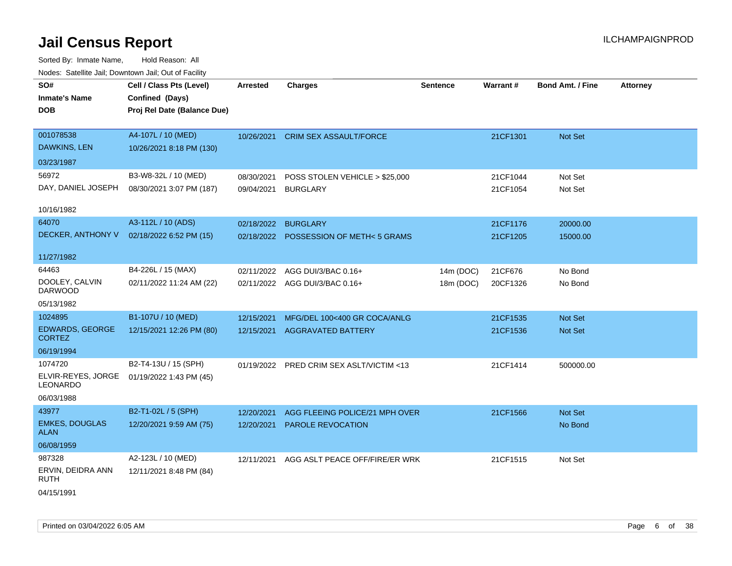# Jail Census Report

ILCHAMPAIGNPROD

Sorted By: Inmate Name, Hold Reason: All

Nodes: Satellite Jail; Downtown Jail; Out of Facility

| SO# / Inmate's Name / DOB | Cell / Class Pts (Level) / Confined (Days) / Proj Rel Date (Balance Due) | Arrested | Charges | Sentence | Warrant # | Bond Amt. / Fine | Attorney |
|---|---|---|---|---|---|---|---|
| 001078538 DAWKINS, LEN 03/23/1987 | A4-107L / 10 (MED) 10/26/2021 8:18 PM (130) | 10/26/2021 | CRIM SEX ASSAULT/FORCE | | 21CF1301 | Not Set | |
| 56972 DAY, DANIEL JOSEPH 10/16/1982 | B3-W8-32L / 10 (MED) 08/30/2021 3:07 PM (187) | 08/30/2021 | POSS STOLEN VEHICLE > $25,000 | | 21CF1044 | Not Set | |
| | | 09/04/2021 | BURGLARY | | 21CF1054 | Not Set | |
| 64070 DECKER, ANTHONY V 11/27/1982 | A3-112L / 10 (ADS) 02/18/2022 6:52 PM (15) | 02/18/2022 | BURGLARY | | 21CF1176 | 20000.00 | |
| | | 02/18/2022 | POSSESSION OF METH< 5 GRAMS | | 21CF1205 | 15000.00 | |
| 64463 DOOLEY, CALVIN DARWOOD 05/13/1982 | B4-226L / 15 (MAX) 02/11/2022 11:24 AM (22) | 02/11/2022 | AGG DUI/3/BAC 0.16+ | 14m (DOC) | 21CF676 | No Bond | |
| | | 02/11/2022 | AGG DUI/3/BAC 0.16+ | 18m (DOC) | 20CF1326 | No Bond | |
| 1024895 EDWARDS, GEORGE CORTEZ 06/19/1994 | B1-107U / 10 (MED) 12/15/2021 12:26 PM (80) | 12/15/2021 | MFG/DEL 100<400 GR COCA/ANLG | | 21CF1535 | Not Set | |
| | | 12/15/2021 | AGGRAVATED BATTERY | | 21CF1536 | Not Set | |
| 1074720 ELVIR-REYES, JORGE LEONARDO 06/03/1988 | B2-T4-13U / 15 (SPH) 01/19/2022 1:43 PM (45) | 01/19/2022 | PRED CRIM SEX ASLT/VICTIM <13 | | 21CF1414 | 500000.00 | |
| 43977 EMKES, DOUGLAS ALAN 06/08/1959 | B2-T1-02L / 5 (SPH) 12/20/2021 9:59 AM (75) | 12/20/2021 | AGG FLEEING POLICE/21 MPH OVER | | 21CF1566 | Not Set | |
| | | 12/20/2021 | PAROLE REVOCATION | | | No Bond | |
| 987328 ERVIN, DEIDRA ANN RUTH 04/15/1991 | A2-123L / 10 (MED) 12/11/2021 8:48 PM (84) | 12/11/2021 | AGG ASLT PEACE OFF/FIRE/ER WRK | | 21CF1515 | Not Set | |

Printed on 03/04/2022 6:05 AM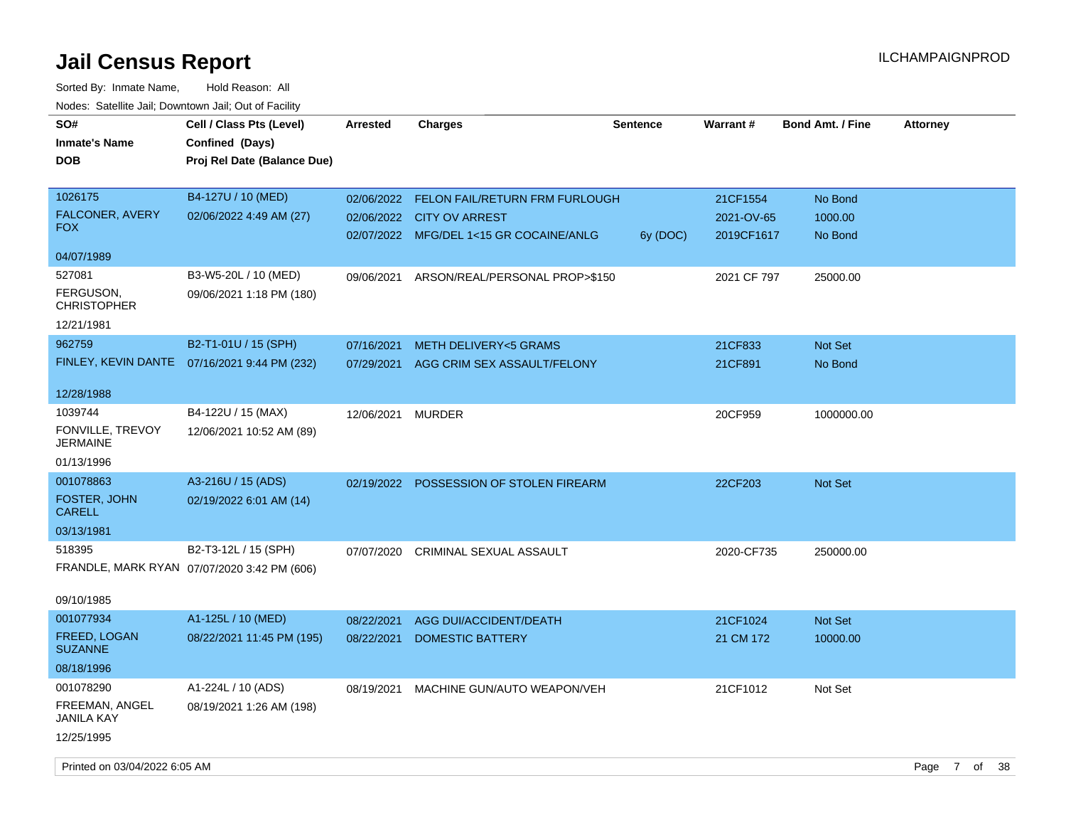# Jail Census Report

ILCHAMPAIGNPROD

Sorted By: Inmate Name, Hold Reason: All

Nodes: Satellite Jail; Downtown Jail; Out of Facility

| SO# / Inmate's Name / DOB | Cell / Class Pts (Level) / Confined (Days) / Proj Rel Date (Balance Due) | Arrested | Charges | Sentence | Warrant # | Bond Amt. / Fine | Attorney |
|---|---|---|---|---|---|---|---|
| 1026175 FALCONER, AVERY FOX 04/07/1989 | B4-127U / 10 (MED) 02/06/2022 4:49 AM (27) | 02/06/2022 | FELON FAIL/RETURN FRM FURLOUGH | | 21CF1554 | No Bond | |
| | | 02/06/2022 | CITY OV ARREST | | 2021-OV-65 | 1000.00 | |
| | | 02/07/2022 | MFG/DEL 1<15 GR COCAINE/ANLG | 6y (DOC) | 2019CF1617 | No Bond | |
| 527081 FERGUSON, CHRISTOPHER 12/21/1981 | B3-W5-20L / 10 (MED) 09/06/2021 1:18 PM (180) | 09/06/2021 | ARSON/REAL/PERSONAL PROP>$150 | | 2021 CF 797 | 25000.00 | |
| 962759 FINLEY, KEVIN DANTE 12/28/1988 | B2-T1-01U / 15 (SPH) 07/16/2021 9:44 PM (232) | 07/16/2021 | METH DELIVERY<5 GRAMS | | 21CF833 | Not Set | |
| | | 07/29/2021 | AGG CRIM SEX ASSAULT/FELONY | | 21CF891 | No Bond | |
| 1039744 FONVILLE, TREVOY JERMAINE 01/13/1996 | B4-122U / 15 (MAX) 12/06/2021 10:52 AM (89) | 12/06/2021 | MURDER | | 20CF959 | 1000000.00 | |
| 001078863 FOSTER, JOHN CARELL 03/13/1981 | A3-216U / 15 (ADS) 02/19/2022 6:01 AM (14) | 02/19/2022 | POSSESSION OF STOLEN FIREARM | | 22CF203 | Not Set | |
| 518395 FRANDLE, MARK RYAN 09/10/1985 | B2-T3-12L / 15 (SPH) 07/07/2020 3:42 PM (606) | 07/07/2020 | CRIMINAL SEXUAL ASSAULT | | 2020-CF735 | 250000.00 | |
| 001077934 FREED, LOGAN SUZANNE 08/18/1996 | A1-125L / 10 (MED) 08/22/2021 11:45 PM (195) | 08/22/2021 | AGG DUI/ACCIDENT/DEATH | | 21CF1024 | Not Set | |
| | | 08/22/2021 | DOMESTIC BATTERY | | 21 CM 172 | 10000.00 | |
| 001078290 FREEMAN, ANGEL JANILA KAY 12/25/1995 | A1-224L / 10 (ADS) 08/19/2021 1:26 AM (198) | 08/19/2021 | MACHINE GUN/AUTO WEAPON/VEH | | 21CF1012 | Not Set | |

Printed on 03/04/2022 6:05 AM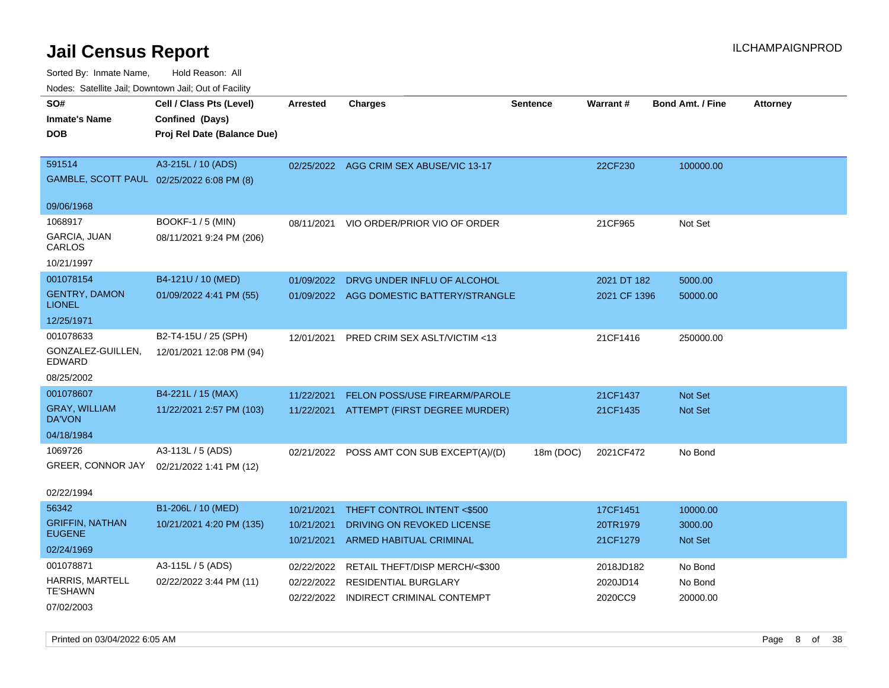# Jail Census Report

ILCHAMPAIGNPROD

Sorted By: Inmate Name, Hold Reason: All

Nodes: Satellite Jail; Downtown Jail; Out of Facility

| SO#<br>Inmate's Name<br>DOB | Cell / Class Pts (Level)<br>Confined (Days)<br>Proj Rel Date (Balance Due) | Arrested | Charges | Sentence | Warrant # | Bond Amt. / Fine | Attorney |
|---|---|---|---|---|---|---|---|
| 591514<br>GAMBLE, SCOTT PAUL<br>09/06/1968 | A3-215L / 10 (ADS)<br>02/25/2022 6:08 PM (8) | 02/25/2022 | AGG CRIM SEX ABUSE/VIC 13-17 | | 22CF230 | 100000.00 | |
| 1068917<br>GARCIA, JUAN CARLOS<br>10/21/1997 | BOOKF-1 / 5 (MIN)<br>08/11/2021 9:24 PM (206) | 08/11/2021 | VIO ORDER/PRIOR VIO OF ORDER | | 21CF965 | Not Set | |
| 001078154<br>GENTRY, DAMON LIONEL<br>12/25/1971 | B4-121U / 10 (MED)<br>01/09/2022 4:41 PM (55) | 01/09/2022<br>01/09/2022 | DRVG UNDER INFLU OF ALCOHOL<br>AGG DOMESTIC BATTERY/STRANGLE | | 2021 DT 182<br>2021 CF 1396 | 5000.00<br>50000.00 | |
| 001078633<br>GONZALEZ-GUILLEN, EDWARD<br>08/25/2002 | B2-T4-15U / 25 (SPH)<br>12/01/2021 12:08 PM (94) | 12/01/2021 | PRED CRIM SEX ASLT/VICTIM <13 | | 21CF1416 | 250000.00 | |
| 001078607<br>GRAY, WILLIAM DA'VON<br>04/18/1984 | B4-221L / 15 (MAX)<br>11/22/2021 2:57 PM (103) | 11/22/2021<br>11/22/2021 | FELON POSS/USE FIREARM/PAROLE<br>ATTEMPT (FIRST DEGREE MURDER) | | 21CF1437<br>21CF1435 | Not Set<br>Not Set | |
| 1069726<br>GREER, CONNOR JAY<br>02/22/1994 | A3-113L / 5 (ADS)<br>02/21/2022 1:41 PM (12) | 02/21/2022 | POSS AMT CON SUB EXCEPT(A)/(D) | 18m (DOC) | 2021CF472 | No Bond | |
| 56342<br>GRIFFIN, NATHAN EUGENE<br>02/24/1969 | B1-206L / 10 (MED)<br>10/21/2021 4:20 PM (135) | 10/21/2021<br>10/21/2021<br>10/21/2021 | THEFT CONTROL INTENT <$500<br>DRIVING ON REVOKED LICENSE<br>ARMED HABITUAL CRIMINAL | | 17CF1451<br>20TR1979<br>21CF1279 | 10000.00<br>3000.00<br>Not Set | |
| 001078871<br>HARRIS, MARTELL TE'SHAWN<br>07/02/2003 | A3-115L / 5 (ADS)<br>02/22/2022 3:44 PM (11) | 02/22/2022<br>02/22/2022<br>02/22/2022 | RETAIL THEFT/DISP MERCH/<$300<br>RESIDENTIAL BURGLARY<br>INDIRECT CRIMINAL CONTEMPT | | 2018JD182<br>2020JD14<br>2020CC9 | No Bond<br>No Bond<br>20000.00 | |

Printed on 03/04/2022 6:05 AM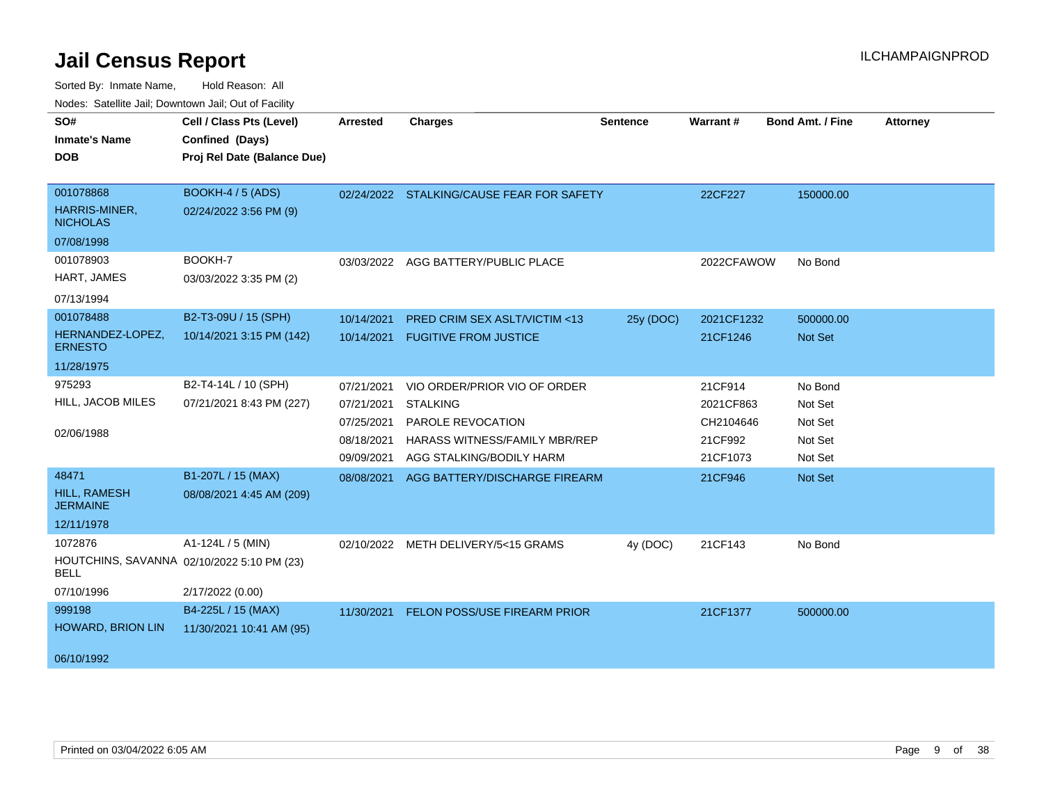# Jail Census Report

ILCHAMPAIGNPROD

Sorted By: Inmate Name, Hold Reason: All

Nodes: Satellite Jail; Downtown Jail; Out of Facility

| SO# / Inmate's Name / DOB | Cell / Class Pts (Level) / Confined (Days) / Proj Rel Date (Balance Due) | Arrested | Charges | Sentence | Warrant # | Bond Amt. / Fine | Attorney |
|---|---|---|---|---|---|---|---|
| 001078868<br>HARRIS-MINER, NICHOLAS<br>07/08/1998 | BOOKH-4 / 5 (ADS)<br>02/24/2022 3:56 PM (9) | 02/24/2022 | STALKING/CAUSE FEAR FOR SAFETY | | 22CF227 | 150000.00 | |
| 001078903<br>HART, JAMES<br>07/13/1994 | BOOKH-7<br>03/03/2022 3:35 PM (2) | 03/03/2022 | AGG BATTERY/PUBLIC PLACE | | 2022CFAWOW | No Bond | |
| 001078488<br>HERNANDEZ-LOPEZ, ERNESTO<br>11/28/1975 | B2-T3-09U / 15 (SPH)<br>10/14/2021 3:15 PM (142) | 10/14/2021 | PRED CRIM SEX ASLT/VICTIM <13 | 25y (DOC) | 2021CF1232 | 500000.00 | |
| | | 10/14/2021 | FUGITIVE FROM JUSTICE | | 21CF1246 | Not Set | |
| 975293<br>HILL, JACOB MILES<br>02/06/1988 | B2-T4-14L / 10 (SPH)<br>07/21/2021 8:43 PM (227) | 07/21/2021 | VIO ORDER/PRIOR VIO OF ORDER | | 21CF914 | No Bond | |
| | | 07/21/2021 | STALKING | | 2021CF863 | Not Set | |
| | | 07/25/2021 | PAROLE REVOCATION | | CH2104646 | Not Set | |
| | | 08/18/2021 | HARASS WITNESS/FAMILY MBR/REP | | 21CF992 | Not Set | |
| | | 09/09/2021 | AGG STALKING/BODILY HARM | | 21CF1073 | Not Set | |
| 48471<br>HILL, RAMESH JERMAINE<br>12/11/1978 | B1-207L / 15 (MAX)<br>08/08/2021 4:45 AM (209) | 08/08/2021 | AGG BATTERY/DISCHARGE FIREARM | | 21CF946 | Not Set | |
| 1072876<br>HOUTCHINS, SAVANNA BELL<br>07/10/1996 | A1-124L / 5 (MIN)<br>02/10/2022 5:10 PM (23)<br>2/17/2022 (0.00) | 02/10/2022 | METH DELIVERY/5<15 GRAMS | 4y (DOC) | 21CF143 | No Bond | |
| 999198<br>HOWARD, BRION LIN<br>06/10/1992 | B4-225L / 15 (MAX)<br>11/30/2021 10:41 AM (95) | 11/30/2021 | FELON POSS/USE FIREARM PRIOR | | 21CF1377 | 500000.00 | |

Printed on 03/04/2022 6:05 AM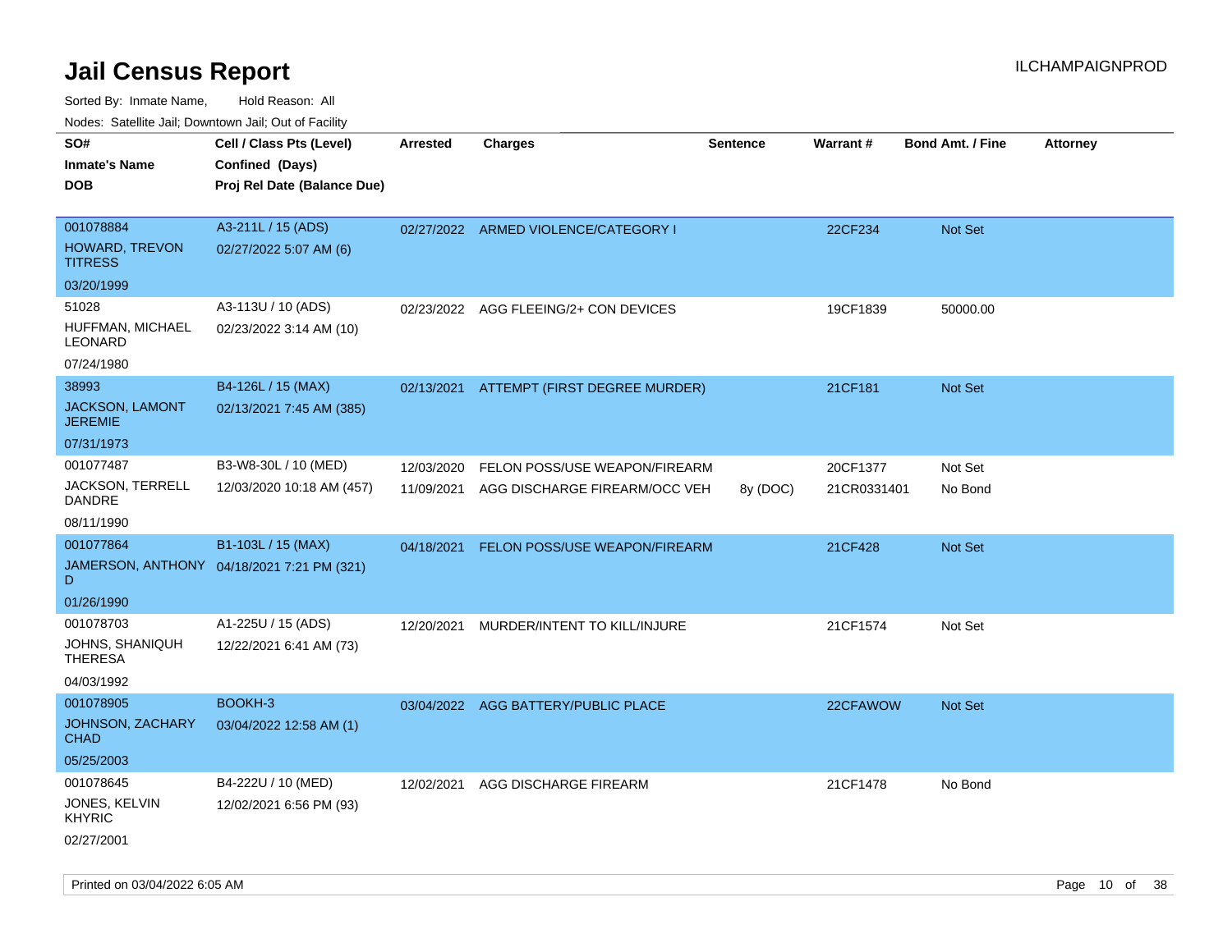# Jail Census Report

Sorted By: Inmate Name, Hold Reason: All

Nodes: Satellite Jail; Downtown Jail; Out of Facility

| SO# / Inmate's Name / DOB | Cell / Class Pts (Level) / Confined (Days) / Proj Rel Date (Balance Due) | Arrested | Charges | Sentence | Warrant # | Bond Amt. / Fine | Attorney |
|---|---|---|---|---|---|---|---|
| 001078884 HOWARD, TREVON TITRESS 03/20/1999 | A3-211L / 15 (ADS) 02/27/2022 5:07 AM (6) | 02/27/2022 | ARMED VIOLENCE/CATEGORY I | | 22CF234 | Not Set | |
| 51028 HUFFMAN, MICHAEL LEONARD 07/24/1980 | A3-113U / 10 (ADS) 02/23/2022 3:14 AM (10) | 02/23/2022 | AGG FLEEING/2+ CON DEVICES | | 19CF1839 | 50000.00 | |
| 38993 JACKSON, LAMONT JEREMIE 07/31/1973 | B4-126L / 15 (MAX) 02/13/2021 7:45 AM (385) | 02/13/2021 | ATTEMPT (FIRST DEGREE MURDER) | | 21CF181 | Not Set | |
| 001077487 JACKSON, TERRELL DANDRE 08/11/1990 | B3-W8-30L / 10 (MED) 12/03/2020 10:18 AM (457) | 12/03/2020 | FELON POSS/USE WEAPON/FIREARM | | 20CF1377 | Not Set | |
| | | 11/09/2021 | AGG DISCHARGE FIREARM/OCC VEH | 8y (DOC) | 21CR0331401 | No Bond | |
| 001077864 JAMERSON, ANTHONY D 01/26/1990 | B1-103L / 15 (MAX) 04/18/2021 7:21 PM (321) | 04/18/2021 | FELON POSS/USE WEAPON/FIREARM | | 21CF428 | Not Set | |
| 001078703 JOHNS, SHANIQUH THERESA 04/03/1992 | A1-225U / 15 (ADS) 12/22/2021 6:41 AM (73) | 12/20/2021 | MURDER/INTENT TO KILL/INJURE | | 21CF1574 | Not Set | |
| 001078905 JOHNSON, ZACHARY CHAD 05/25/2003 | BOOKH-3 03/04/2022 12:58 AM (1) | 03/04/2022 | AGG BATTERY/PUBLIC PLACE | | 22CFAWOW | Not Set | |
| 001078645 JONES, KELVIN KHYRIC 02/27/2001 | B4-222U / 10 (MED) 12/02/2021 6:56 PM (93) | 12/02/2021 | AGG DISCHARGE FIREARM | | 21CF1478 | No Bond | |

Printed on 03/04/2022 6:05 AM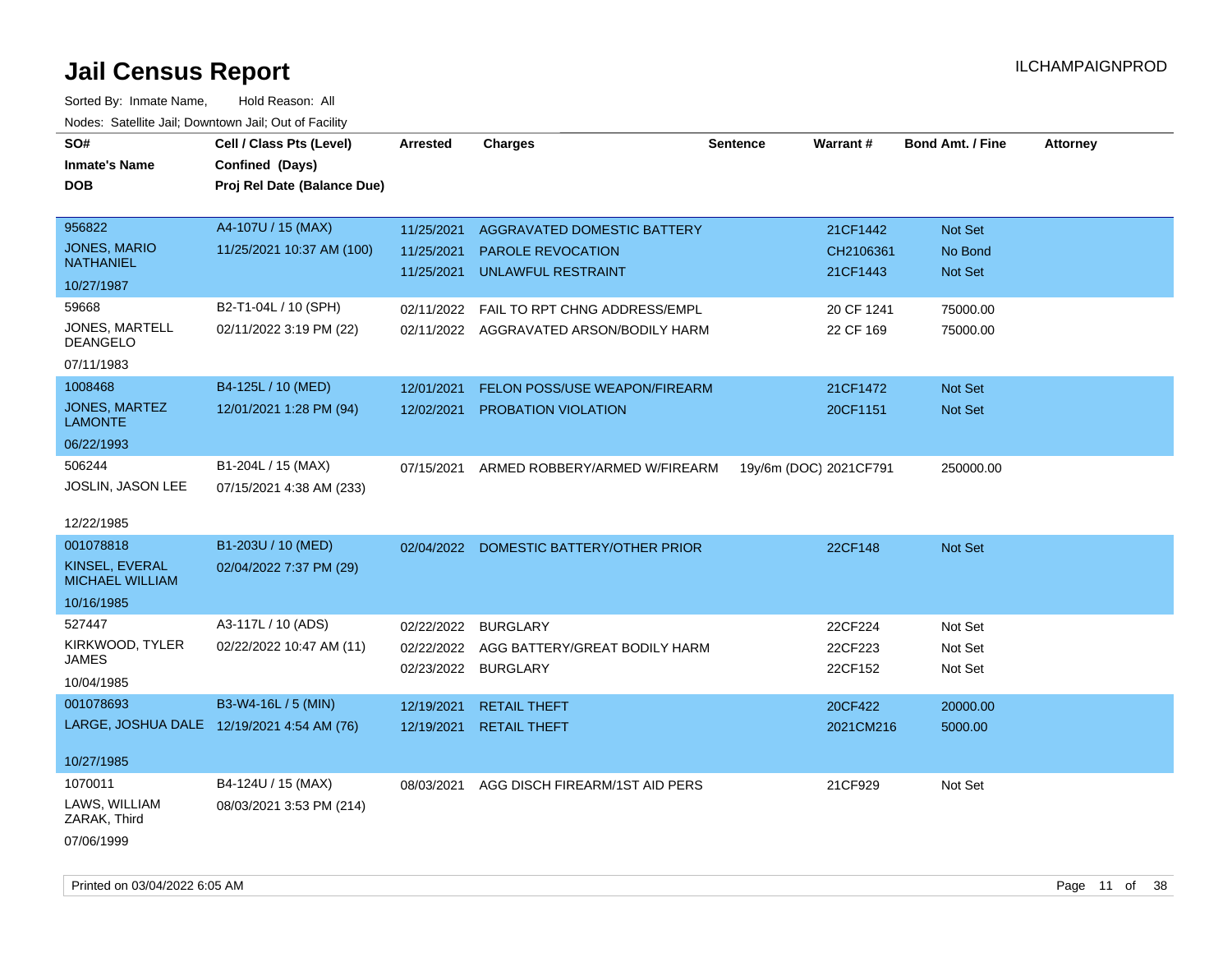# Jail Census Report

ILCHAMPAIGNPROD

Sorted By: Inmate Name, Hold Reason: All

Nodes: Satellite Jail; Downtown Jail; Out of Facility

| SO# / Inmate's Name / DOB | Cell / Class Pts (Level) / Confined (Days) / Proj Rel Date (Balance Due) | Arrested | Charges | Sentence | Warrant # | Bond Amt. / Fine | Attorney |
|---|---|---|---|---|---|---|---|
| 956822<br>JONES, MARIO NATHANIEL<br>10/27/1987 | A4-107U / 15 (MAX)<br>11/25/2021 10:37 AM (100) | 11/25/2021<br>11/25/2021<br>11/25/2021 | AGGRAVATED DOMESTIC BATTERY<br>PAROLE REVOCATION<br>UNLAWFUL RESTRAINT | | 21CF1442<br>CH2106361<br>21CF1443 | Not Set<br>No Bond<br>Not Set | |
| 59668<br>JONES, MARTELL DEANGELO<br>07/11/1983 | B2-T1-04L / 10 (SPH)<br>02/11/2022 3:19 PM (22) | 02/11/2022<br>02/11/2022 | FAIL TO RPT CHNG ADDRESS/EMPL<br>AGGRAVATED ARSON/BODILY HARM | | 20 CF 1241<br>22 CF 169 | 75000.00<br>75000.00 | |
| 1008468<br>JONES, MARTEZ LAMONTE<br>06/22/1993 | B4-125L / 10 (MED)<br>12/01/2021 1:28 PM (94) | 12/01/2021<br>12/02/2021 | FELON POSS/USE WEAPON/FIREARM<br>PROBATION VIOLATION | | 21CF1472<br>20CF1151 | Not Set<br>Not Set | |
| 506244<br>JOSLIN, JASON LEE<br>12/22/1985 | B1-204L / 15 (MAX)<br>07/15/2021 4:38 AM (233) | 07/15/2021 | ARMED ROBBERY/ARMED W/FIREARM | 19y/6m (DOC) | 2021CF791 | 250000.00 | |
| 001078818<br>KINSEL, EVERAL MICHAEL WILLIAM<br>10/16/1985 | B1-203U / 10 (MED)<br>02/04/2022 7:37 PM (29) | 02/04/2022 | DOMESTIC BATTERY/OTHER PRIOR | | 22CF148 | Not Set | |
| 527447<br>KIRKWOOD, TYLER JAMES<br>10/04/1985 | A3-117L / 10 (ADS)<br>02/22/2022 10:47 AM (11) | 02/22/2022<br>02/22/2022<br>02/23/2022 | BURGLARY<br>AGG BATTERY/GREAT BODILY HARM<br>BURGLARY | | 22CF224<br>22CF223<br>22CF152 | Not Set<br>Not Set<br>Not Set | |
| 001078693<br>LARGE, JOSHUA DALE<br>10/27/1985 | B3-W4-16L / 5 (MIN)<br>12/19/2021 4:54 AM (76) | 12/19/2021<br>12/19/2021 | RETAIL THEFT<br>RETAIL THEFT | | 20CF422<br>2021CM216 | 20000.00<br>5000.00 | |
| 1070011<br>LAWS, WILLIAM ZARAK, Third<br>07/06/1999 | B4-124U / 15 (MAX)<br>08/03/2021 3:53 PM (214) | 08/03/2021 | AGG DISCH FIREARM/1ST AID PERS | | 21CF929 | Not Set | |

Printed on 03/04/2022 6:05 AM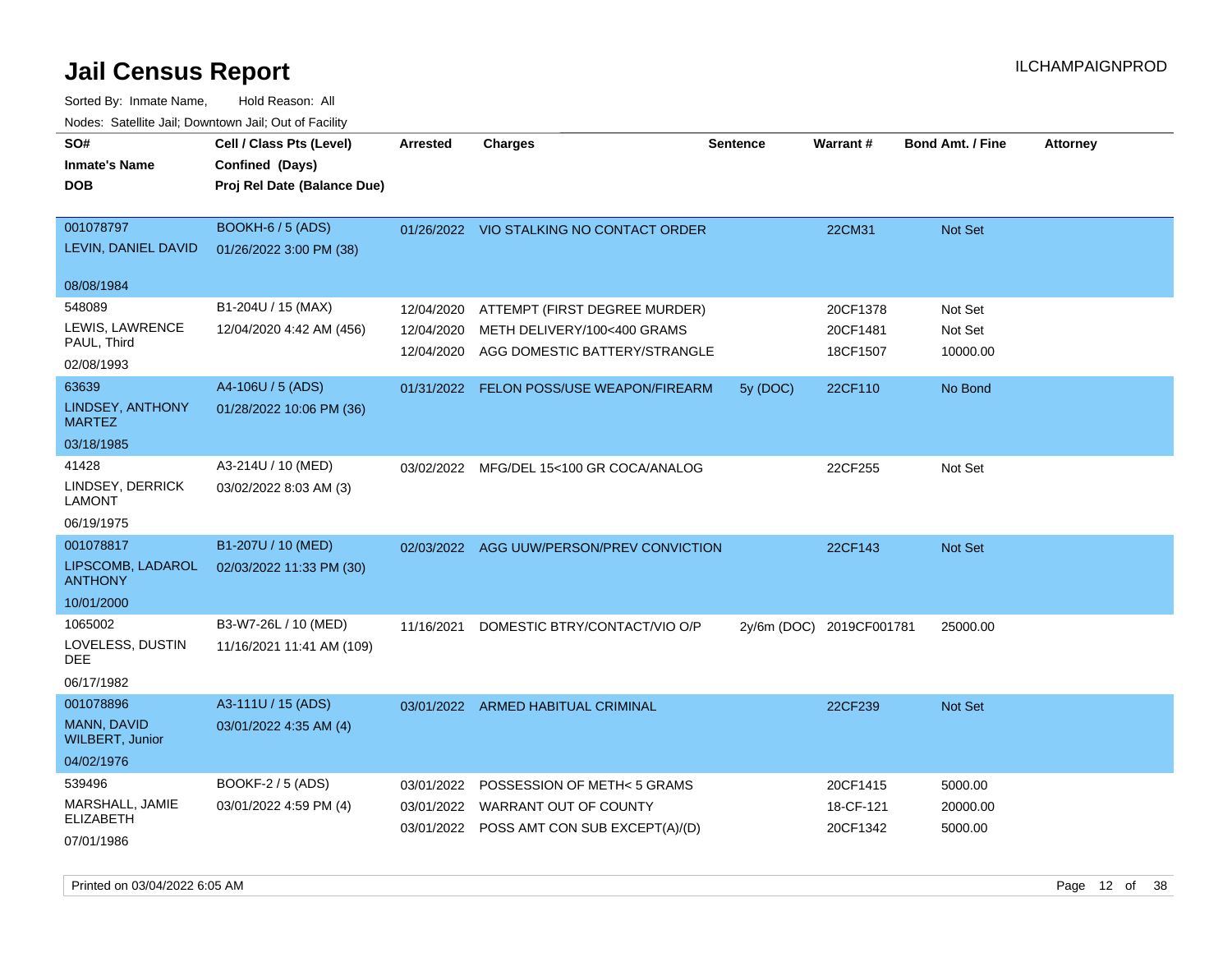# Jail Census Report

ILCHAMPAIGNPROD

Sorted By: Inmate Name, Hold Reason: All

Nodes: Satellite Jail; Downtown Jail; Out of Facility

| SO# / Inmate's Name / DOB | Cell / Class Pts (Level) / Confined (Days) / Proj Rel Date (Balance Due) | Arrested | Charges | Sentence | Warrant # | Bond Amt. / Fine | Attorney |
|---|---|---|---|---|---|---|---|
| 001078797<br>LEVIN, DANIEL DAVID<br>08/08/1984 | BOOKH-6 / 5 (ADS)<br>01/26/2022 3:00 PM (38) | 01/26/2022 | VIO STALKING NO CONTACT ORDER | | 22CM31 | Not Set | |
| 548089<br>LEWIS, LAWRENCE PAUL, Third<br>02/08/1993 | B1-204U / 15 (MAX)<br>12/04/2020 4:42 AM (456) | 12/04/2020 | ATTEMPT (FIRST DEGREE MURDER) | | 20CF1378 | Not Set | |
| | | 12/04/2020 | METH DELIVERY/100<400 GRAMS | | 20CF1481 | Not Set | |
| | | 12/04/2020 | AGG DOMESTIC BATTERY/STRANGLE | | 18CF1507 | 10000.00 | |
| 63639<br>LINDSEY, ANTHONY MARTEZ<br>03/18/1985 | A4-106U / 5 (ADS)<br>01/28/2022 10:06 PM (36) | 01/31/2022 | FELON POSS/USE WEAPON/FIREARM | 5y (DOC) | 22CF110 | No Bond | |
| 41428<br>LINDSEY, DERRICK LAMONT<br>06/19/1975 | A3-214U / 10 (MED)<br>03/02/2022 8:03 AM (3) | 03/02/2022 | MFG/DEL 15<100 GR COCA/ANALOG | | 22CF255 | Not Set | |
| 001078817<br>LIPSCOMB, LADAROL ANTHONY<br>10/01/2000 | B1-207U / 10 (MED)<br>02/03/2022 11:33 PM (30) | 02/03/2022 | AGG UUW/PERSON/PREV CONVICTION | | 22CF143 | Not Set | |
| 1065002<br>LOVELESS, DUSTIN DEE<br>06/17/1982 | B3-W7-26L / 10 (MED)<br>11/16/2021 11:41 AM (109) | 11/16/2021 | DOMESTIC BTRY/CONTACT/VIO O/P | 2y/6m (DOC) | 2019CF001781 | 25000.00 | |
| 001078896<br>MANN, DAVID WILBERT, Junior<br>04/02/1976 | A3-111U / 15 (ADS)<br>03/01/2022 4:35 AM (4) | 03/01/2022 | ARMED HABITUAL CRIMINAL | | 22CF239 | Not Set | |
| 539496<br>MARSHALL, JAMIE ELIZABETH<br>07/01/1986 | BOOKF-2 / 5 (ADS)<br>03/01/2022 4:59 PM (4) | 03/01/2022 | POSSESSION OF METH< 5 GRAMS | | 20CF1415 | 5000.00 | |
| | | 03/01/2022 | WARRANT OUT OF COUNTY | | 18-CF-121 | 20000.00 | |
| | | 03/01/2022 | POSS AMT CON SUB EXCEPT(A)/(D) | | 20CF1342 | 5000.00 | |

Printed on 03/04/2022 6:05 AM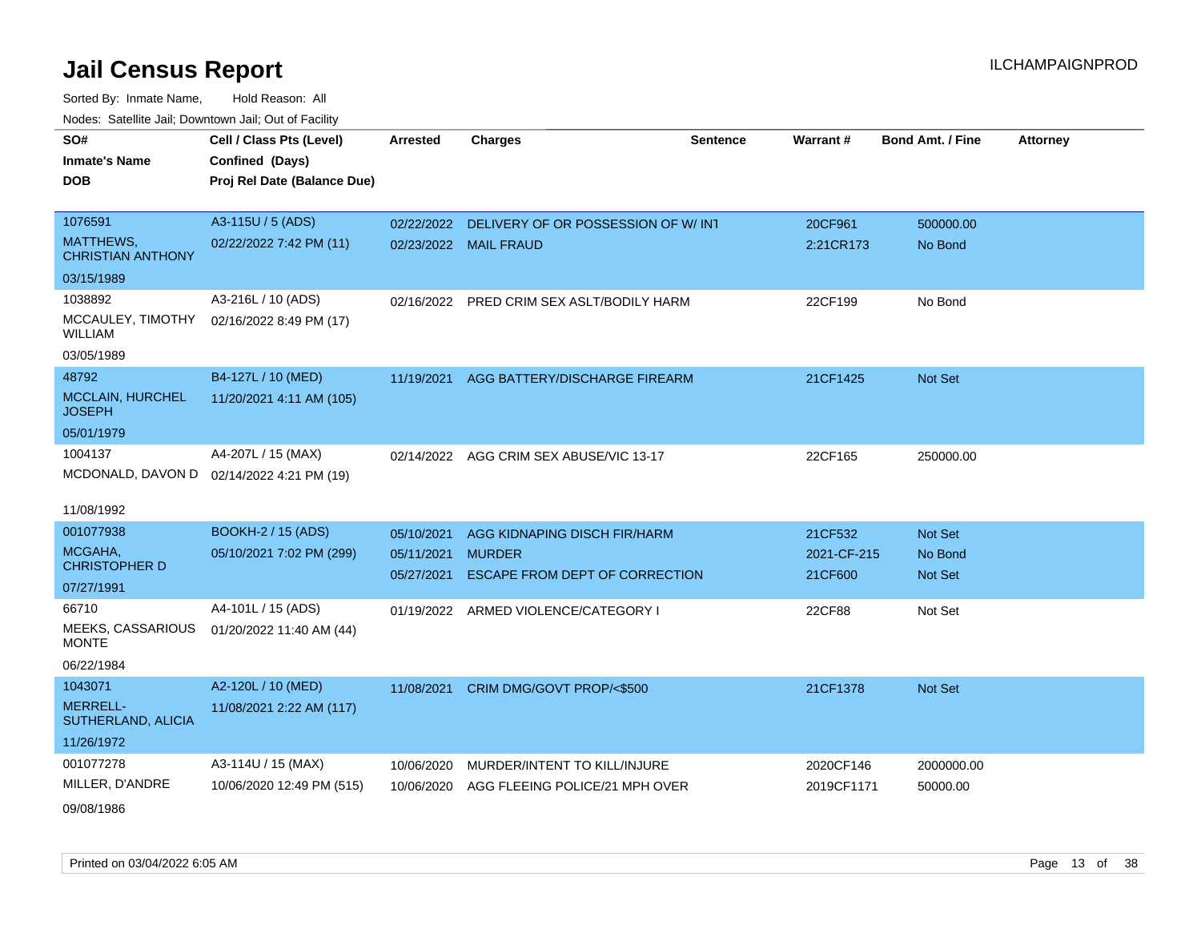# Jail Census Report

ILCHAMPAIGNPROD

Sorted By: Inmate Name, Hold Reason: All

Nodes: Satellite Jail; Downtown Jail; Out of Facility

| SO# / Inmate's Name / DOB | Cell / Class Pts (Level) / Confined (Days) / Proj Rel Date (Balance Due) | Arrested | Charges | Sentence | Warrant # | Bond Amt. / Fine | Attorney |
|---|---|---|---|---|---|---|---|
| 1076591 MATTHEWS, CHRISTIAN ANTHONY 03/15/1989 | A3-115U / 5 (ADS) 02/22/2022 7:42 PM (11) | 02/22/2022 | DELIVERY OF OR POSSESSION OF W/ INT | | 20CF961 | 500000.00 | |
| | | 02/23/2022 | MAIL FRAUD | | 2:21CR173 | No Bond | |
| 1038892 MCCAULEY, TIMOTHY WILLIAM 03/05/1989 | A3-216L / 10 (ADS) 02/16/2022 8:49 PM (17) | 02/16/2022 | PRED CRIM SEX ASLT/BODILY HARM | | 22CF199 | No Bond | |
| 48792 MCCLAIN, HURCHEL JOSEPH 05/01/1979 | B4-127L / 10 (MED) 11/20/2021 4:11 AM (105) | 11/19/2021 | AGG BATTERY/DISCHARGE FIREARM | | 21CF1425 | Not Set | |
| 1004137 MCDONALD, DAVON D 11/08/1992 | A4-207L / 15 (MAX) 02/14/2022 4:21 PM (19) | 02/14/2022 | AGG CRIM SEX ABUSE/VIC 13-17 | | 22CF165 | 250000.00 | |
| 001077938 MCGAHA, CHRISTOPHER D 07/27/1991 | BOOKH-2 / 15 (ADS) 05/10/2021 7:02 PM (299) | 05/10/2021 | AGG KIDNAPING DISCH FIR/HARM | | 21CF532 | Not Set | |
| | | 05/11/2021 | MURDER | | 2021-CF-215 | No Bond | |
| | | 05/27/2021 | ESCAPE FROM DEPT OF CORRECTION | | 21CF600 | Not Set | |
| 66710 MEEKS, CASSARIOUS MONTE 06/22/1984 | A4-101L / 15 (ADS) 01/20/2022 11:40 AM (44) | 01/19/2022 | ARMED VIOLENCE/CATEGORY I | | 22CF88 | Not Set | |
| 1043071 MERRELL-SUTHERLAND, ALICIA 11/26/1972 | A2-120L / 10 (MED) 11/08/2021 2:22 AM (117) | 11/08/2021 | CRIM DMG/GOVT PROP/<$500 | | 21CF1378 | Not Set | |
| 001077278 MILLER, D'ANDRE 09/08/1986 | A3-114U / 15 (MAX) 10/06/2020 12:49 PM (515) | 10/06/2020 | MURDER/INTENT TO KILL/INJURE | | 2020CF146 | 2000000.00 | |
| | | 10/06/2020 | AGG FLEEING POLICE/21 MPH OVER | | 2019CF1171 | 50000.00 | |

Printed on 03/04/2022 6:05 AM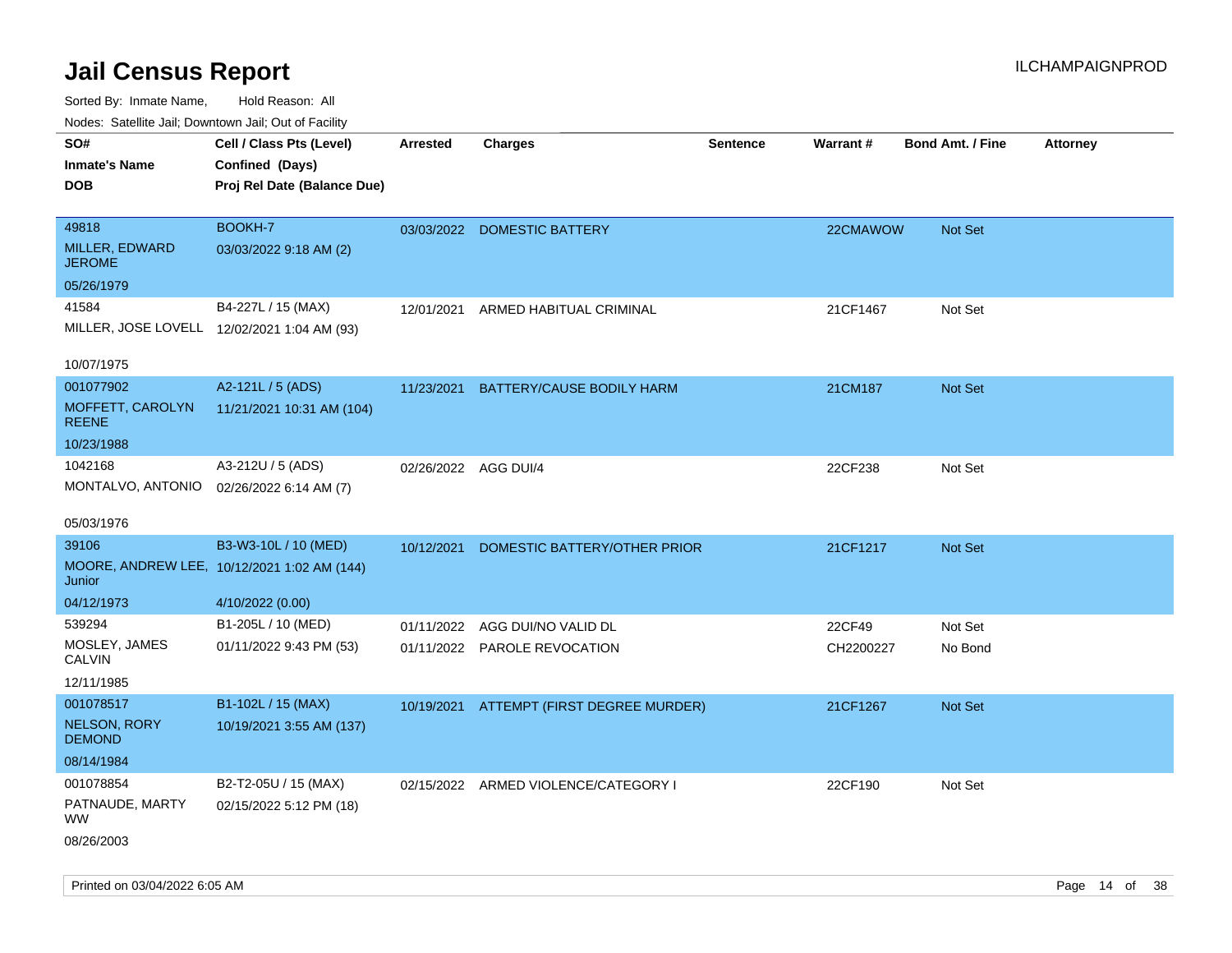# Jail Census Report

ILCHAMPAIGNPROD

Sorted By: Inmate Name, Hold Reason: All

Nodes: Satellite Jail; Downtown Jail; Out of Facility

| SO# / Inmate's Name / DOB | Cell / Class Pts (Level) / Confined (Days) / Proj Rel Date (Balance Due) | Arrested | Charges | Sentence | Warrant # | Bond Amt. / Fine | Attorney |
|---|---|---|---|---|---|---|---|
| 49818<br>MILLER, EDWARD JEROME<br>05/26/1979 | BOOKH-7<br>03/03/2022 9:18 AM (2) | 03/03/2022 | DOMESTIC BATTERY | | 22CMAWOW | Not Set | |
| 41584<br>MILLER, JOSE LOVELL<br>10/07/1975 | B4-227L / 15 (MAX)<br>12/02/2021 1:04 AM (93) | 12/01/2021 | ARMED HABITUAL CRIMINAL | | 21CF1467 | Not Set | |
| 001077902<br>MOFFETT, CAROLYN REENE<br>10/23/1988 | A2-121L / 5 (ADS)<br>11/21/2021 10:31 AM (104) | 11/23/2021 | BATTERY/CAUSE BODILY HARM | | 21CM187 | Not Set | |
| 1042168<br>MONTALVO, ANTONIO<br>05/03/1976 | A3-212U / 5 (ADS)<br>02/26/2022 6:14 AM (7) | 02/26/2022 | AGG DUI/4 | | 22CF238 | Not Set | |
| 39106<br>MOORE, ANDREW LEE, Junior<br>04/12/1973 | B3-W3-10L / 10 (MED)<br>10/12/2021 1:02 AM (144)<br>4/10/2022 (0.00) | 10/12/2021 | DOMESTIC BATTERY/OTHER PRIOR | | 21CF1217 | Not Set | |
| 539294<br>MOSLEY, JAMES CALVIN<br>12/11/1985 | B1-205L / 10 (MED)<br>01/11/2022 9:43 PM (53) | 01/11/2022<br>01/11/2022 | AGG DUI/NO VALID DL<br>PAROLE REVOCATION | | 22CF49<br>CH2200227 | Not Set<br>No Bond | |
| 001078517<br>NELSON, RORY DEMOND<br>08/14/1984 | B1-102L / 15 (MAX)<br>10/19/2021 3:55 AM (137) | 10/19/2021 | ATTEMPT (FIRST DEGREE MURDER) | | 21CF1267 | Not Set | |
| 001078854<br>PATNAUDE, MARTY WW<br>08/26/2003 | B2-T2-05U / 15 (MAX)<br>02/15/2022 5:12 PM (18) | 02/15/2022 | ARMED VIOLENCE/CATEGORY I | | 22CF190 | Not Set | |

Printed on 03/04/2022 6:05 AM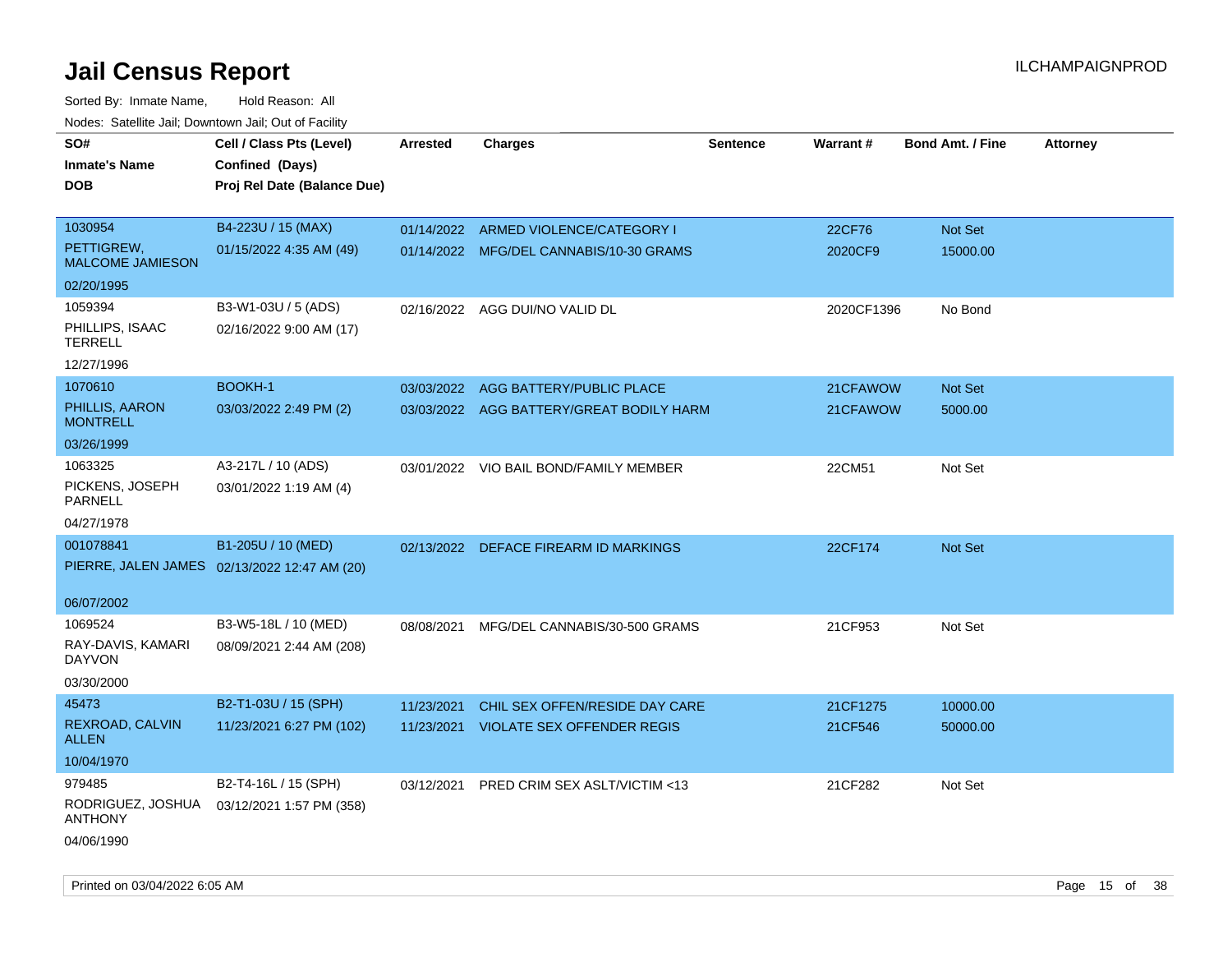# Jail Census Report

Sorted By: Inmate Name, Hold Reason: All

Nodes: Satellite Jail; Downtown Jail; Out of Facility

| SO# / Inmate's Name / DOB | Cell / Class Pts (Level) / Confined (Days) / Proj Rel Date (Balance Due) | Arrested | Charges | Sentence | Warrant # | Bond Amt. / Fine | Attorney |
|---|---|---|---|---|---|---|---|
| 1030954<br>PETTIGREW, MALCOME JAMIESON<br>02/20/1995 | B4-223U / 15 (MAX)<br>01/15/2022 4:35 AM (49) | 01/14/2022<br>01/14/2022 | ARMED VIOLENCE/CATEGORY I<br>MFG/DEL CANNABIS/10-30 GRAMS | | 22CF76<br>2020CF9 | Not Set<br>15000.00 | |
| 1059394<br>PHILLIPS, ISAAC TERRELL<br>12/27/1996 | B3-W1-03U / 5 (ADS)<br>02/16/2022 9:00 AM (17) | 02/16/2022 | AGG DUI/NO VALID DL | | 2020CF1396 | No Bond | |
| 1070610<br>PHILLIS, AARON MONTRELL<br>03/26/1999 | BOOKH-1<br>03/03/2022 2:49 PM (2) | 03/03/2022<br>03/03/2022 | AGG BATTERY/PUBLIC PLACE<br>AGG BATTERY/GREAT BODILY HARM | | 21CFAWOW<br>21CFAWOW | Not Set<br>5000.00 | |
| 1063325<br>PICKENS, JOSEPH PARNELL<br>04/27/1978 | A3-217L / 10 (ADS)<br>03/01/2022 1:19 AM (4) | 03/01/2022 | VIO BAIL BOND/FAMILY MEMBER | | 22CM51 | Not Set | |
| 001078841<br>PIERRE, JALEN JAMES<br>06/07/2002 | B1-205U / 10 (MED)<br>02/13/2022 12:47 AM (20) | 02/13/2022 | DEFACE FIREARM ID MARKINGS | | 22CF174 | Not Set | |
| 1069524<br>RAY-DAVIS, KAMARI DAYVON<br>03/30/2000 | B3-W5-18L / 10 (MED)<br>08/09/2021 2:44 AM (208) | 08/08/2021 | MFG/DEL CANNABIS/30-500 GRAMS | | 21CF953 | Not Set | |
| 45473<br>REXROAD, CALVIN ALLEN<br>10/04/1970 | B2-T1-03U / 15 (SPH)<br>11/23/2021 6:27 PM (102) | 11/23/2021<br>11/23/2021 | CHIL SEX OFFEN/RESIDE DAY CARE<br>VIOLATE SEX OFFENDER REGIS | | 21CF1275<br>21CF546 | 10000.00<br>50000.00 | |
| 979485<br>RODRIGUEZ, JOSHUA ANTHONY<br>04/06/1990 | B2-T4-16L / 15 (SPH)<br>03/12/2021 1:57 PM (358) | 03/12/2021 | PRED CRIM SEX ASLT/VICTIM <13 | | 21CF282 | Not Set | |

Printed on 03/04/2022 6:05 AM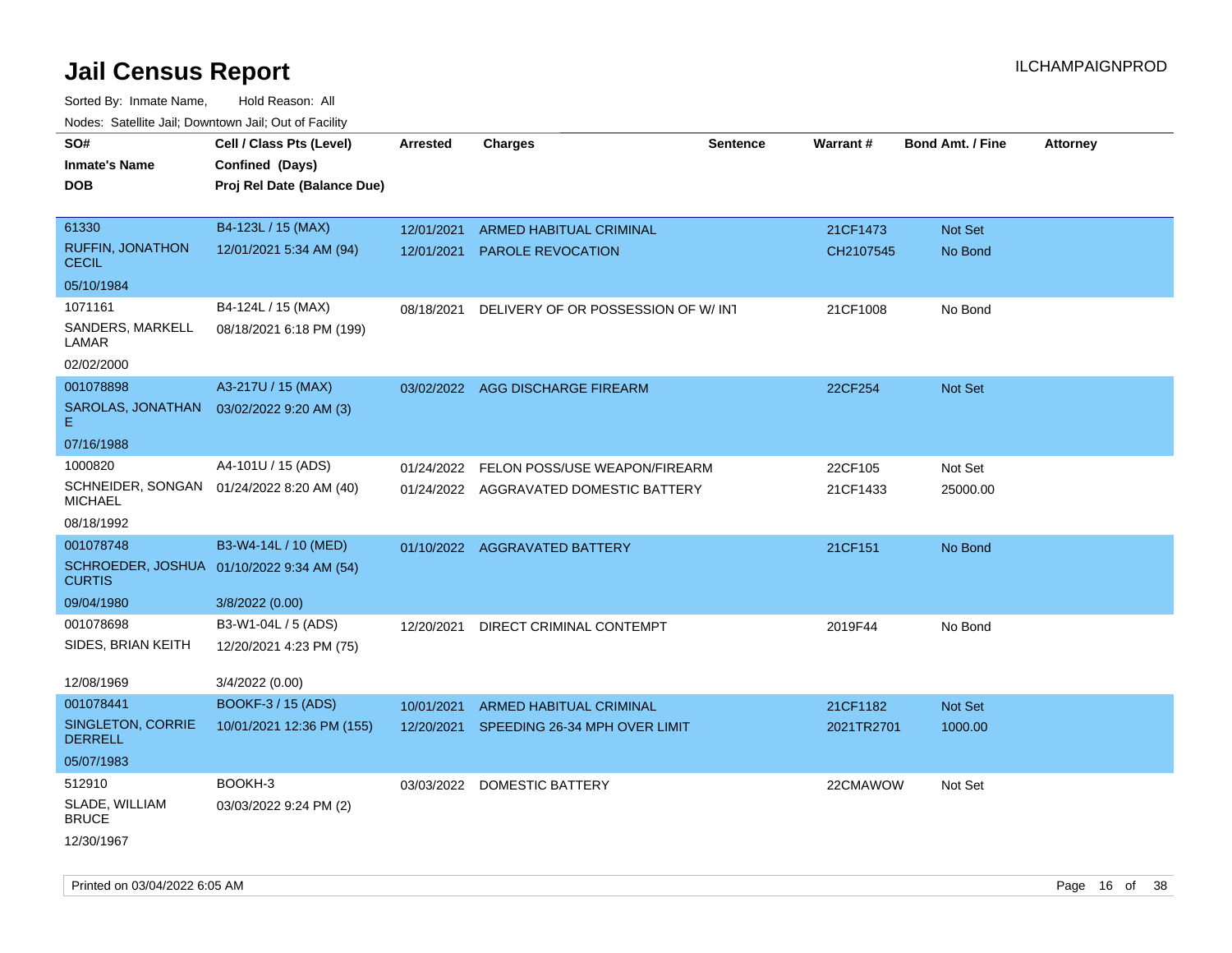# Jail Census Report

ILCHAMPAIGNPROD

Sorted By: Inmate Name, Hold Reason: All

Nodes: Satellite Jail; Downtown Jail; Out of Facility

| SO#<br>Inmate's Name<br>DOB | Cell / Class Pts (Level)<br>Confined (Days)<br>Proj Rel Date (Balance Due) | Arrested | Charges | Sentence | Warrant # | Bond Amt. / Fine | Attorney |
|---|---|---|---|---|---|---|---|
| 61330<br>RUFFIN, JONATHON CECIL<br>05/10/1984 | B4-123L / 15 (MAX)<br>12/01/2021 5:34 AM (94) | 12/01/2021<br>12/01/2021 | ARMED HABITUAL CRIMINAL<br>PAROLE REVOCATION | | 21CF1473<br>CH2107545 | Not Set<br>No Bond | |
| 1071161<br>SANDERS, MARKELL LAMAR<br>02/02/2000 | B4-124L / 15 (MAX)<br>08/18/2021 6:18 PM (199) | 08/18/2021 | DELIVERY OF OR POSSESSION OF W/ INT | | 21CF1008 | No Bond | |
| 001078898<br>SAROLAS, JONATHAN E<br>07/16/1988 | A3-217U / 15 (MAX)<br>03/02/2022 9:20 AM (3) | 03/02/2022 | AGG DISCHARGE FIREARM | | 22CF254 | Not Set | |
| 1000820<br>SCHNEIDER, SONGAN MICHAEL<br>08/18/1992 | A4-101U / 15 (ADS)<br>01/24/2022 8:20 AM (40) | 01/24/2022<br>01/24/2022 | FELON POSS/USE WEAPON/FIREARM<br>AGGRAVATED DOMESTIC BATTERY | | 22CF105<br>21CF1433 | Not Set<br>25000.00 | |
| 001078748<br>SCHROEDER, JOSHUA CURTIS<br>09/04/1980 | B3-W4-14L / 10 (MED)<br>01/10/2022 9:34 AM (54)<br>3/8/2022 (0.00) | 01/10/2022 | AGGRAVATED BATTERY | | 21CF151 | No Bond | |
| 001078698<br>SIDES, BRIAN KEITH<br>12/08/1969 | B3-W1-04L / 5 (ADS)<br>12/20/2021 4:23 PM (75)<br>3/4/2022 (0.00) | 12/20/2021 | DIRECT CRIMINAL CONTEMPT | | 2019F44 | No Bond | |
| 001078441<br>SINGLETON, CORRIE DERRELL<br>05/07/1983 | BOOKF-3 / 15 (ADS)<br>10/01/2021 12:36 PM (155) | 10/01/2021<br>12/20/2021 | ARMED HABITUAL CRIMINAL<br>SPEEDING 26-34 MPH OVER LIMIT | | 21CF1182<br>2021TR2701 | Not Set<br>1000.00 | |
| 512910<br>SLADE, WILLIAM BRUCE<br>12/30/1967 | BOOKH-3<br>03/03/2022 9:24 PM (2) | 03/03/2022 | DOMESTIC BATTERY | | 22CMAWOW | Not Set | |

Printed on 03/04/2022 6:05 AM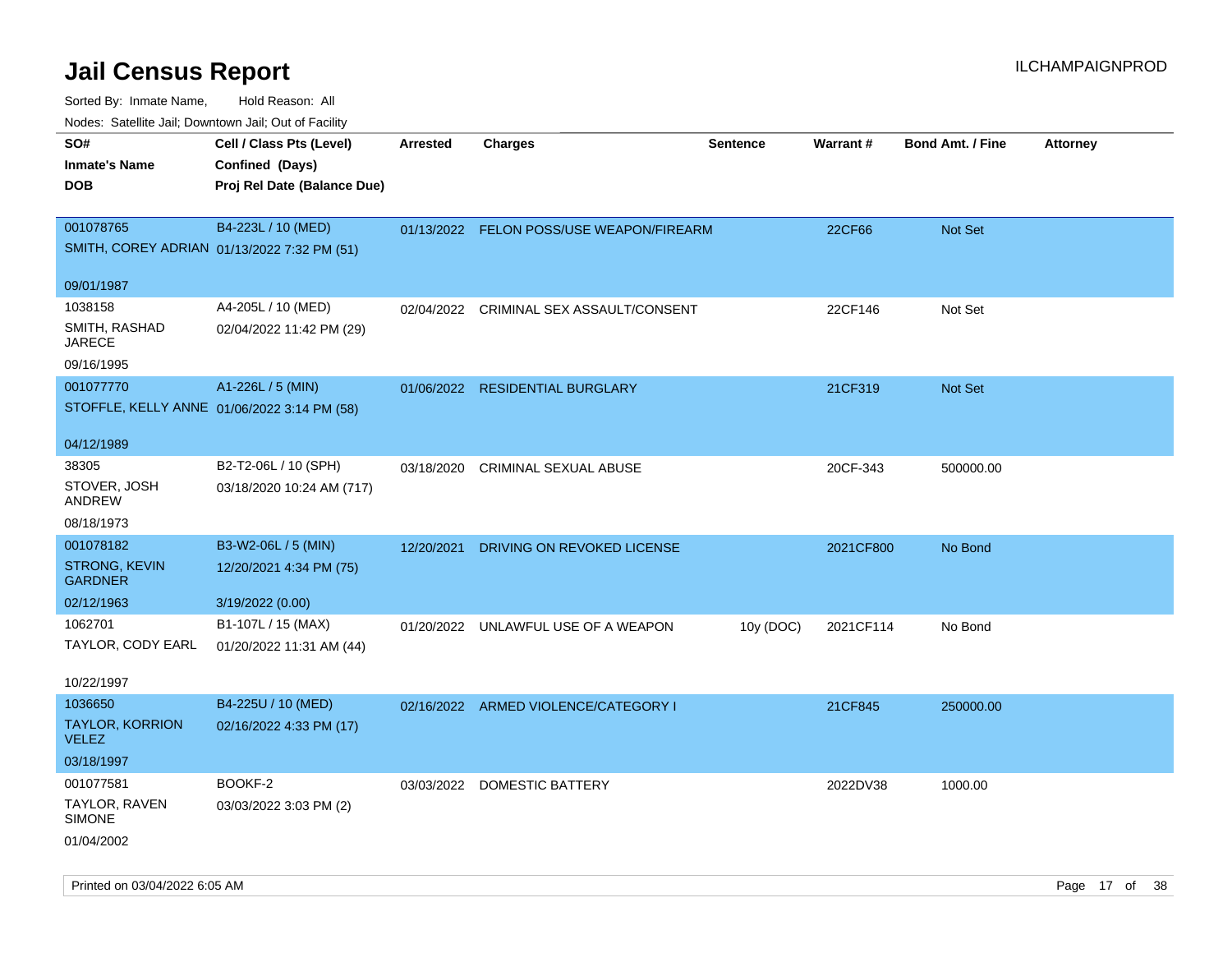# Jail Census Report

ILCHAMPAIGNPROD

Sorted By: Inmate Name, Hold Reason: All

Nodes: Satellite Jail; Downtown Jail; Out of Facility

| SO# / Inmate's Name / DOB | Cell / Class Pts (Level) / Confined (Days) / Proj Rel Date (Balance Due) | Arrested | Charges | Sentence | Warrant # | Bond Amt. / Fine | Attorney |
|---|---|---|---|---|---|---|---|
| 001078765<br>SMITH, COREY ADRIAN<br>09/01/1987 | B4-223L / 10 (MED)<br>01/13/2022 7:32 PM (51) | 01/13/2022 | FELON POSS/USE WEAPON/FIREARM | | 22CF66 | Not Set | |
| 1038158<br>SMITH, RASHAD JARECE<br>09/16/1995 | A4-205L / 10 (MED)<br>02/04/2022 11:42 PM (29) | 02/04/2022 | CRIMINAL SEX ASSAULT/CONSENT | | 22CF146 | Not Set | |
| 001077770<br>STOFFLE, KELLY ANNE<br>04/12/1989 | A1-226L / 5 (MIN)<br>01/06/2022 3:14 PM (58) | 01/06/2022 | RESIDENTIAL BURGLARY | | 21CF319 | Not Set | |
| 38305<br>STOVER, JOSH ANDREW<br>08/18/1973 | B2-T2-06L / 10 (SPH)<br>03/18/2020 10:24 AM (717) | 03/18/2020 | CRIMINAL SEXUAL ABUSE | | 20CF-343 | 500000.00 | |
| 001078182<br>STRONG, KEVIN GARDNER<br>02/12/1963 | B3-W2-06L / 5 (MIN)<br>12/20/2021 4:34 PM (75)<br>3/19/2022 (0.00) | 12/20/2021 | DRIVING ON REVOKED LICENSE | | 2021CF800 | No Bond | |
| 1062701<br>TAYLOR, CODY EARL<br>10/22/1997 | B1-107L / 15 (MAX)<br>01/20/2022 11:31 AM (44) | 01/20/2022 | UNLAWFUL USE OF A WEAPON | 10y (DOC) | 2021CF114 | No Bond | |
| 1036650<br>TAYLOR, KORRION VELEZ<br>03/18/1997 | B4-225U / 10 (MED)<br>02/16/2022 4:33 PM (17) | 02/16/2022 | ARMED VIOLENCE/CATEGORY I | | 21CF845 | 250000.00 | |
| 001077581<br>TAYLOR, RAVEN SIMONE<br>01/04/2002 | BOOKF-2<br>03/03/2022 3:03 PM (2) | 03/03/2022 | DOMESTIC BATTERY | | 2022DV38 | 1000.00 | |

Printed on 03/04/2022 6:05 AM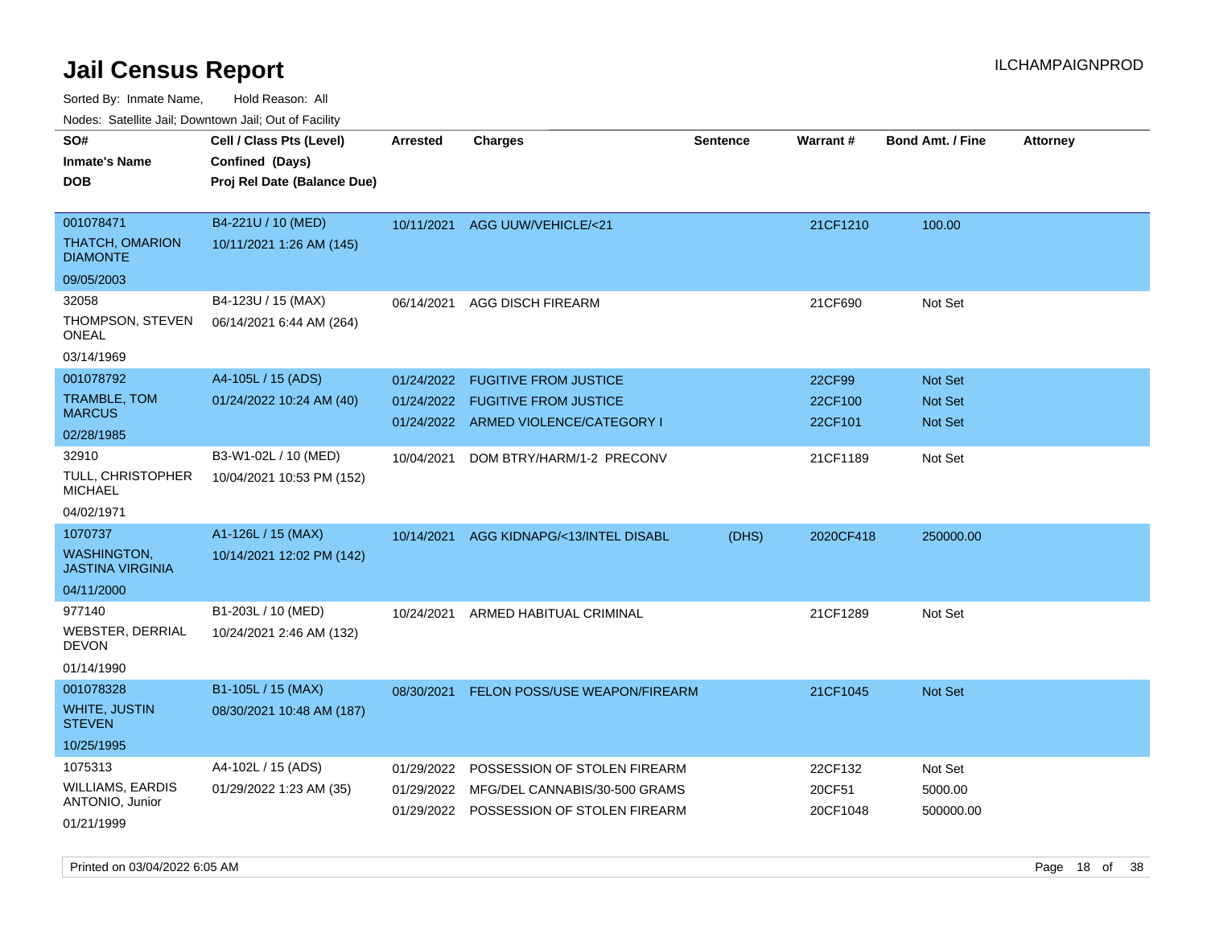# Jail Census Report

ILCHAMPAIGNPROD

Sorted By: Inmate Name, Hold Reason: All

Nodes: Satellite Jail; Downtown Jail; Out of Facility

| SO# / Inmate's Name / DOB | Cell / Class Pts (Level) / Confined (Days) / Proj Rel Date (Balance Due) | Arrested | Charges | Sentence | Warrant # | Bond Amt. / Fine | Attorney |
|---|---|---|---|---|---|---|---|
| 001078471 THATCH, OMARION DIAMONTE 09/05/2003 | B4-221U / 10 (MED) 10/11/2021 1:26 AM (145) | 10/11/2021 | AGG UUW/VEHICLE/<21 | | 21CF1210 | 100.00 | |
| 32058 THOMPSON, STEVEN ONEAL 03/14/1969 | B4-123U / 15 (MAX) 06/14/2021 6:44 AM (264) | 06/14/2021 | AGG DISCH FIREARM | | 21CF690 | Not Set | |
| 001078792 TRAMBLE, TOM MARCUS 02/28/1985 | A4-105L / 15 (ADS) 01/24/2022 10:24 AM (40) | 01/24/2022 | FUGITIVE FROM JUSTICE | | 22CF99 | Not Set | |
| | | 01/24/2022 | FUGITIVE FROM JUSTICE | | 22CF100 | Not Set | |
| | | 01/24/2022 | ARMED VIOLENCE/CATEGORY I | | 22CF101 | Not Set | |
| 32910 TULL, CHRISTOPHER MICHAEL 04/02/1971 | B3-W1-02L / 10 (MED) 10/04/2021 10:53 PM (152) | 10/04/2021 | DOM BTRY/HARM/1-2 PRECONV | | 21CF1189 | Not Set | |
| 1070737 WASHINGTON, JASTINA VIRGINIA 04/11/2000 | A1-126L / 15 (MAX) 10/14/2021 12:02 PM (142) | 10/14/2021 | AGG KIDNAPG/<13/INTEL DISABL | (DHS) | 2020CF418 | 250000.00 | |
| 977140 WEBSTER, DERRIAL DEVON 01/14/1990 | B1-203L / 10 (MED) 10/24/2021 2:46 AM (132) | 10/24/2021 | ARMED HABITUAL CRIMINAL | | 21CF1289 | Not Set | |
| 001078328 WHITE, JUSTIN STEVEN 10/25/1995 | B1-105L / 15 (MAX) 08/30/2021 10:48 AM (187) | 08/30/2021 | FELON POSS/USE WEAPON/FIREARM | | 21CF1045 | Not Set | |
| 1075313 WILLIAMS, EARDIS ANTONIO, Junior 01/21/1999 | A4-102L / 15 (ADS) 01/29/2022 1:23 AM (35) | 01/29/2022 | POSSESSION OF STOLEN FIREARM | | 22CF132 | Not Set | |
| | | 01/29/2022 | MFG/DEL CANNABIS/30-500 GRAMS | | 20CF51 | 5000.00 | |
| | | 01/29/2022 | POSSESSION OF STOLEN FIREARM | | 20CF1048 | 500000.00 | |

Printed on 03/04/2022 6:05 AM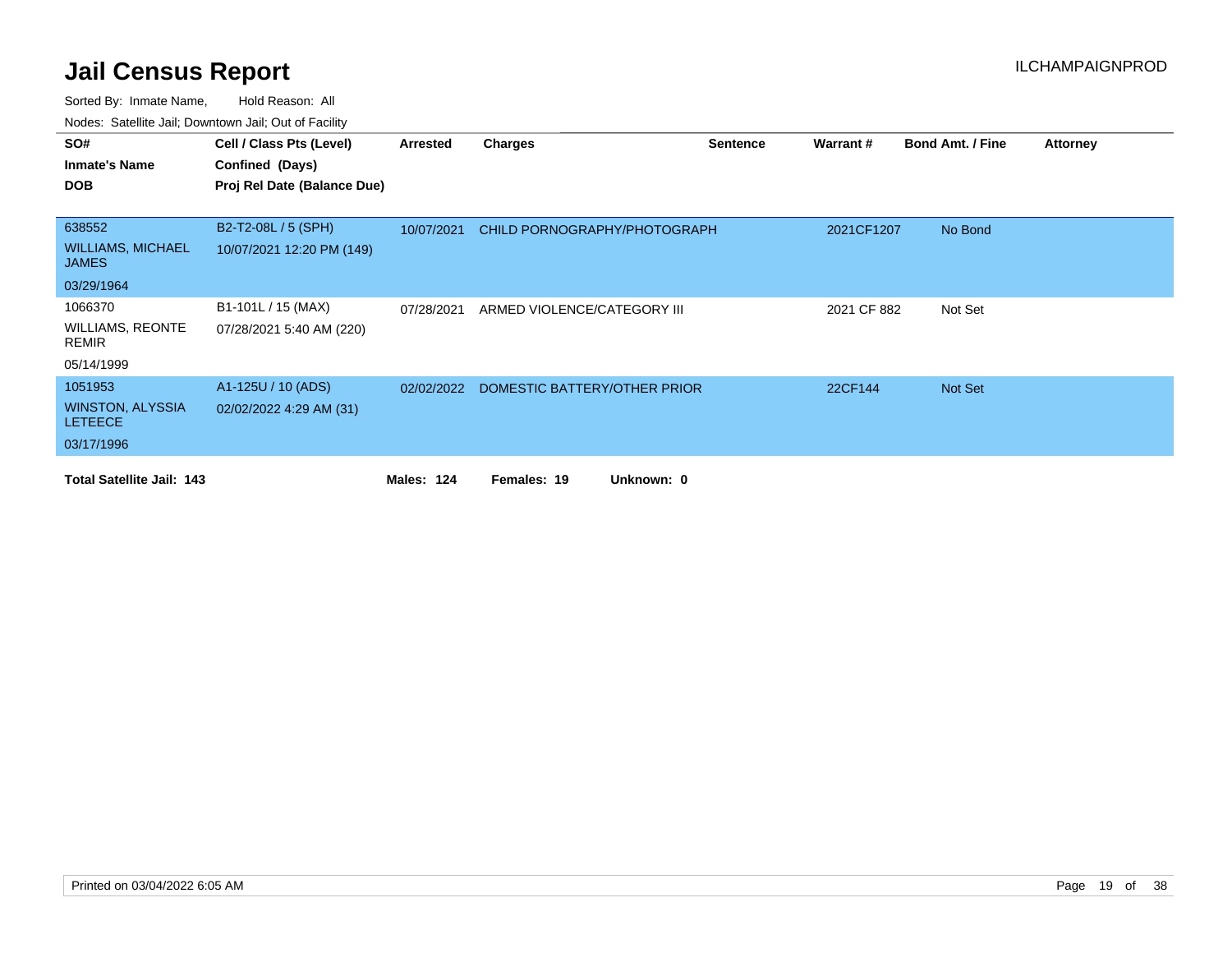# Jail Census Report

ILCHAMPAIGNPROD

Sorted By: Inmate Name, Hold Reason: All

Nodes: Satellite Jail; Downtown Jail; Out of Facility

| SO#<br>Inmate's Name<br>DOB | Cell / Class Pts (Level)<br>Confined (Days)<br>Proj Rel Date (Balance Due) | Arrested | Charges | Sentence | Warrant # | Bond Amt. / Fine | Attorney |
|---|---|---|---|---|---|---|---|
| 638552<br>WILLIAMS, MICHAEL JAMES<br>03/29/1964 | B2-T2-08L / 5 (SPH)<br>10/07/2021 12:20 PM (149) | 10/07/2021 | CHILD PORNOGRAPHY/PHOTOGRAPH | | 2021CF1207 | No Bond | |
| 1066370<br>WILLIAMS, REONTE REMIR<br>05/14/1999 | B1-101L / 15 (MAX)<br>07/28/2021 5:40 AM (220) | 07/28/2021 | ARMED VIOLENCE/CATEGORY III | | 2021 CF 882 | Not Set | |
| 1051953<br>WINSTON, ALYSSIA LETEECE<br>03/17/1996 | A1-125U / 10 (ADS)<br>02/02/2022 4:29 AM (31) | 02/02/2022 | DOMESTIC BATTERY/OTHER PRIOR | | 22CF144 | Not Set | |

**Total Satellite Jail: 143** **Males: 124** **Females: 19** **Unknown: 0**

Printed on 03/04/2022 6:05 AM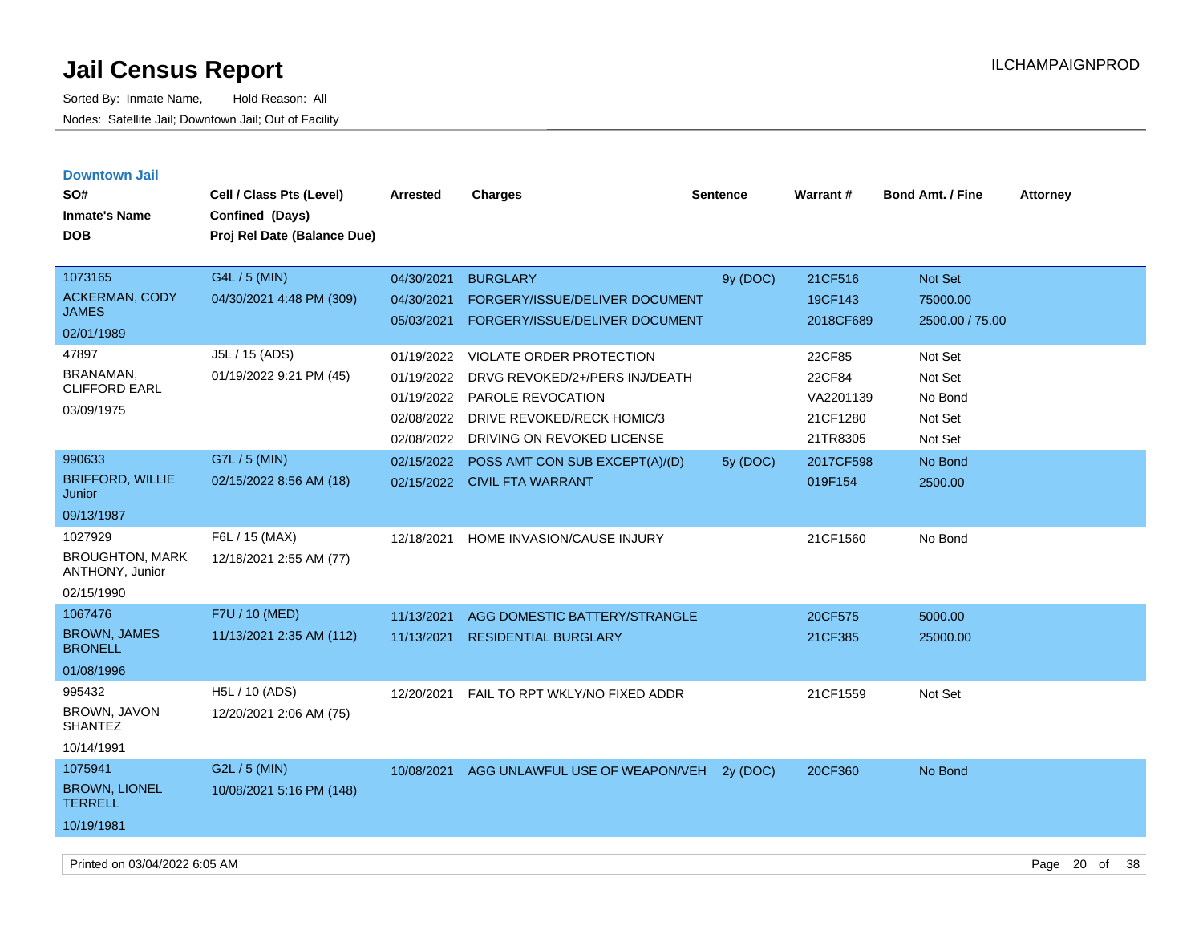# Jail Census Report

Sorted By: Inmate Name, Hold Reason: All

Nodes: Satellite Jail; Downtown Jail; Out of Facility

ILCHAMPAIGNPROD

## Downtown Jail

| SO# / Inmate's Name / DOB | Cell / Class Pts (Level) / Confined (Days) / Proj Rel Date (Balance Due) | Arrested | Charges | Sentence | Warrant # | Bond Amt. / Fine | Attorney |
|---|---|---|---|---|---|---|---|
| 1073165 ACKERMAN, CODY JAMES 02/01/1989 | G4L / 5 (MIN) 04/30/2021 4:48 PM (309) | 04/30/2021 | BURGLARY | 9y (DOC) | 21CF516 | Not Set | |
| | | 04/30/2021 | FORGERY/ISSUE/DELIVER DOCUMENT | | 19CF143 | 75000.00 | |
| | | 05/03/2021 | FORGERY/ISSUE/DELIVER DOCUMENT | | 2018CF689 | 2500.00 / 75.00 | |
| 47897 BRANAMAN, CLIFFORD EARL 03/09/1975 | J5L / 15 (ADS) 01/19/2022 9:21 PM (45) | 01/19/2022 | VIOLATE ORDER PROTECTION | | 22CF85 | Not Set | |
| | | 01/19/2022 | DRVG REVOKED/2+/PERS INJ/DEATH | | 22CF84 | Not Set | |
| | | 01/19/2022 | PAROLE REVOCATION | | VA2201139 | No Bond | |
| | | 02/08/2022 | DRIVE REVOKED/RECK HOMIC/3 | | 21CF1280 | Not Set | |
| | | 02/08/2022 | DRIVING ON REVOKED LICENSE | | 21TR8305 | Not Set | |
| 990633 BRIFFORD, WILLIE Junior 09/13/1987 | G7L / 5 (MIN) 02/15/2022 8:56 AM (18) | 02/15/2022 | POSS AMT CON SUB EXCEPT(A)/(D) | 5y (DOC) | 2017CF598 | No Bond | |
| | | 02/15/2022 | CIVIL FTA WARRANT | | 019F154 | 2500.00 | |
| 1027929 BROUGHTON, MARK ANTHONY, Junior 02/15/1990 | F6L / 15 (MAX) 12/18/2021 2:55 AM (77) | 12/18/2021 | HOME INVASION/CAUSE INJURY | | 21CF1560 | No Bond | |
| 1067476 BROWN, JAMES BRONELL 01/08/1996 | F7U / 10 (MED) 11/13/2021 2:35 AM (112) | 11/13/2021 | AGG DOMESTIC BATTERY/STRANGLE | | 20CF575 | 5000.00 | |
| | | 11/13/2021 | RESIDENTIAL BURGLARY | | 21CF385 | 25000.00 | |
| 995432 BROWN, JAVON SHANTEZ 10/14/1991 | H5L / 10 (ADS) 12/20/2021 2:06 AM (75) | 12/20/2021 | FAIL TO RPT WKLY/NO FIXED ADDR | | 21CF1559 | Not Set | |
| 1075941 BROWN, LIONEL TERRELL 10/19/1981 | G2L / 5 (MIN) 10/08/2021 5:16 PM (148) | 10/08/2021 | AGG UNLAWFUL USE OF WEAPON/VEH | 2y (DOC) | 20CF360 | No Bond | |

Printed on 03/04/2022 6:05 AM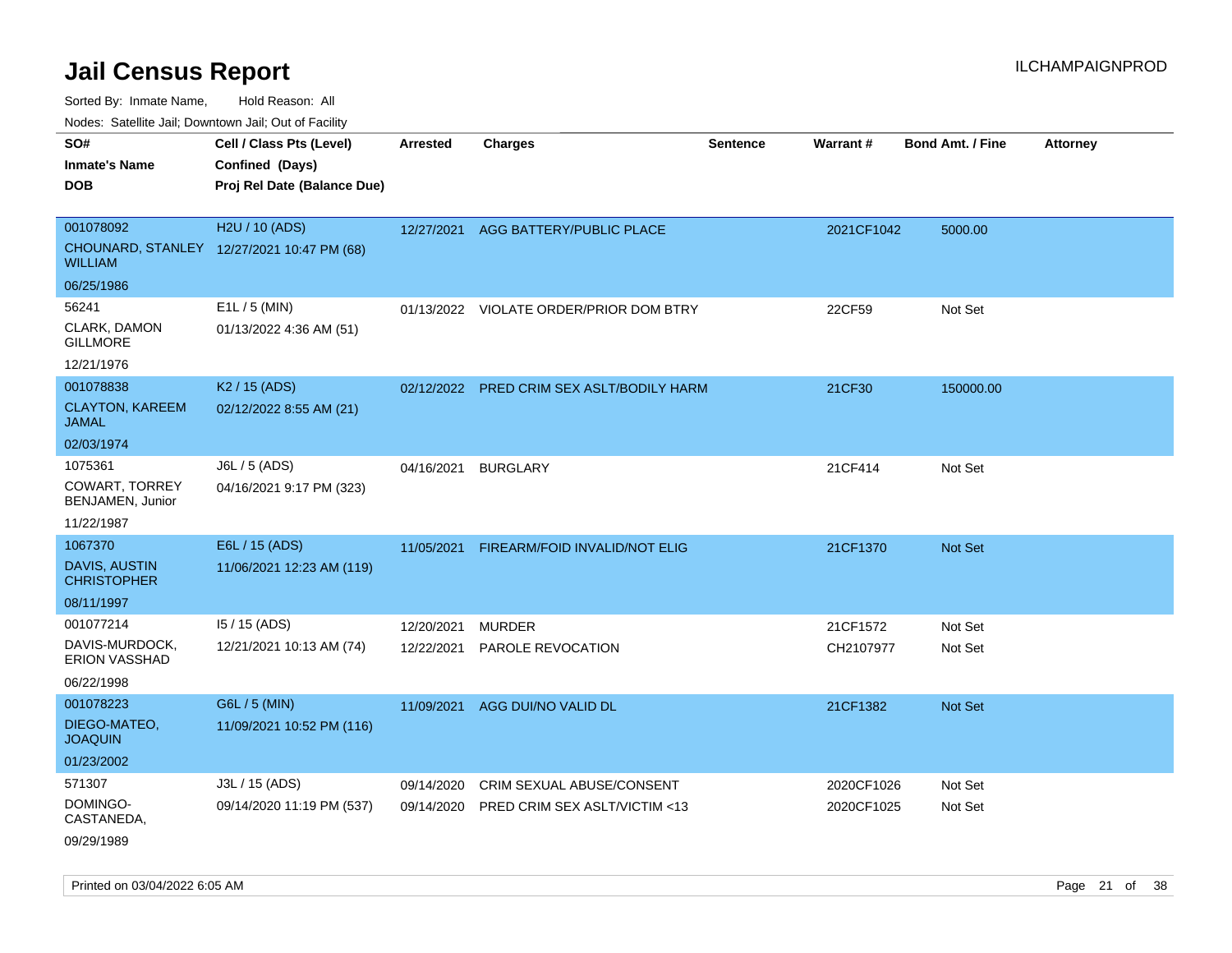# Jail Census Report

ILCHAMPAIGNPROD

Sorted By: Inmate Name, Hold Reason: All

Nodes: Satellite Jail; Downtown Jail; Out of Facility

| SO# / Inmate's Name / DOB | Cell / Class Pts (Level) / Confined (Days) / Proj Rel Date (Balance Due) | Arrested | Charges | Sentence | Warrant # | Bond Amt. / Fine | Attorney |
|---|---|---|---|---|---|---|---|
| 001078092<br>CHOUNARD, STANLEY WILLIAM<br>06/25/1986 | H2U / 10 (ADS)<br>12/27/2021 10:47 PM (68) | 12/27/2021 | AGG BATTERY/PUBLIC PLACE | | 2021CF1042 | 5000.00 | |
| 56241<br>CLARK, DAMON GILLMORE<br>12/21/1976 | E1L / 5 (MIN)<br>01/13/2022 4:36 AM (51) | 01/13/2022 | VIOLATE ORDER/PRIOR DOM BTRY | | 22CF59 | Not Set | |
| 001078838<br>CLAYTON, KAREEM JAMAL<br>02/03/1974 | K2 / 15 (ADS)<br>02/12/2022 8:55 AM (21) | 02/12/2022 | PRED CRIM SEX ASLT/BODILY HARM | | 21CF30 | 150000.00 | |
| 1075361<br>COWART, TORREY BENJAMEN, Junior<br>11/22/1987 | J6L / 5 (ADS)<br>04/16/2021 9:17 PM (323) | 04/16/2021 | BURGLARY | | 21CF414 | Not Set | |
| 1067370<br>DAVIS, AUSTIN CHRISTOPHER<br>08/11/1997 | E6L / 15 (ADS)<br>11/06/2021 12:23 AM (119) | 11/05/2021 | FIREARM/FOID INVALID/NOT ELIG | | 21CF1370 | Not Set | |
| 001077214<br>DAVIS-MURDOCK, ERION VASSHAD<br>06/22/1998 | I5 / 15 (ADS)<br>12/21/2021 10:13 AM (74) | 12/20/2021<br>12/22/2021 | MURDER<br>PAROLE REVOCATION | | 21CF1572<br>CH2107977 | Not Set<br>Not Set | |
| 001078223<br>DIEGO-MATEO, JOAQUIN<br>01/23/2002 | G6L / 5 (MIN)<br>11/09/2021 10:52 PM (116) | 11/09/2021 | AGG DUI/NO VALID DL | | 21CF1382 | Not Set | |
| 571307<br>DOMINGO-CASTANEDA,<br>09/29/1989 | J3L / 15 (ADS)<br>09/14/2020 11:19 PM (537) | 09/14/2020<br>09/14/2020 | CRIM SEXUAL ABUSE/CONSENT<br>PRED CRIM SEX ASLT/VICTIM <13 | | 2020CF1026<br>2020CF1025 | Not Set<br>Not Set | |

Printed on 03/04/2022 6:05 AM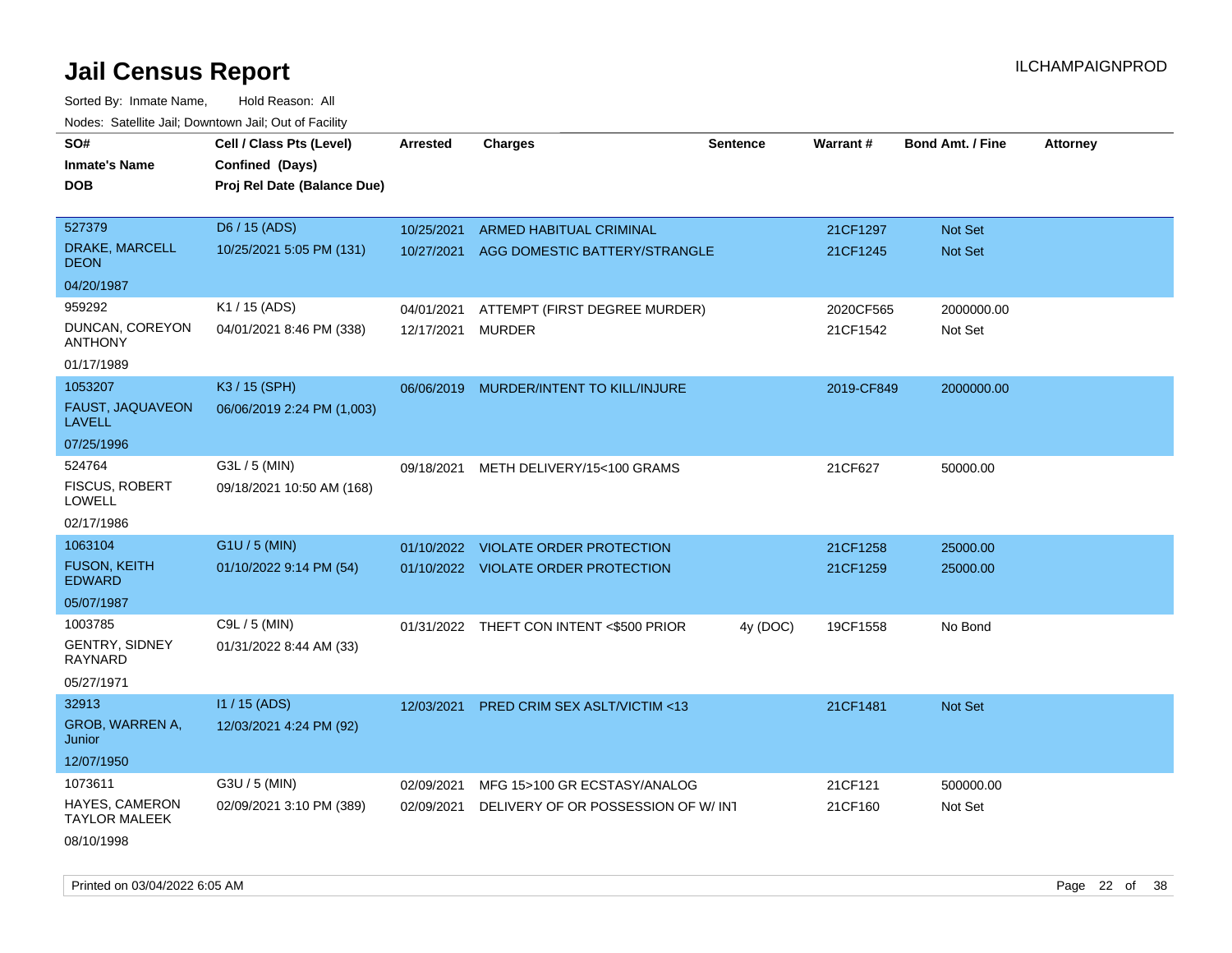# Jail Census Report

ILCHAMPAIGNPROD

Sorted By: Inmate Name, Hold Reason: All

Nodes: Satellite Jail; Downtown Jail; Out of Facility

| SO# / Inmate's Name / DOB | Cell / Class Pts (Level) / Confined (Days) / Proj Rel Date (Balance Due) | Arrested | Charges | Sentence | Warrant # | Bond Amt. / Fine | Attorney |
|---|---|---|---|---|---|---|---|
| 527379<br>DRAKE, MARCELL DEON<br>04/20/1987 | D6 / 15 (ADS)<br>10/25/2021 5:05 PM (131) | 10/25/2021<br>10/27/2021 | ARMED HABITUAL CRIMINAL<br>AGG DOMESTIC BATTERY/STRANGLE | | 21CF1297<br>21CF1245 | Not Set<br>Not Set | |
| 959292<br>DUNCAN, COREYON ANTHONY<br>01/17/1989 | K1 / 15 (ADS)<br>04/01/2021 8:46 PM (338) | 04/01/2021<br>12/17/2021 | ATTEMPT (FIRST DEGREE MURDER)<br>MURDER | | 2020CF565<br>21CF1542 | 2000000.00<br>Not Set | |
| 1053207<br>FAUST, JAQUAVEON LAVELL<br>07/25/1996 | K3 / 15 (SPH)<br>06/06/2019 2:24 PM (1,003) | 06/06/2019 | MURDER/INTENT TO KILL/INJURE | | 2019-CF849 | 2000000.00 | |
| 524764<br>FISCUS, ROBERT LOWELL<br>02/17/1986 | G3L / 5 (MIN)<br>09/18/2021 10:50 AM (168) | 09/18/2021 | METH DELIVERY/15<100 GRAMS | | 21CF627 | 50000.00 | |
| 1063104<br>FUSON, KEITH EDWARD<br>05/07/1987 | G1U / 5 (MIN)<br>01/10/2022 9:14 PM (54) | 01/10/2022<br>01/10/2022 | VIOLATE ORDER PROTECTION<br>VIOLATE ORDER PROTECTION | | 21CF1258<br>21CF1259 | 25000.00<br>25000.00 | |
| 1003785<br>GENTRY, SIDNEY RAYNARD<br>05/27/1971 | C9L / 5 (MIN)<br>01/31/2022 8:44 AM (33) | 01/31/2022 | THEFT CON INTENT <$500 PRIOR | 4y (DOC) | 19CF1558 | No Bond | |
| 32913<br>GROB, WARREN A, Junior<br>12/07/1950 | I1 / 15 (ADS)<br>12/03/2021 4:24 PM (92) | 12/03/2021 | PRED CRIM SEX ASLT/VICTIM <13 | | 21CF1481 | Not Set | |
| 1073611<br>HAYES, CAMERON TAYLOR MALEEK<br>08/10/1998 | G3U / 5 (MIN)<br>02/09/2021 3:10 PM (389) | 02/09/2021<br>02/09/2021 | MFG 15>100 GR ECSTASY/ANALOG<br>DELIVERY OF OR POSSESSION OF W/ INT | | 21CF121<br>21CF160 | 500000.00<br>Not Set | |

Printed on 03/04/2022 6:05 AM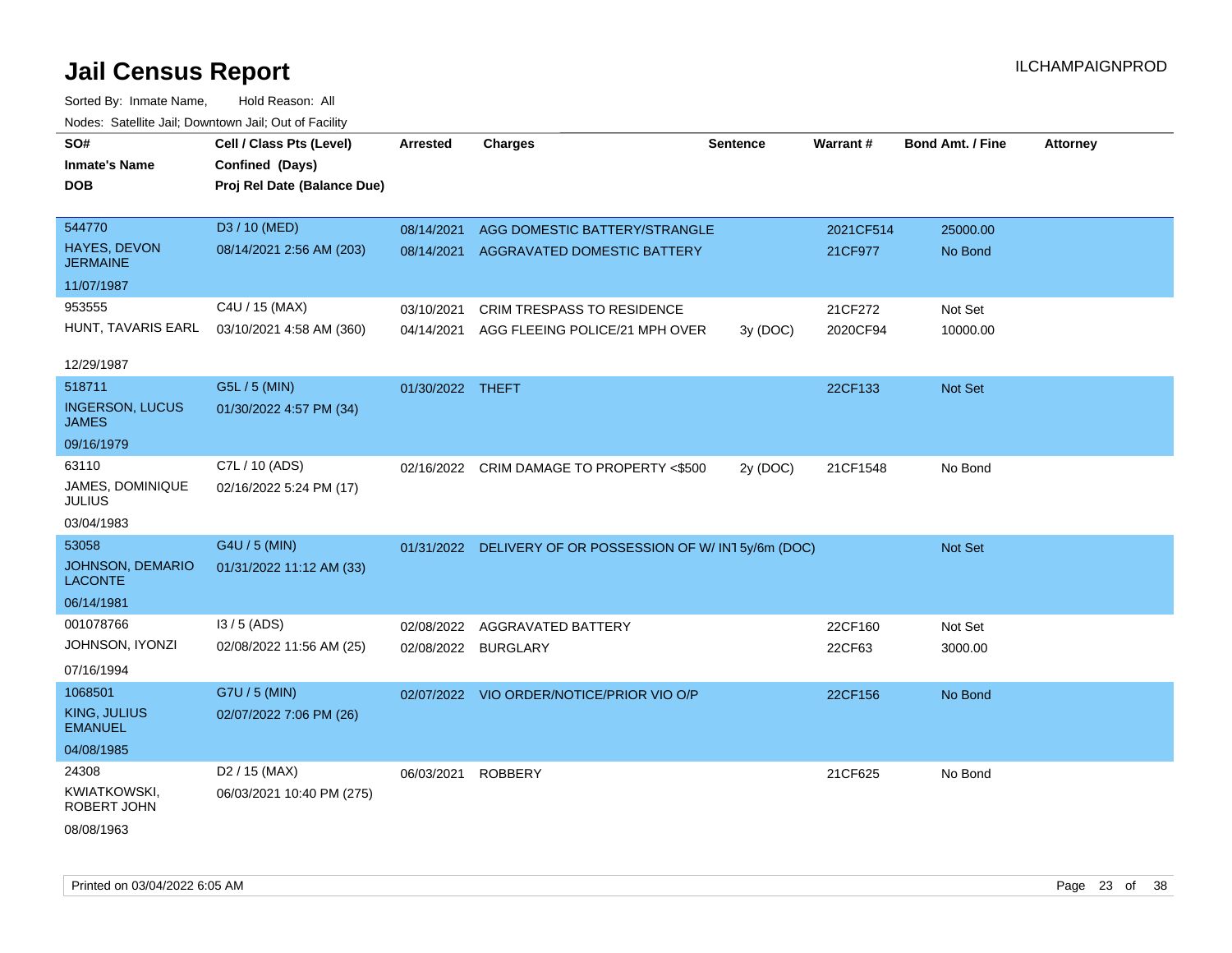# Jail Census Report

Sorted By: Inmate Name, Hold Reason: All

Nodes: Satellite Jail; Downtown Jail; Out of Facility

| SO# / Inmate's Name / DOB | Cell / Class Pts (Level) / Confined (Days) / Proj Rel Date (Balance Due) | Arrested | Charges | Sentence | Warrant # | Bond Amt. / Fine | Attorney |
|---|---|---|---|---|---|---|---|
| 544770<br>HAYES, DEVON JERMAINE<br>11/07/1987 | D3 / 10 (MED)<br>08/14/2021 2:56 AM (203) | 08/14/2021 | AGG DOMESTIC BATTERY/STRANGLE | | 2021CF514 | 25000.00 | |
| | | 08/14/2021 | AGGRAVATED DOMESTIC BATTERY | | 21CF977 | No Bond | |
| 953555<br>HUNT, TAVARIS EARL<br>12/29/1987 | C4U / 15 (MAX)<br>03/10/2021 4:58 AM (360) | 03/10/2021 | CRIM TRESPASS TO RESIDENCE | | 21CF272 | Not Set | |
| | | 04/14/2021 | AGG FLEEING POLICE/21 MPH OVER | 3y (DOC) | 2020CF94 | 10000.00 | |
| 518711<br>INGERSON, LUCUS JAMES<br>09/16/1979 | G5L / 5 (MIN)<br>01/30/2022 4:57 PM (34) | 01/30/2022 | THEFT | | 22CF133 | Not Set | |
| 63110<br>JAMES, DOMINIQUE JULIUS<br>03/04/1983 | C7L / 10 (ADS)<br>02/16/2022 5:24 PM (17) | 02/16/2022 | CRIM DAMAGE TO PROPERTY <$500 | 2y (DOC) | 21CF1548 | No Bond | |
| 53058<br>JOHNSON, DEMARIO LACONTE<br>06/14/1981 | G4U / 5 (MIN)<br>01/31/2022 11:12 AM (33) | 01/31/2022 | DELIVERY OF OR POSSESSION OF W/ INT | 5y/6m (DOC) | | Not Set | |
| 001078766<br>JOHNSON, IYONZI<br>07/16/1994 | I3 / 5 (ADS)<br>02/08/2022 11:56 AM (25) | 02/08/2022 | AGGRAVATED BATTERY | | 22CF160 | Not Set | |
| | | 02/08/2022 | BURGLARY | | 22CF63 | 3000.00 | |
| 1068501<br>KING, JULIUS EMANUEL<br>04/08/1985 | G7U / 5 (MIN)<br>02/07/2022 7:06 PM (26) | 02/07/2022 | VIO ORDER/NOTICE/PRIOR VIO O/P | | 22CF156 | No Bond | |
| 24308<br>KWIATKOWSKI, ROBERT JOHN<br>08/08/1963 | D2 / 15 (MAX)<br>06/03/2021 10:40 PM (275) | 06/03/2021 | ROBBERY | | 21CF625 | No Bond | |

Printed on 03/04/2022 6:05 AM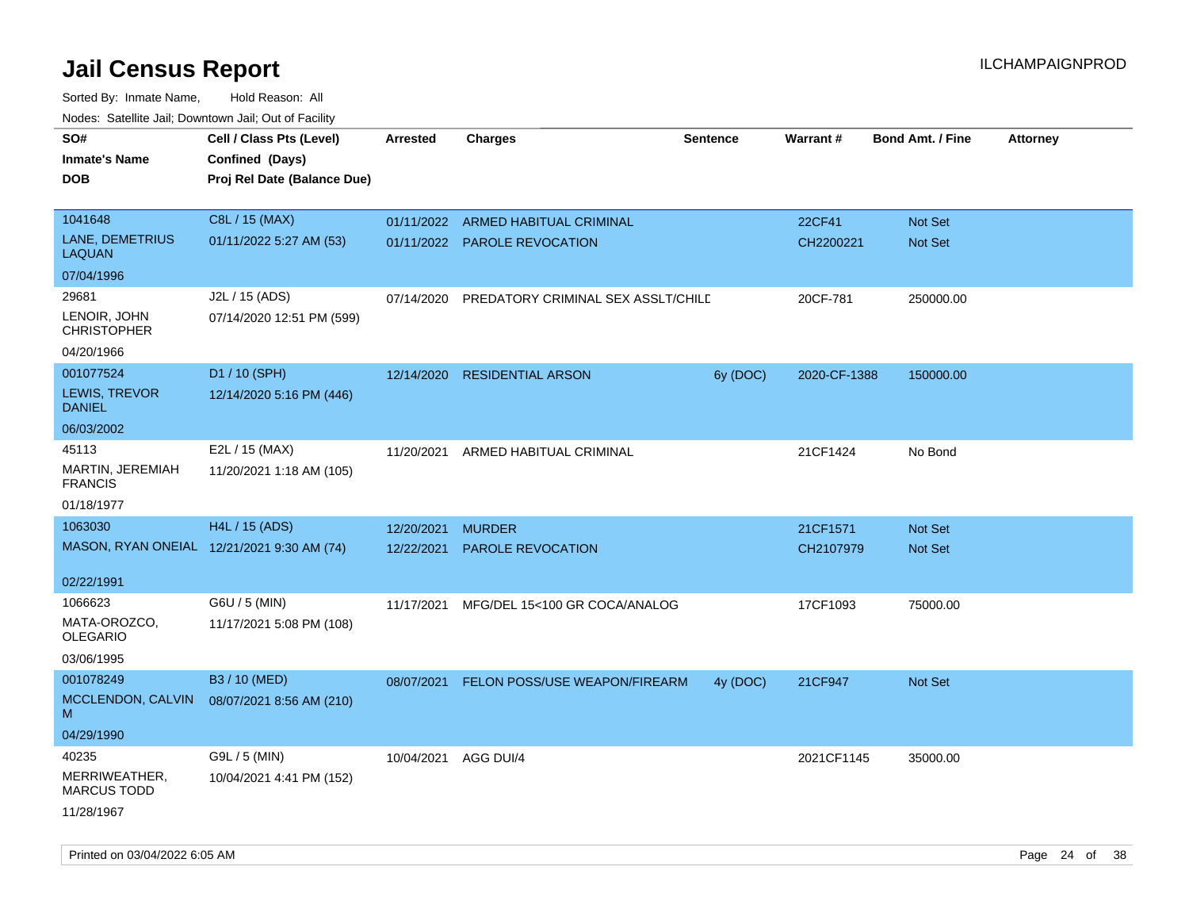# Jail Census Report

Sorted By: Inmate Name, Hold Reason: All

Nodes: Satellite Jail; Downtown Jail; Out of Facility

| SO# / Inmate's Name / DOB | Cell / Class Pts (Level) / Confined (Days) / Proj Rel Date (Balance Due) | Arrested | Charges | Sentence | Warrant # | Bond Amt. / Fine | Attorney |
|---|---|---|---|---|---|---|---|
| 1041648<br>LANE, DEMETRIUS LAQUAN<br>07/04/1996 | C8L / 15 (MAX)<br>01/11/2022 5:27 AM (53) | 01/11/2022<br>01/11/2022 | ARMED HABITUAL CRIMINAL<br>PAROLE REVOCATION | | 22CF41<br>CH2200221 | Not Set<br>Not Set | |
| 29681<br>LENOIR, JOHN CHRISTOPHER<br>04/20/1966 | J2L / 15 (ADS)<br>07/14/2020 12:51 PM (599) | 07/14/2020 | PREDATORY CRIMINAL SEX ASSLT/CHILD | | 20CF-781 | 250000.00 | |
| 001077524<br>LEWIS, TREVOR DANIEL<br>06/03/2002 | D1 / 10 (SPH)<br>12/14/2020 5:16 PM (446) | 12/14/2020 | RESIDENTIAL ARSON | 6y (DOC) | 2020-CF-1388 | 150000.00 | |
| 45113<br>MARTIN, JEREMIAH FRANCIS<br>01/18/1977 | E2L / 15 (MAX)<br>11/20/2021 1:18 AM (105) | 11/20/2021 | ARMED HABITUAL CRIMINAL | | 21CF1424 | No Bond | |
| 1063030<br>MASON, RYAN ONEIAL<br>02/22/1991 | H4L / 15 (ADS)<br>12/21/2021 9:30 AM (74) | 12/20/2021<br>12/22/2021 | MURDER<br>PAROLE REVOCATION | | 21CF1571<br>CH2107979 | Not Set<br>Not Set | |
| 1066623<br>MATA-OROZCO, OLEGARIO<br>03/06/1995 | G6U / 5 (MIN)<br>11/17/2021 5:08 PM (108) | 11/17/2021 | MFG/DEL 15<100 GR COCA/ANALOG | | 17CF1093 | 75000.00 | |
| 001078249<br>MCCLENDON, CALVIN M<br>04/29/1990 | B3 / 10 (MED)<br>08/07/2021 8:56 AM (210) | 08/07/2021 | FELON POSS/USE WEAPON/FIREARM | 4y (DOC) | 21CF947 | Not Set | |
| 40235<br>MERRIWEATHER, MARCUS TODD<br>11/28/1967 | G9L / 5 (MIN)<br>10/04/2021 4:41 PM (152) | 10/04/2021 | AGG DUI/4 | | 2021CF1145 | 35000.00 | |

Printed on 03/04/2022 6:05 AM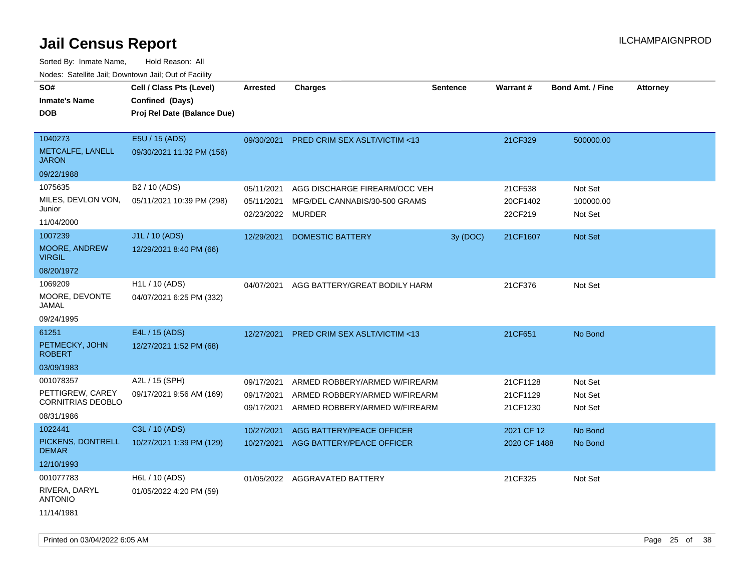# Jail Census Report

ILCHAMPAIGNPROD

Sorted By: Inmate Name, Hold Reason: All

Nodes: Satellite Jail; Downtown Jail; Out of Facility

| SO# / Inmate's Name / DOB | Cell / Class Pts (Level) / Confined (Days) / Proj Rel Date (Balance Due) | Arrested | Charges | Sentence | Warrant # | Bond Amt. / Fine | Attorney |
|---|---|---|---|---|---|---|---|
| 1040273<br>METCALFE, LANELL JARON<br>09/22/1988 | E5U / 15 (ADS)<br>09/30/2021 11:32 PM (156) | 09/30/2021 | PRED CRIM SEX ASLT/VICTIM <13 | | 21CF329 | 500000.00 | |
| 1075635<br>MILES, DEVLON VON, Junior<br>11/04/2000 | B2 / 10 (ADS)<br>05/11/2021 10:39 PM (298) | 05/11/2021 | AGG DISCHARGE FIREARM/OCC VEH | | 21CF538 | Not Set | |
| | | 05/11/2021 | MFG/DEL CANNABIS/30-500 GRAMS | | 20CF1402 | 100000.00 | |
| | | 02/23/2022 | MURDER | | 22CF219 | Not Set | |
| 1007239<br>MOORE, ANDREW VIRGIL<br>08/20/1972 | J1L / 10 (ADS)<br>12/29/2021 8:40 PM (66) | 12/29/2021 | DOMESTIC BATTERY | 3y (DOC) | 21CF1607 | Not Set | |
| 1069209<br>MOORE, DEVONTE JAMAL<br>09/24/1995 | H1L / 10 (ADS)<br>04/07/2021 6:25 PM (332) | 04/07/2021 | AGG BATTERY/GREAT BODILY HARM | | 21CF376 | Not Set | |
| 61251<br>PETMECKY, JOHN ROBERT<br>03/09/1983 | E4L / 15 (ADS)<br>12/27/2021 1:52 PM (68) | 12/27/2021 | PRED CRIM SEX ASLT/VICTIM <13 | | 21CF651 | No Bond | |
| 001078357<br>PETTIGREW, CAREY CORNITRIAS DEOBLO<br>08/31/1986 | A2L / 15 (SPH)<br>09/17/2021 9:56 AM (169) | 09/17/2021 | ARMED ROBBERY/ARMED W/FIREARM | | 21CF1128 | Not Set | |
| | | 09/17/2021 | ARMED ROBBERY/ARMED W/FIREARM | | 21CF1129 | Not Set | |
| | | 09/17/2021 | ARMED ROBBERY/ARMED W/FIREARM | | 21CF1230 | Not Set | |
| 1022441<br>PICKENS, DONTRELL DEMAR<br>12/10/1993 | C3L / 10 (ADS)<br>10/27/2021 1:39 PM (129) | 10/27/2021 | AGG BATTERY/PEACE OFFICER | | 2021 CF 12 | No Bond | |
| | | 10/27/2021 | AGG BATTERY/PEACE OFFICER | | 2020 CF 1488 | No Bond | |
| 001077783<br>RIVERA, DARYL ANTONIO<br>11/14/1981 | H6L / 10 (ADS)<br>01/05/2022 4:20 PM (59) | 01/05/2022 | AGGRAVATED BATTERY | | 21CF325 | Not Set | |

Printed on 03/04/2022 6:05 AM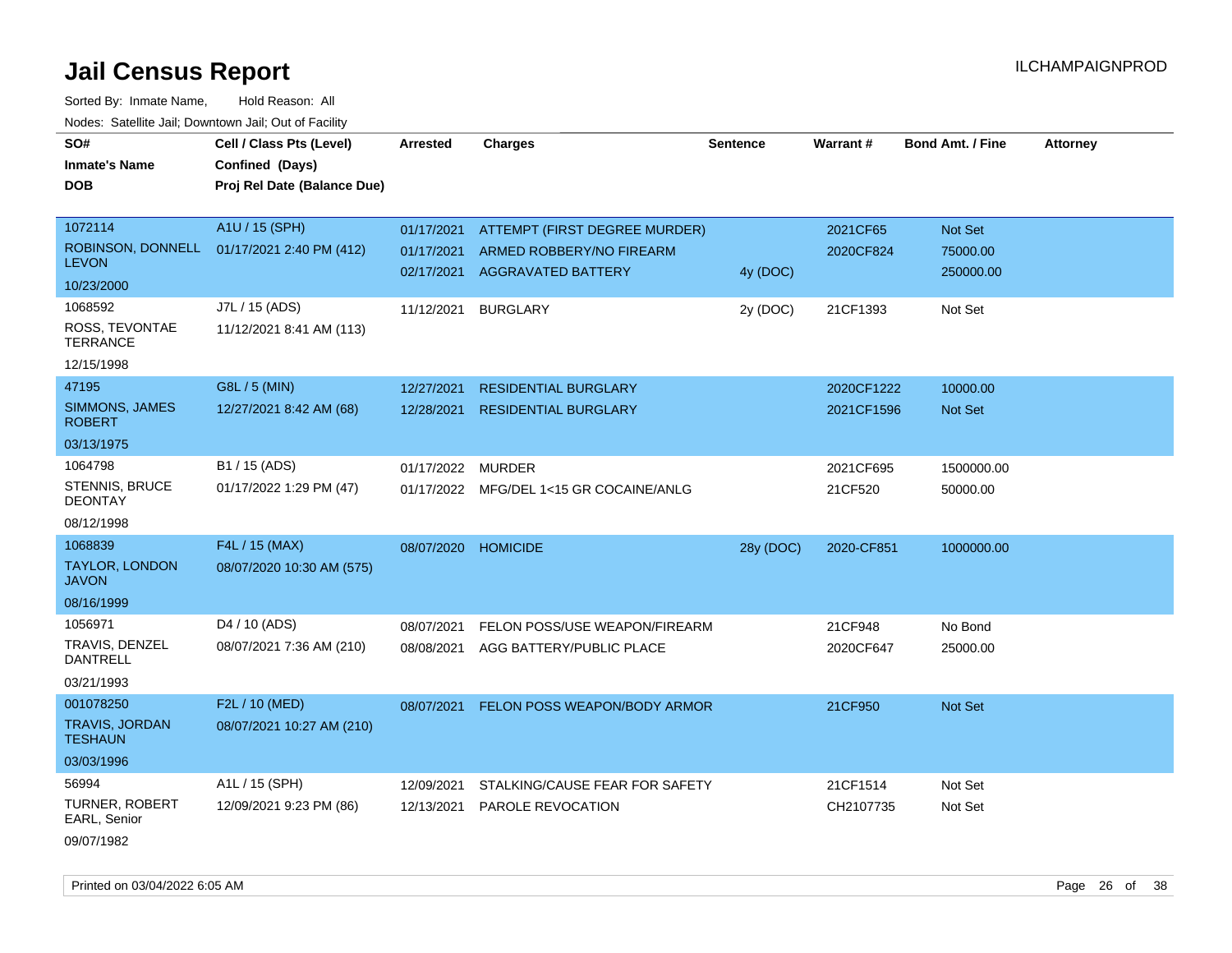# Jail Census Report

ILCHAMPAIGNPROD

Sorted By: Inmate Name, Hold Reason: All

Nodes: Satellite Jail; Downtown Jail; Out of Facility

| SO# / Inmate's Name / DOB | Cell / Class Pts (Level) / Confined (Days) / Proj Rel Date (Balance Due) | Arrested | Charges | Sentence | Warrant # | Bond Amt. / Fine | Attorney |
|---|---|---|---|---|---|---|---|
| 1072114<br>ROBINSON, DONNELL LEVON<br>10/23/2000 | A1U / 15 (SPH)<br>01/17/2021 2:40 PM (412) | 01/17/2021 | ATTEMPT (FIRST DEGREE MURDER) | | 2021CF65 | Not Set | |
| | | 01/17/2021 | ARMED ROBBERY/NO FIREARM | | 2020CF824 | 75000.00 | |
| | | 02/17/2021 | AGGRAVATED BATTERY | 4y (DOC) | | 250000.00 | |
| 1068592<br>ROSS, TEVONTAE TERRANCE<br>12/15/1998 | J7L / 15 (ADS)<br>11/12/2021 8:41 AM (113) | 11/12/2021 | BURGLARY | 2y (DOC) | 21CF1393 | Not Set | |
| 47195<br>SIMMONS, JAMES ROBERT<br>03/13/1975 | G8L / 5 (MIN)<br>12/27/2021 8:42 AM (68) | 12/27/2021 | RESIDENTIAL BURGLARY | | 2020CF1222 | 10000.00 | |
| | | 12/28/2021 | RESIDENTIAL BURGLARY | | 2021CF1596 | Not Set | |
| 1064798<br>STENNIS, BRUCE DEONTAY<br>08/12/1998 | B1 / 15 (ADS)<br>01/17/2022 1:29 PM (47) | 01/17/2022 | MURDER | | 2021CF695 | 1500000.00 | |
| | | 01/17/2022 | MFG/DEL 1<15 GR COCAINE/ANLG | | 21CF520 | 50000.00 | |
| 1068839<br>TAYLOR, LONDON JAVON<br>08/16/1999 | F4L / 15 (MAX)<br>08/07/2020 10:30 AM (575) | 08/07/2020 | HOMICIDE | 28y (DOC) | 2020-CF851 | 1000000.00 | |
| 1056971<br>TRAVIS, DENZEL DANTRELL<br>03/21/1993 | D4 / 10 (ADS)<br>08/07/2021 7:36 AM (210) | 08/07/2021 | FELON POSS/USE WEAPON/FIREARM | | 21CF948 | No Bond | |
| | | 08/08/2021 | AGG BATTERY/PUBLIC PLACE | | 2020CF647 | 25000.00 | |
| 001078250<br>TRAVIS, JORDAN TESHAUN<br>03/03/1996 | F2L / 10 (MED)<br>08/07/2021 10:27 AM (210) | 08/07/2021 | FELON POSS WEAPON/BODY ARMOR | | 21CF950 | Not Set | |
| 56994<br>TURNER, ROBERT EARL, Senior<br>09/07/1982 | A1L / 15 (SPH)<br>12/09/2021 9:23 PM (86) | 12/09/2021 | STALKING/CAUSE FEAR FOR SAFETY | | 21CF1514 | Not Set | |
| | | 12/13/2021 | PAROLE REVOCATION | | CH2107735 | Not Set | |

Printed on 03/04/2022 6:05 AM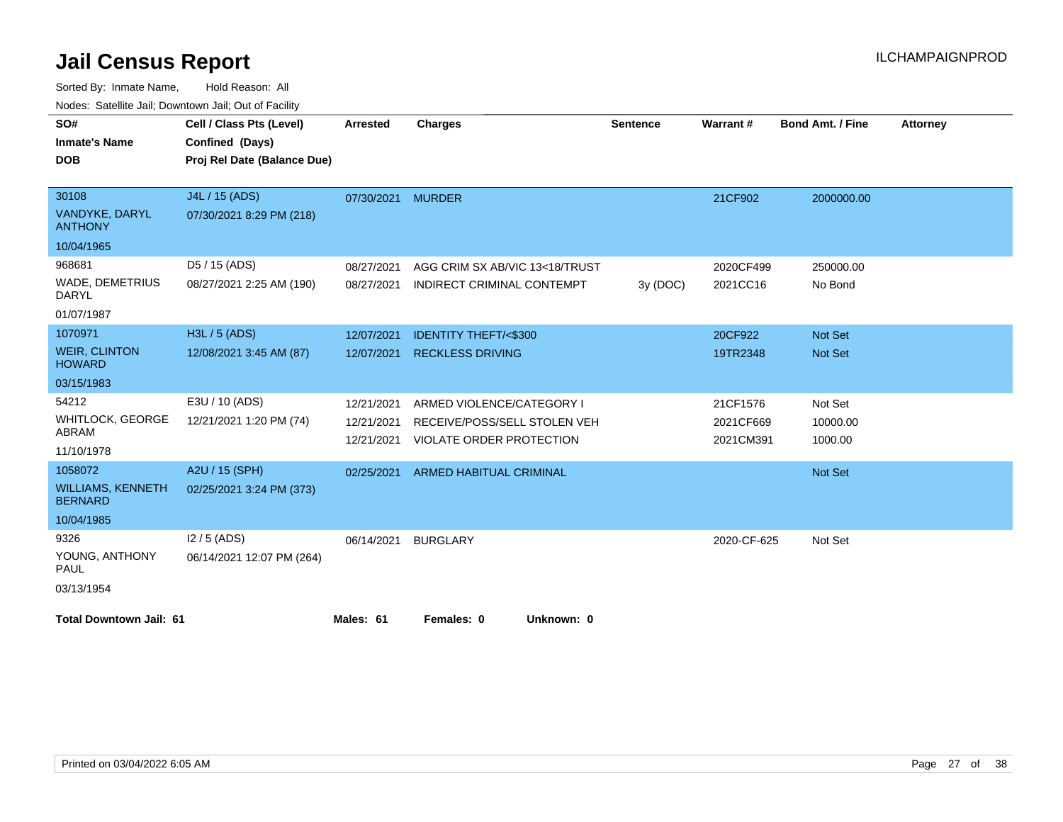# Jail Census Report

ILCHAMPAIGNPROD

Sorted By: Inmate Name, Hold Reason: All

Nodes: Satellite Jail; Downtown Jail; Out of Facility

| SO# / Inmate's Name / DOB | Cell / Class Pts (Level) / Confined (Days) / Proj Rel Date (Balance Due) | Arrested | Charges | Sentence | Warrant # | Bond Amt. / Fine | Attorney |
|---|---|---|---|---|---|---|---|
| 30108<br>VANDYKE, DARYL ANTHONY<br>10/04/1965 | J4L / 15 (ADS)<br>07/30/2021 8:29 PM (218) | 07/30/2021 | MURDER | | 21CF902 | 2000000.00 | |
| 968681<br>WADE, DEMETRIUS DARYL<br>01/07/1987 | D5 / 15 (ADS)<br>08/27/2021 2:25 AM (190) | 08/27/2021 | AGG CRIM SX AB/VIC 13<18/TRUST | | 2020CF499 | 250000.00 | |
| | | 08/27/2021 | INDIRECT CRIMINAL CONTEMPT | 3y (DOC) | 2021CC16 | No Bond | |
| 1070971<br>WEIR, CLINTON HOWARD<br>03/15/1983 | H3L / 5 (ADS)<br>12/08/2021 3:45 AM (87) | 12/07/2021 | IDENTITY THEFT/<$300 | | 20CF922 | Not Set | |
| | | 12/07/2021 | RECKLESS DRIVING | | 19TR2348 | Not Set | |
| 54212<br>WHITLOCK, GEORGE ABRAM<br>11/10/1978 | E3U / 10 (ADS)<br>12/21/2021 1:20 PM (74) | 12/21/2021 | ARMED VIOLENCE/CATEGORY I | | 21CF1576 | Not Set | |
| | | 12/21/2021 | RECEIVE/POSS/SELL STOLEN VEH | | 2021CF669 | 10000.00 | |
| | | 12/21/2021 | VIOLATE ORDER PROTECTION | | 2021CM391 | 1000.00 | |
| 1058072<br>WILLIAMS, KENNETH BERNARD<br>10/04/1985 | A2U / 15 (SPH)<br>02/25/2021 3:24 PM (373) | 02/25/2021 | ARMED HABITUAL CRIMINAL | | | Not Set | |
| 9326<br>YOUNG, ANTHONY PAUL<br>03/13/1954 | I2 / 5 (ADS)<br>06/14/2021 12:07 PM (264) | 06/14/2021 | BURGLARY | | 2020-CF-625 | Not Set | |

**Total Downtown Jail: 61** **Males: 61** **Females: 0** **Unknown: 0**

Printed on 03/04/2022 6:05 AM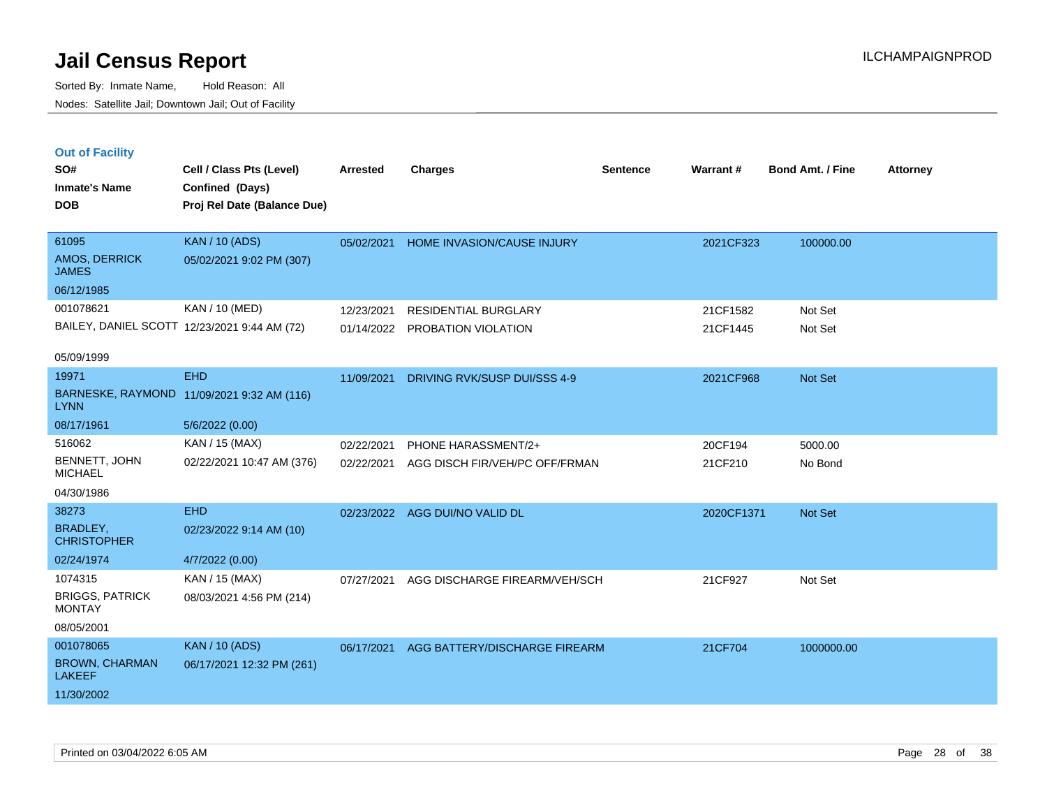# Jail Census Report

Sorted By: Inmate Name, Hold Reason: All

Nodes: Satellite Jail; Downtown Jail; Out of Facility

ILCHAMPAIGNPROD

## Out of Facility

| SO# / Inmate's Name / DOB | Cell / Class Pts (Level) / Confined (Days) / Proj Rel Date (Balance Due) | Arrested | Charges | Sentence | Warrant # | Bond Amt. / Fine | Attorney |
|---|---|---|---|---|---|---|---|
| 61095<br>AMOS, DERRICK JAMES<br>06/12/1985 | KAN / 10 (ADS)<br>05/02/2021 9:02 PM (307) | 05/02/2021 | HOME INVASION/CAUSE INJURY | | 2021CF323 | 100000.00 | |
| 001078621<br>BAILEY, DANIEL SCOTT<br>05/09/1999 | KAN / 10 (MED)<br>12/23/2021 9:44 AM (72) | 12/23/2021<br>01/14/2022 | RESIDENTIAL BURGLARY<br>PROBATION VIOLATION | | 21CF1582<br>21CF1445 | Not Set<br>Not Set | |
| 19971<br>BARNESKE, RAYMOND LYNN<br>08/17/1961 | EHD<br>11/09/2021 9:32 AM (116)<br>5/6/2022 (0.00) | 11/09/2021 | DRIVING RVK/SUSP DUI/SSS 4-9 | | 2021CF968 | Not Set | |
| 516062<br>BENNETT, JOHN MICHAEL<br>04/30/1986 | KAN / 15 (MAX)<br>02/22/2021 10:47 AM (376) | 02/22/2021<br>02/22/2021 | PHONE HARASSMENT/2+<br>AGG DISCH FIR/VEH/PC OFF/FRMAN | | 20CF194<br>21CF210 | 5000.00<br>No Bond | |
| 38273<br>BRADLEY, CHRISTOPHER<br>02/24/1974 | EHD<br>02/23/2022 9:14 AM (10)<br>4/7/2022 (0.00) | 02/23/2022 | AGG DUI/NO VALID DL | | 2020CF1371 | Not Set | |
| 1074315<br>BRIGGS, PATRICK MONTAY<br>08/05/2001 | KAN / 15 (MAX)<br>08/03/2021 4:56 PM (214) | 07/27/2021 | AGG DISCHARGE FIREARM/VEH/SCH | | 21CF927 | Not Set | |
| 001078065<br>BROWN, CHARMAN LAKEEF<br>11/30/2002 | KAN / 10 (ADS)<br>06/17/2021 12:32 PM (261) | 06/17/2021 | AGG BATTERY/DISCHARGE FIREARM | | 21CF704 | 1000000.00 | |

Printed on 03/04/2022 6:05 AM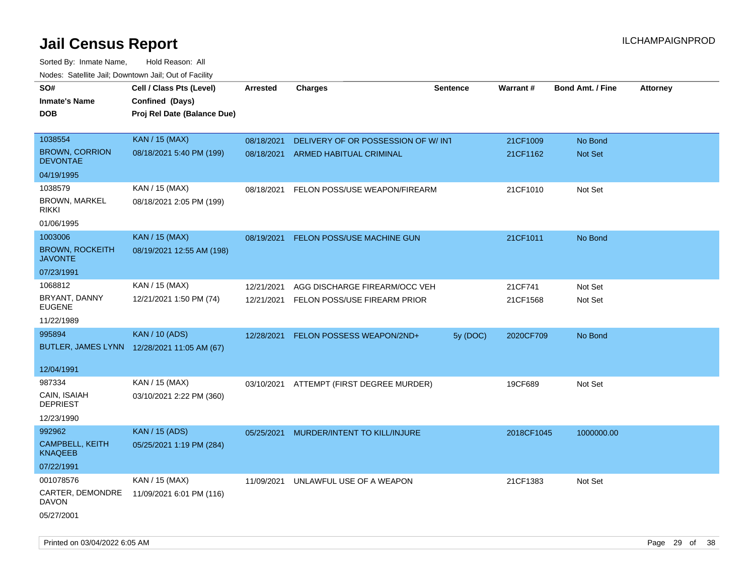# Jail Census Report

ILCHAMPAIGNPROD

Sorted By: Inmate Name, Hold Reason: All

Nodes: Satellite Jail; Downtown Jail; Out of Facility

| SO# / Inmate's Name / DOB | Cell / Class Pts (Level) / Confined (Days) / Proj Rel Date (Balance Due) | Arrested | Charges | Sentence | Warrant # | Bond Amt. / Fine | Attorney |
|---|---|---|---|---|---|---|---|
| 1038554<br>BROWN, CORRION DEVONTAE<br>04/19/1995 | KAN / 15 (MAX)<br>08/18/2021 5:40 PM (199) | 08/18/2021<br>08/18/2021 | DELIVERY OF OR POSSESSION OF W/ INT<br>ARMED HABITUAL CRIMINAL | | 21CF1009<br>21CF1162 | No Bond<br>Not Set | |
| 1038579<br>BROWN, MARKEL RIKKI<br>01/06/1995 | KAN / 15 (MAX)<br>08/18/2021 2:05 PM (199) | 08/18/2021 | FELON POSS/USE WEAPON/FIREARM | | 21CF1010 | Not Set | |
| 1003006<br>BROWN, ROCKEITH JAVONTE<br>07/23/1991 | KAN / 15 (MAX)<br>08/19/2021 12:55 AM (198) | 08/19/2021 | FELON POSS/USE MACHINE GUN | | 21CF1011 | No Bond | |
| 1068812<br>BRYANT, DANNY EUGENE<br>11/22/1989 | KAN / 15 (MAX)<br>12/21/2021 1:50 PM (74) | 12/21/2021<br>12/21/2021 | AGG DISCHARGE FIREARM/OCC VEH<br>FELON POSS/USE FIREARM PRIOR | | 21CF741<br>21CF1568 | Not Set<br>Not Set | |
| 995894<br>BUTLER, JAMES LYNN<br>12/04/1991 | KAN / 10 (ADS)<br>12/28/2021 11:05 AM (67) | 12/28/2021 | FELON POSSESS WEAPON/2ND+ | 5y (DOC) | 2020CF709 | No Bond | |
| 987334<br>CAIN, ISAIAH DEPRIEST<br>12/23/1990 | KAN / 15 (MAX)<br>03/10/2021 2:22 PM (360) | 03/10/2021 | ATTEMPT (FIRST DEGREE MURDER) | | 19CF689 | Not Set | |
| 992962<br>CAMPBELL, KEITH KNAQEEB<br>07/22/1991 | KAN / 15 (ADS)<br>05/25/2021 1:19 PM (284) | 05/25/2021 | MURDER/INTENT TO KILL/INJURE | | 2018CF1045 | 1000000.00 | |
| 001078576<br>CARTER, DEMONDRE DAVON<br>05/27/2001 | KAN / 15 (MAX)<br>11/09/2021 6:01 PM (116) | 11/09/2021 | UNLAWFUL USE OF A WEAPON | | 21CF1383 | Not Set | |

Printed on 03/04/2022 6:05 AM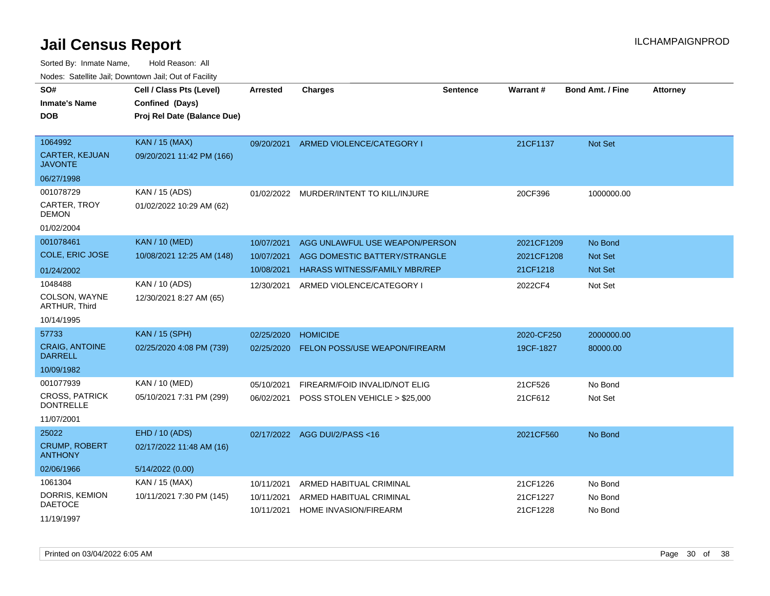# Jail Census Report

Sorted By: Inmate Name, Hold Reason: All

Nodes: Satellite Jail; Downtown Jail; Out of Facility

| SO# / Inmate's Name / DOB | Cell / Class Pts (Level) / Confined (Days) / Proj Rel Date (Balance Due) | Arrested | Charges | Sentence | Warrant # | Bond Amt. / Fine | Attorney |
|---|---|---|---|---|---|---|---|
| 1064992<br>CARTER, KEJUAN JAVONTE<br>06/27/1998 | KAN / 15 (MAX)<br>09/20/2021 11:42 PM (166) | 09/20/2021 | ARMED VIOLENCE/CATEGORY I | | 21CF1137 | Not Set | |
| 001078729<br>CARTER, TROY DEMON<br>01/02/2004 | KAN / 15 (ADS)<br>01/02/2022 10:29 AM (62) | 01/02/2022 | MURDER/INTENT TO KILL/INJURE | | 20CF396 | 1000000.00 | |
| 001078461<br>COLE, ERIC JOSE<br>01/24/2002 | KAN / 10 (MED)<br>10/08/2021 12:25 AM (148) | 10/07/2021 | AGG UNLAWFUL USE WEAPON/PERSON | | 2021CF1209 | No Bond | |
| | | 10/07/2021 | AGG DOMESTIC BATTERY/STRANGLE | | 2021CF1208 | Not Set | |
| | | 10/08/2021 | HARASS WITNESS/FAMILY MBR/REP | | 21CF1218 | Not Set | |
| 1048488<br>COLSON, WAYNE ARTHUR, Third<br>10/14/1995 | KAN / 10 (ADS)<br>12/30/2021 8:27 AM (65) | 12/30/2021 | ARMED VIOLENCE/CATEGORY I | | 2022CF4 | Not Set | |
| 57733<br>CRAIG, ANTOINE DARRELL<br>10/09/1982 | KAN / 15 (SPH)<br>02/25/2020 4:08 PM (739) | 02/25/2020 | HOMICIDE | | 2020-CF250 | 2000000.00 | |
| | | 02/25/2020 | FELON POSS/USE WEAPON/FIREARM | | 19CF-1827 | 80000.00 | |
| 001077939<br>CROSS, PATRICK DONTRELLE<br>11/07/2001 | KAN / 10 (MED)<br>05/10/2021 7:31 PM (299) | 05/10/2021 | FIREARM/FOID INVALID/NOT ELIG | | 21CF526 | No Bond | |
| | | 06/02/2021 | POSS STOLEN VEHICLE > $25,000 | | 21CF612 | Not Set | |
| 25022<br>CRUMP, ROBERT ANTHONY<br>02/06/1966 | EHD / 10 (ADS)<br>02/17/2022 11:48 AM (16)<br>5/14/2022 (0.00) | 02/17/2022 | AGG DUI/2/PASS <16 | | 2021CF560 | No Bond | |
| 1061304<br>DORRIS, KEMION DAETOCE<br>11/19/1997 | KAN / 15 (MAX)<br>10/11/2021 7:30 PM (145) | 10/11/2021 | ARMED HABITUAL CRIMINAL | | 21CF1226 | No Bond | |
| | | 10/11/2021 | ARMED HABITUAL CRIMINAL | | 21CF1227 | No Bond | |
| | | 10/11/2021 | HOME INVASION/FIREARM | | 21CF1228 | No Bond | |

Printed on 03/04/2022 6:05 AM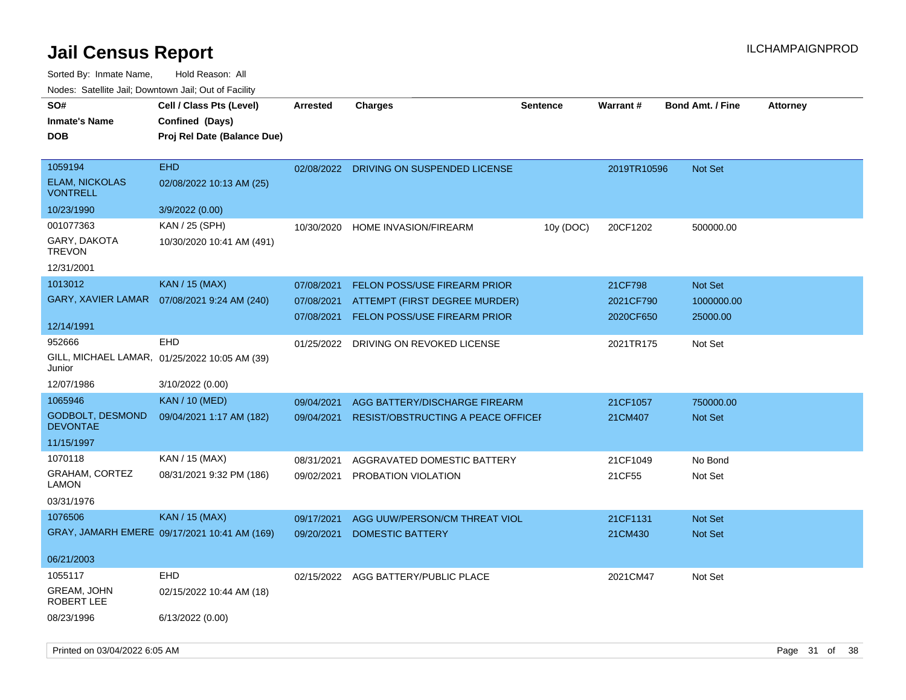# Jail Census Report

ILCHAMPAIGNPROD

Sorted By: Inmate Name, Hold Reason: All

Nodes: Satellite Jail; Downtown Jail; Out of Facility

| SO# / Inmate's Name / DOB | Cell / Class Pts (Level) / Confined (Days) / Proj Rel Date (Balance Due) | Arrested | Charges | Sentence | Warrant # | Bond Amt. / Fine | Attorney |
|---|---|---|---|---|---|---|---|
| 1059194<br>ELAM, NICKOLAS VONTRELL<br>10/23/1990 | EHD<br>02/08/2022 10:13 AM (25)<br>3/9/2022 (0.00) | 02/08/2022 | DRIVING ON SUSPENDED LICENSE | | 2019TR10596 | Not Set | |
| 001077363<br>GARY, DAKOTA TREVON<br>12/31/2001 | KAN / 25 (SPH)<br>10/30/2020 10:41 AM (491) | 10/30/2020 | HOME INVASION/FIREARM | 10y (DOC) | 20CF1202 | 500000.00 | |
| 1013012<br>GARY, XAVIER LAMAR<br>12/14/1991 | KAN / 15 (MAX)<br>07/08/2021 9:24 AM (240) | 07/08/2021 | FELON POSS/USE FIREARM PRIOR | | 21CF798 | Not Set | |
| | | 07/08/2021 | ATTEMPT (FIRST DEGREE MURDER) | | 2021CF790 | 1000000.00 | |
| | | 07/08/2021 | FELON POSS/USE FIREARM PRIOR | | 2020CF650 | 25000.00 | |
| 952666<br>GILL, MICHAEL LAMAR, Junior<br>12/07/1986 | EHD<br>01/25/2022 10:05 AM (39)<br>3/10/2022 (0.00) | 01/25/2022 | DRIVING ON REVOKED LICENSE | | 2021TR175 | Not Set | |
| 1065946<br>GODBOLT, DESMOND DEVONTAE<br>11/15/1997 | KAN / 10 (MED)<br>09/04/2021 1:17 AM (182) | 09/04/2021 | AGG BATTERY/DISCHARGE FIREARM | | 21CF1057 | 750000.00 | |
| | | 09/04/2021 | RESIST/OBSTRUCTING A PEACE OFFICEI | | 21CM407 | Not Set | |
| 1070118<br>GRAHAM, CORTEZ LAMON<br>03/31/1976 | KAN / 15 (MAX)<br>08/31/2021 9:32 PM (186) | 08/31/2021 | AGGRAVATED DOMESTIC BATTERY | | 21CF1049 | No Bond | |
| | | 09/02/2021 | PROBATION VIOLATION | | 21CF55 | Not Set | |
| 1076506<br>GRAY, JAMARH EMERE<br>06/21/2003 | KAN / 15 (MAX)<br>09/17/2021 10:41 AM (169) | 09/17/2021 | AGG UUW/PERSON/CM THREAT VIOL | | 21CF1131 | Not Set | |
| | | 09/20/2021 | DOMESTIC BATTERY | | 21CM430 | Not Set | |
| 1055117<br>GREAM, JOHN ROBERT LEE<br>08/23/1996 | EHD<br>02/15/2022 10:44 AM (18)<br>6/13/2022 (0.00) | 02/15/2022 | AGG BATTERY/PUBLIC PLACE | | 2021CM47 | Not Set | |

Printed on 03/04/2022 6:05 AM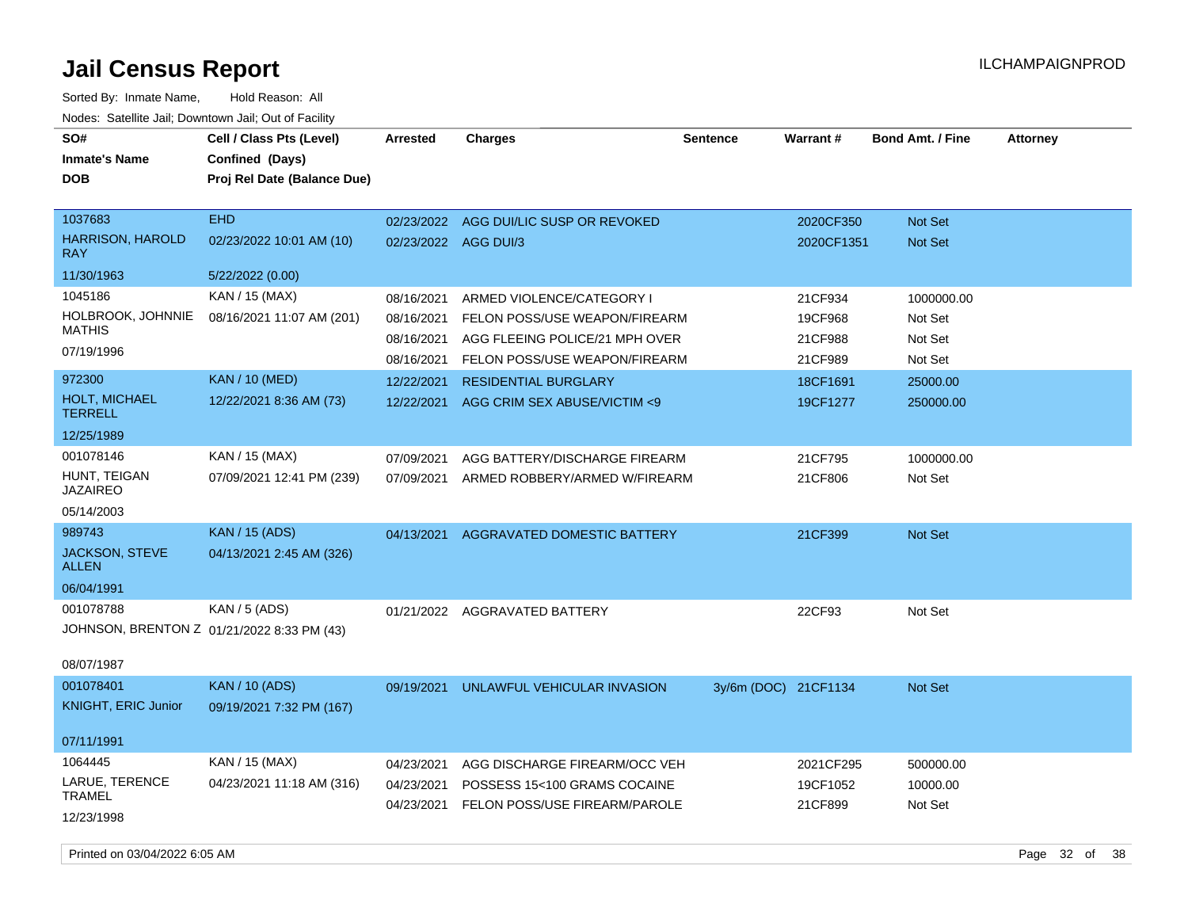# Jail Census Report

Sorted By: Inmate Name, Hold Reason: All

Nodes: Satellite Jail; Downtown Jail; Out of Facility

| SO# / Inmate's Name / DOB | Cell / Class Pts (Level) / Confined (Days) / Proj Rel Date (Balance Due) | Arrested | Charges | Sentence | Warrant # | Bond Amt. / Fine | Attorney |
|---|---|---|---|---|---|---|---|
| 1037683<br>HARRISON, HAROLD RAY<br>11/30/1963 | EHD<br>02/23/2022 10:01 AM (10)<br>5/22/2022 (0.00) | 02/23/2022 | AGG DUI/LIC SUSP OR REVOKED | | 2020CF350 | Not Set | |
| | | 02/23/2022 | AGG DUI/3 | | 2020CF1351 | Not Set | |
| 1045186<br>HOLBROOK, JOHNNIE MATHIS<br>07/19/1996 | KAN / 15 (MAX)<br>08/16/2021 11:07 AM (201) | 08/16/2021 | ARMED VIOLENCE/CATEGORY I | | 21CF934 | 1000000.00 | |
| | | 08/16/2021 | FELON POSS/USE WEAPON/FIREARM | | 19CF968 | Not Set | |
| | | 08/16/2021 | AGG FLEEING POLICE/21 MPH OVER | | 21CF988 | Not Set | |
| | | 08/16/2021 | FELON POSS/USE WEAPON/FIREARM | | 21CF989 | Not Set | |
| 972300<br>HOLT, MICHAEL TERRELL<br>12/25/1989 | KAN / 10 (MED)<br>12/22/2021 8:36 AM (73) | 12/22/2021 | RESIDENTIAL BURGLARY | | 18CF1691 | 25000.00 | |
| | | 12/22/2021 | AGG CRIM SEX ABUSE/VICTIM <9 | | 19CF1277 | 250000.00 | |
| 001078146<br>HUNT, TEIGAN JAZAIREO<br>05/14/2003 | KAN / 15 (MAX)<br>07/09/2021 12:41 PM (239) | 07/09/2021 | AGG BATTERY/DISCHARGE FIREARM | | 21CF795 | 1000000.00 | |
| | | 07/09/2021 | ARMED ROBBERY/ARMED W/FIREARM | | 21CF806 | Not Set | |
| 989743<br>JACKSON, STEVE ALLEN<br>06/04/1991 | KAN / 15 (ADS)<br>04/13/2021 2:45 AM (326) | 04/13/2021 | AGGRAVATED DOMESTIC BATTERY | | 21CF399 | Not Set | |
| 001078788<br>JOHNSON, BRENTON Z<br>08/07/1987 | KAN / 5 (ADS)<br>01/21/2022 8:33 PM (43) | 01/21/2022 | AGGRAVATED BATTERY | | 22CF93 | Not Set | |
| 001078401<br>KNIGHT, ERIC Junior<br>07/11/1991 | KAN / 10 (ADS)<br>09/19/2021 7:32 PM (167) | 09/19/2021 | UNLAWFUL VEHICULAR INVASION | 3y/6m (DOC) | 21CF1134 | Not Set | |
| 1064445<br>LARUE, TERENCE TRAMEL<br>12/23/1998 | KAN / 15 (MAX)<br>04/23/2021 11:18 AM (316) | 04/23/2021 | AGG DISCHARGE FIREARM/OCC VEH | | 2021CF295 | 500000.00 | |
| | | 04/23/2021 | POSSESS 15<100 GRAMS COCAINE | | 19CF1052 | 10000.00 | |
| | | 04/23/2021 | FELON POSS/USE FIREARM/PAROLE | | 21CF899 | Not Set | |

Printed on 03/04/2022 6:05 AM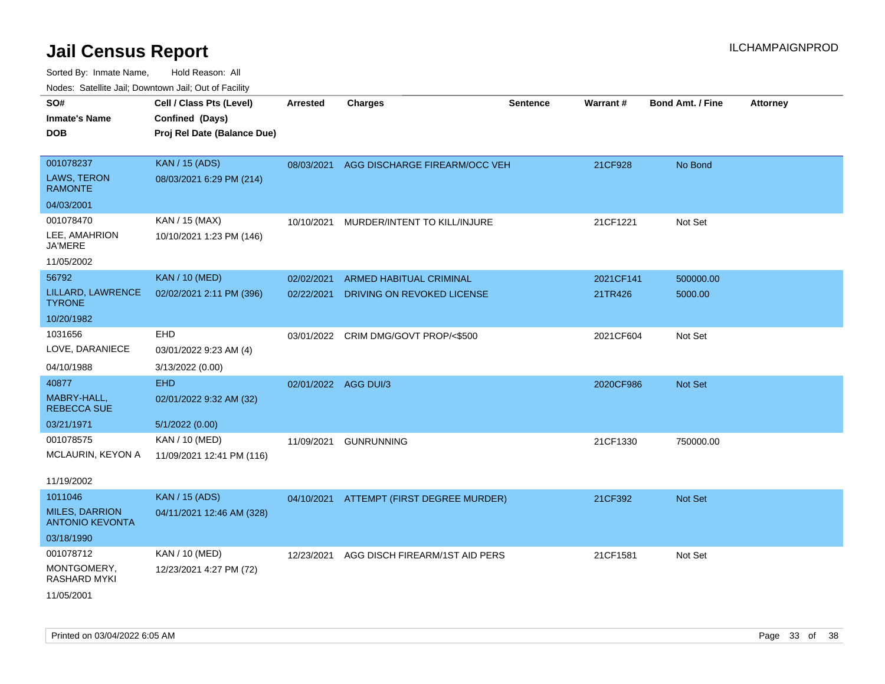# Jail Census Report

ILCHAMPAIGNPROD

Sorted By: Inmate Name, Hold Reason: All

Nodes: Satellite Jail; Downtown Jail; Out of Facility

| SO# / Inmate's Name / DOB | Cell / Class Pts (Level) / Confined (Days) / Proj Rel Date (Balance Due) | Arrested | Charges | Sentence | Warrant # | Bond Amt. / Fine | Attorney |
|---|---|---|---|---|---|---|---|
| 001078237<br>LAWS, TERON RAMONTE<br>04/03/2001 | KAN / 15 (ADS)<br>08/03/2021 6:29 PM (214) | 08/03/2021 | AGG DISCHARGE FIREARM/OCC VEH | | 21CF928 | No Bond | |
| 001078470<br>LEE, AMAHRION JA'MERE<br>11/05/2002 | KAN / 15 (MAX)<br>10/10/2021 1:23 PM (146) | 10/10/2021 | MURDER/INTENT TO KILL/INJURE | | 21CF1221 | Not Set | |
| 56792<br>LILLARD, LAWRENCE TYRONE<br>10/20/1982 | KAN / 10 (MED)<br>02/02/2021 2:11 PM (396) | 02/02/2021<br>02/22/2021 | ARMED HABITUAL CRIMINAL<br>DRIVING ON REVOKED LICENSE | | 2021CF141<br>21TR426 | 500000.00<br>5000.00 | |
| 1031656<br>LOVE, DARANIECE<br>04/10/1988 | EHD<br>03/01/2022 9:23 AM (4)<br>3/13/2022 (0.00) | 03/01/2022 | CRIM DMG/GOVT PROP/<$500 | | 2021CF604 | Not Set | |
| 40877<br>MABRY-HALL, REBECCA SUE<br>03/21/1971 | EHD<br>02/01/2022 9:32 AM (32)<br>5/1/2022 (0.00) | 02/01/2022 | AGG DUI/3 | | 2020CF986 | Not Set | |
| 001078575<br>MCLAURIN, KEYON A<br>11/19/2002 | KAN / 10 (MED)<br>11/09/2021 12:41 PM (116) | 11/09/2021 | GUNRUNNING | | 21CF1330 | 750000.00 | |
| 1011046<br>MILES, DARRION ANTONIO KEVONTA<br>03/18/1990 | KAN / 15 (ADS)<br>04/11/2021 12:46 AM (328) | 04/10/2021 | ATTEMPT (FIRST DEGREE MURDER) | | 21CF392 | Not Set | |
| 001078712<br>MONTGOMERY, RASHARD MYKI<br>11/05/2001 | KAN / 10 (MED)<br>12/23/2021 4:27 PM (72) | 12/23/2021 | AGG DISCH FIREARM/1ST AID PERS | | 21CF1581 | Not Set | |

Printed on 03/04/2022 6:05 AM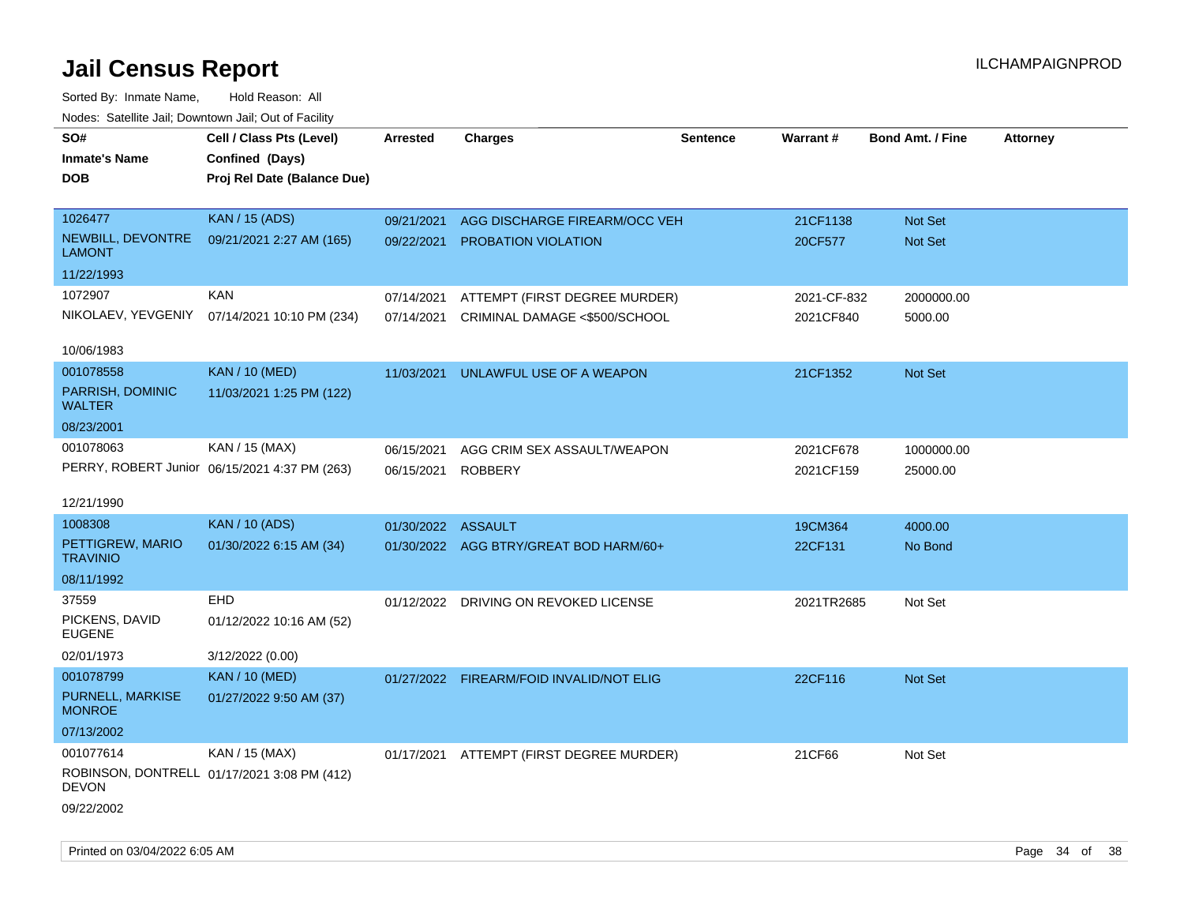# Jail Census Report

ILCHAMPAIGNPROD

Sorted By: Inmate Name, Hold Reason: All

Nodes: Satellite Jail; Downtown Jail; Out of Facility

| SO# / Inmate's Name / DOB | Cell / Class Pts (Level) / Confined (Days) / Proj Rel Date (Balance Due) | Arrested | Charges | Sentence | Warrant # | Bond Amt. / Fine | Attorney |
|---|---|---|---|---|---|---|---|
| 1026477<br>NEWBILL, DEVONTRE LAMONT<br>11/22/1993 | KAN / 15 (ADS)<br>09/21/2021 2:27 AM (165) | 09/21/2021<br>09/22/2021 | AGG DISCHARGE FIREARM/OCC VEH<br>PROBATION VIOLATION | | 21CF1138<br>20CF577 | Not Set<br>Not Set | |
| 1072907<br>NIKOLAEV, YEVGENIY<br>10/06/1983 | KAN<br>07/14/2021 10:10 PM (234) | 07/14/2021<br>07/14/2021 | ATTEMPT (FIRST DEGREE MURDER)<br>CRIMINAL DAMAGE <$500/SCHOOL | | 2021-CF-832<br>2021CF840 | 2000000.00<br>5000.00 | |
| 001078558<br>PARRISH, DOMINIC WALTER<br>08/23/2001 | KAN / 10 (MED)<br>11/03/2021 1:25 PM (122) | 11/03/2021 | UNLAWFUL USE OF A WEAPON | | 21CF1352 | Not Set | |
| 001078063<br>PERRY, ROBERT Junior<br>12/21/1990 | KAN / 15 (MAX)<br>06/15/2021 4:37 PM (263) | 06/15/2021<br>06/15/2021 | AGG CRIM SEX ASSAULT/WEAPON<br>ROBBERY | | 2021CF678<br>2021CF159 | 1000000.00<br>25000.00 | |
| 1008308<br>PETTIGREW, MARIO TRAVINIO<br>08/11/1992 | KAN / 10 (ADS)<br>01/30/2022 6:15 AM (34) | 01/30/2022<br>01/30/2022 | ASSAULT<br>AGG BTRY/GREAT BOD HARM/60+ | | 19CM364<br>22CF131 | 4000.00<br>No Bond | |
| 37559<br>PICKENS, DAVID EUGENE<br>02/01/1973 | EHD<br>01/12/2022 10:16 AM (52)<br>3/12/2022 (0.00) | 01/12/2022 | DRIVING ON REVOKED LICENSE | | 2021TR2685 | Not Set | |
| 001078799<br>PURNELL, MARKISE MONROE<br>07/13/2002 | KAN / 10 (MED)<br>01/27/2022 9:50 AM (37) | 01/27/2022 | FIREARM/FOID INVALID/NOT ELIG | | 22CF116 | Not Set | |
| 001077614<br>ROBINSON, DONTRELL DEVON<br>09/22/2002 | KAN / 15 (MAX)<br>01/17/2021 3:08 PM (412) | 01/17/2021 | ATTEMPT (FIRST DEGREE MURDER) | | 21CF66 | Not Set | |

Printed on 03/04/2022 6:05 AM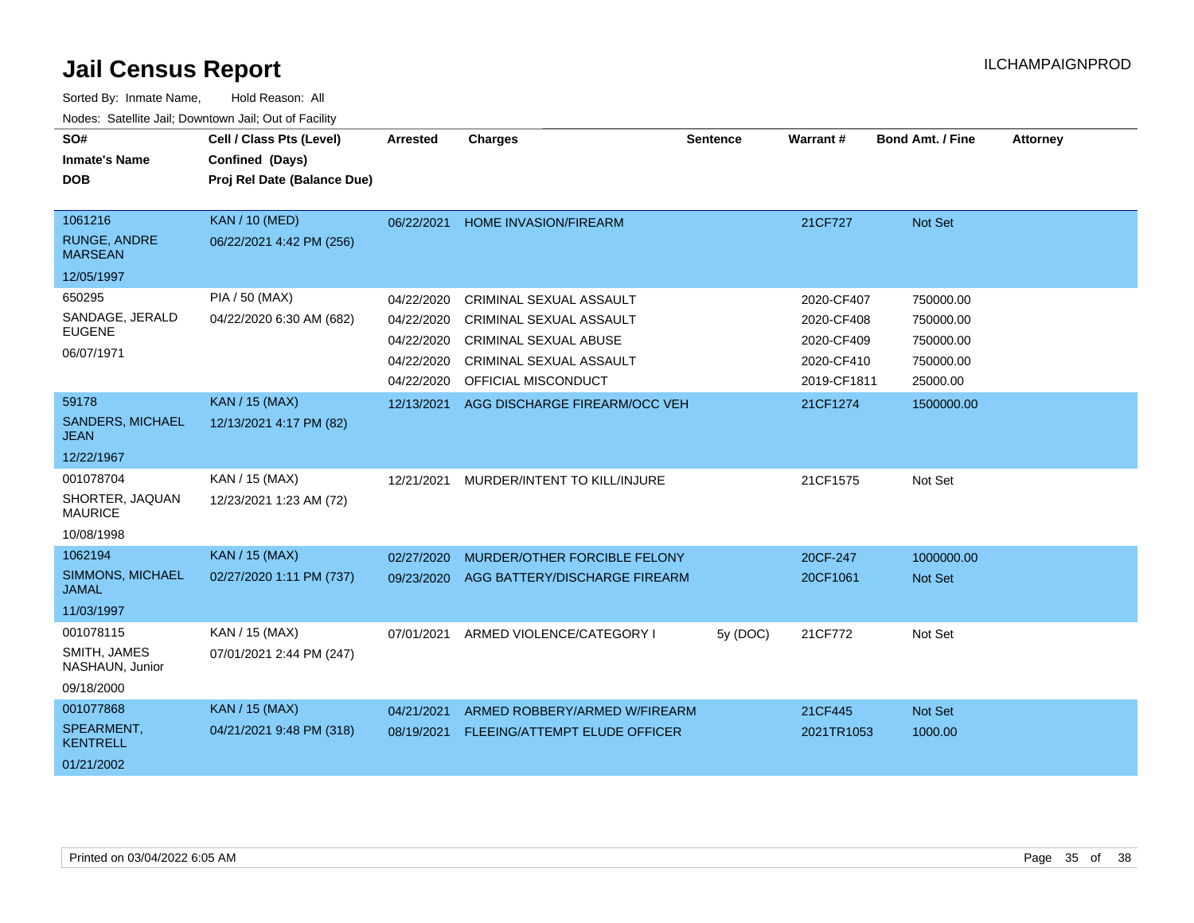# Jail Census Report

ILCHAMPAIGNPROD

Sorted By: Inmate Name, Hold Reason: All

Nodes: Satellite Jail; Downtown Jail; Out of Facility

| SO# / Inmate's Name / DOB | Cell / Class Pts (Level) / Confined (Days) / Proj Rel Date (Balance Due) | Arrested | Charges | Sentence | Warrant # | Bond Amt. / Fine | Attorney |
|---|---|---|---|---|---|---|---|
| 1061216 RUNGE, ANDRE MARSEAN 12/05/1997 | KAN / 10 (MED) 06/22/2021 4:42 PM (256) | 06/22/2021 | HOME INVASION/FIREARM | | 21CF727 | Not Set | |
| 650295 SANDAGE, JERALD EUGENE 06/07/1971 | PIA / 50 (MAX) 04/22/2020 6:30 AM (682) | 04/22/2020 | CRIMINAL SEXUAL ASSAULT | | 2020-CF407 | 750000.00 | |
| | | 04/22/2020 | CRIMINAL SEXUAL ASSAULT | | 2020-CF408 | 750000.00 | |
| | | 04/22/2020 | CRIMINAL SEXUAL ABUSE | | 2020-CF409 | 750000.00 | |
| | | 04/22/2020 | CRIMINAL SEXUAL ASSAULT | | 2020-CF410 | 750000.00 | |
| | | 04/22/2020 | OFFICIAL MISCONDUCT | | 2019-CF1811 | 25000.00 | |
| 59178 SANDERS, MICHAEL JEAN 12/22/1967 | KAN / 15 (MAX) 12/13/2021 4:17 PM (82) | 12/13/2021 | AGG DISCHARGE FIREARM/OCC VEH | | 21CF1274 | 1500000.00 | |
| 001078704 SHORTER, JAQUAN MAURICE 10/08/1998 | KAN / 15 (MAX) 12/23/2021 1:23 AM (72) | 12/21/2021 | MURDER/INTENT TO KILL/INJURE | | 21CF1575 | Not Set | |
| 1062194 SIMMONS, MICHAEL JAMAL 11/03/1997 | KAN / 15 (MAX) 02/27/2020 1:11 PM (737) | 02/27/2020 | MURDER/OTHER FORCIBLE FELONY | | 20CF-247 | 1000000.00 | |
| | | 09/23/2020 | AGG BATTERY/DISCHARGE FIREARM | | 20CF1061 | Not Set | |
| 001078115 SMITH, JAMES NASHAUN, Junior 09/18/2000 | KAN / 15 (MAX) 07/01/2021 2:44 PM (247) | 07/01/2021 | ARMED VIOLENCE/CATEGORY I | 5y (DOC) | 21CF772 | Not Set | |
| 001077868 SPEARMENT, KENTRELL 01/21/2002 | KAN / 15 (MAX) 04/21/2021 9:48 PM (318) | 04/21/2021 | ARMED ROBBERY/ARMED W/FIREARM | | 21CF445 | Not Set | |
| | | 08/19/2021 | FLEEING/ATTEMPT ELUDE OFFICER | | 2021TR1053 | 1000.00 | |

Printed on 03/04/2022 6:05 AM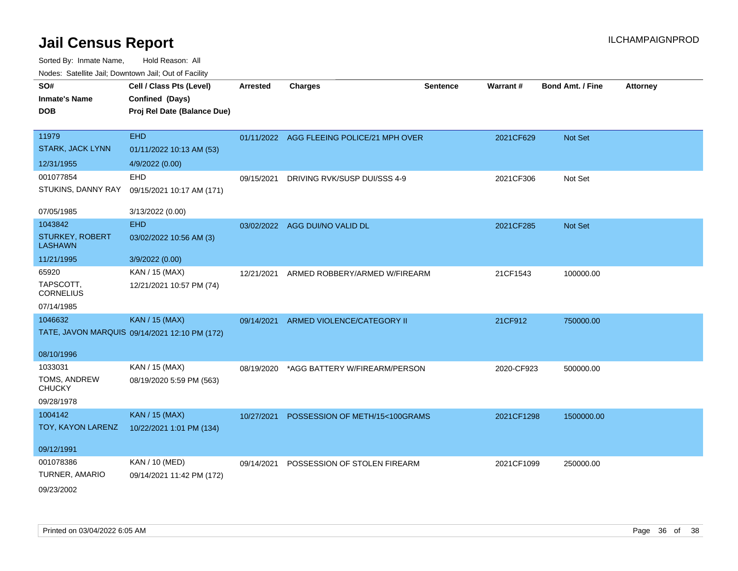# Jail Census Report

ILCHAMPAIGNPROD

Sorted By: Inmate Name, Hold Reason: All

Nodes: Satellite Jail; Downtown Jail; Out of Facility

| SO# / Inmate's Name / DOB | Cell / Class Pts (Level) / Confined (Days) / Proj Rel Date (Balance Due) | Arrested | Charges | Sentence | Warrant # | Bond Amt. / Fine | Attorney |
|---|---|---|---|---|---|---|---|
| 11979<br>STARK, JACK LYNN<br>12/31/1955 | EHD<br>01/11/2022 10:13 AM (53)<br>4/9/2022 (0.00) | 01/11/2022 | AGG FLEEING POLICE/21 MPH OVER | | 2021CF629 | Not Set | |
| 001077854<br>STUKINS, DANNY RAY<br>07/05/1985 | EHD<br>09/15/2021 10:17 AM (171)<br>3/13/2022 (0.00) | 09/15/2021 | DRIVING RVK/SUSP DUI/SSS 4-9 | | 2021CF306 | Not Set | |
| 1043842<br>STURKEY, ROBERT LASHAWN<br>11/21/1995 | EHD<br>03/02/2022 10:56 AM (3)<br>3/9/2022 (0.00) | 03/02/2022 | AGG DUI/NO VALID DL | | 2021CF285 | Not Set | |
| 65920<br>TAPSCOTT, CORNELIUS<br>07/14/1985 | KAN / 15 (MAX)<br>12/21/2021 10:57 PM (74) | 12/21/2021 | ARMED ROBBERY/ARMED W/FIREARM | | 21CF1543 | 100000.00 | |
| 1046632<br>TATE, JAVON MARQUIS<br>08/10/1996 | KAN / 15 (MAX)<br>09/14/2021 12:10 PM (172) | 09/14/2021 | ARMED VIOLENCE/CATEGORY II | | 21CF912 | 750000.00 | |
| 1033031<br>TOMS, ANDREW CHUCKY<br>09/28/1978 | KAN / 15 (MAX)<br>08/19/2020 5:59 PM (563) | 08/19/2020 | *AGG BATTERY W/FIREARM/PERSON | | 2020-CF923 | 500000.00 | |
| 1004142<br>TOY, KAYON LARENZ<br>09/12/1991 | KAN / 15 (MAX)<br>10/22/2021 1:01 PM (134) | 10/27/2021 | POSSESSION OF METH/15<100GRAMS | | 2021CF1298 | 1500000.00 | |
| 001078386<br>TURNER, AMARIO<br>09/23/2002 | KAN / 10 (MED)<br>09/14/2021 11:42 PM (172) | 09/14/2021 | POSSESSION OF STOLEN FIREARM | | 2021CF1099 | 250000.00 | |

Printed on 03/04/2022 6:05 AM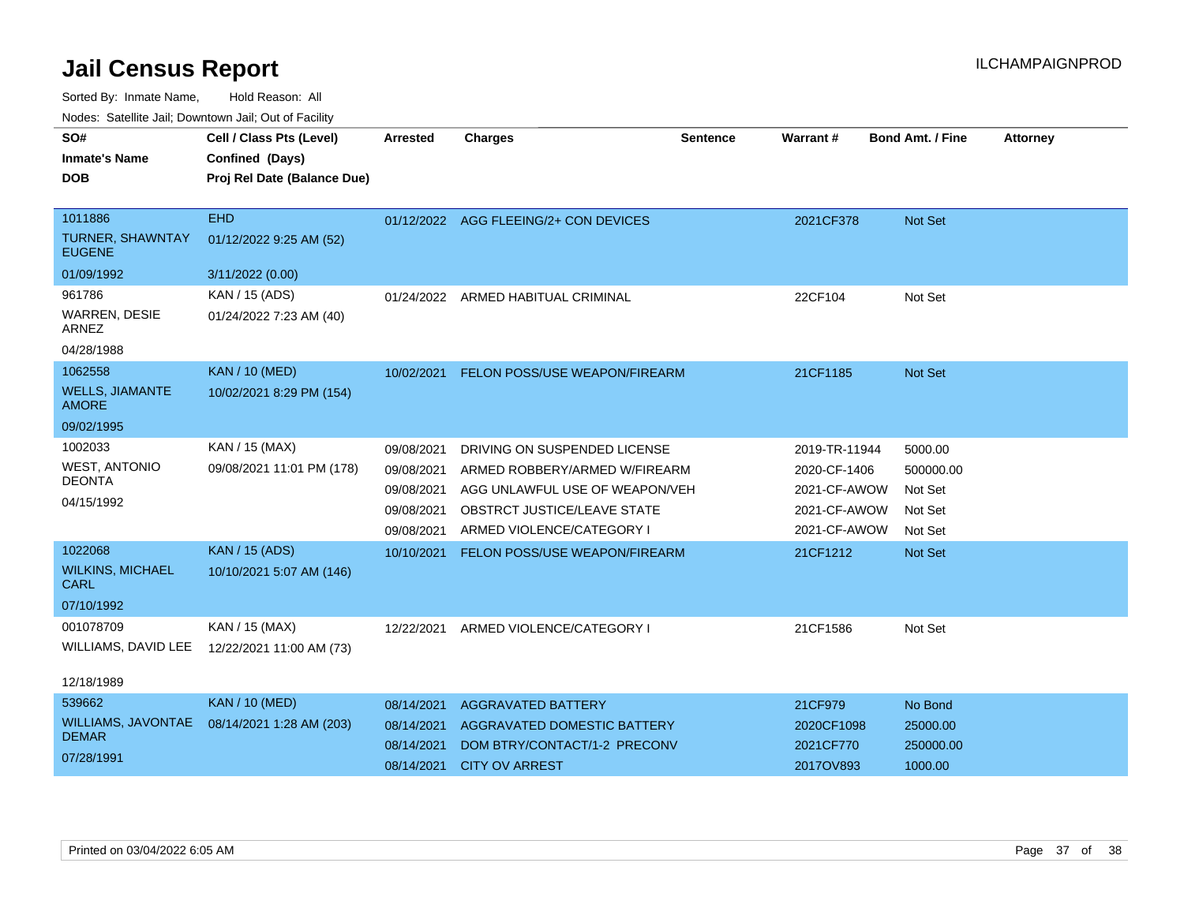# Jail Census Report

ILCHAMPAIGNPROD

Sorted By: Inmate Name, Hold Reason: All

Nodes: Satellite Jail; Downtown Jail; Out of Facility

| SO# / Inmate's Name / DOB | Cell / Class Pts (Level) / Confined (Days) / Proj Rel Date (Balance Due) | Arrested | Charges | Sentence | Warrant # | Bond Amt. / Fine | Attorney |
|---|---|---|---|---|---|---|---|
| 1011886<br>TURNER, SHAWNTAY EUGENE<br>01/09/1992 | EHD<br>01/12/2022 9:25 AM (52)<br>3/11/2022 (0.00) | 01/12/2022 | AGG FLEEING/2+ CON DEVICES | | 2021CF378 | Not Set | |
| 961786<br>WARREN, DESIE ARNEZ<br>04/28/1988 | KAN / 15 (ADS)<br>01/24/2022 7:23 AM (40) | 01/24/2022 | ARMED HABITUAL CRIMINAL | | 22CF104 | Not Set | |
| 1062558<br>WELLS, JIAMANTE AMORE<br>09/02/1995 | KAN / 10 (MED)<br>10/02/2021 8:29 PM (154) | 10/02/2021 | FELON POSS/USE WEAPON/FIREARM | | 21CF1185 | Not Set | |
| 1002033<br>WEST, ANTONIO DEONTA<br>04/15/1992 | KAN / 15 (MAX)<br>09/08/2021 11:01 PM (178) | 09/08/2021 | DRIVING ON SUSPENDED LICENSE | | 2019-TR-11944 | 5000.00 | |
| | | 09/08/2021 | ARMED ROBBERY/ARMED W/FIREARM | | 2020-CF-1406 | 500000.00 | |
| | | 09/08/2021 | AGG UNLAWFUL USE OF WEAPON/VEH | | 2021-CF-AWOW | Not Set | |
| | | 09/08/2021 | OBSTRCT JUSTICE/LEAVE STATE | | 2021-CF-AWOW | Not Set | |
| | | 09/08/2021 | ARMED VIOLENCE/CATEGORY I | | 2021-CF-AWOW | Not Set | |
| 1022068<br>WILKINS, MICHAEL CARL<br>07/10/1992 | KAN / 15 (ADS)<br>10/10/2021 5:07 AM (146) | 10/10/2021 | FELON POSS/USE WEAPON/FIREARM | | 21CF1212 | Not Set | |
| 001078709<br>WILLIAMS, DAVID LEE<br>12/18/1989 | KAN / 15 (MAX)<br>12/22/2021 11:00 AM (73) | 12/22/2021 | ARMED VIOLENCE/CATEGORY I | | 21CF1586 | Not Set | |
| 539662<br>WILLIAMS, JAVONTAE DEMAR<br>07/28/1991 | KAN / 10 (MED)<br>08/14/2021 1:28 AM (203) | 08/14/2021 | AGGRAVATED BATTERY | | 21CF979 | No Bond | |
| | | 08/14/2021 | AGGRAVATED DOMESTIC BATTERY | | 2020CF1098 | 25000.00 | |
| | | 08/14/2021 | DOM BTRY/CONTACT/1-2 PRECONV | | 2021CF770 | 250000.00 | |
| | | 08/14/2021 | CITY OV ARREST | | 2017OV893 | 1000.00 | |

Printed on 03/04/2022 6:05 AM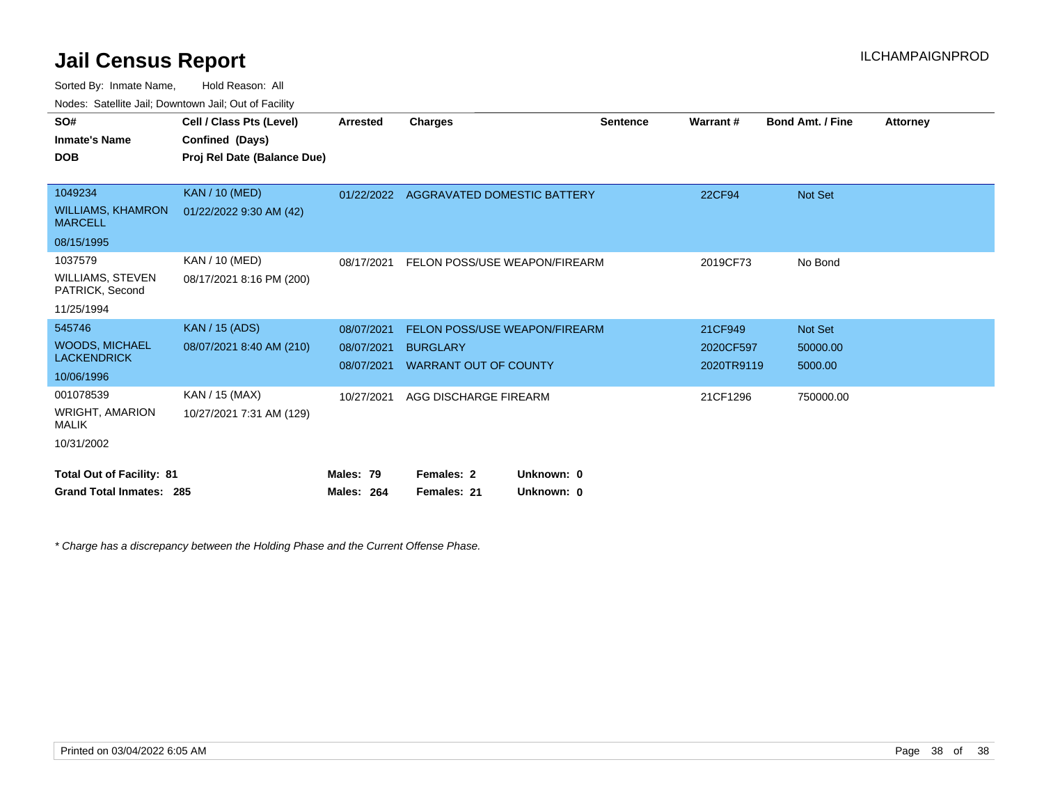# Jail Census Report

ILCHAMPAIGNPROD

Sorted By: Inmate Name, Hold Reason: All

Nodes: Satellite Jail; Downtown Jail; Out of Facility

| SO# / Inmate's Name / DOB | Cell / Class Pts (Level) / Confined (Days) / Proj Rel Date (Balance Due) | Arrested | Charges | Sentence | Warrant # | Bond Amt. / Fine | Attorney |
|---|---|---|---|---|---|---|---|
| 1049234<br>WILLIAMS, KHAMRON MARCELL<br>08/15/1995 | KAN / 10 (MED)<br>01/22/2022 9:30 AM (42) | 01/22/2022 | AGGRAVATED DOMESTIC BATTERY | | 22CF94 | Not Set | |
| 1037579<br>WILLIAMS, STEVEN PATRICK, Second<br>11/25/1994 | KAN / 10 (MED)<br>08/17/2021 8:16 PM (200) | 08/17/2021 | FELON POSS/USE WEAPON/FIREARM | | 2019CF73 | No Bond | |
| 545746<br>WOODS, MICHAEL LACKENDRICK<br>10/06/1996 | KAN / 15 (ADS)<br>08/07/2021 8:40 AM (210) | 08/07/2021<br>08/07/2021<br>08/07/2021 | FELON POSS/USE WEAPON/FIREARM<br>BURGLARY<br>WARRANT OUT OF COUNTY | | 21CF949<br>2020CF597<br>2020TR9119 | Not Set<br>50000.00<br>5000.00 | |
| 001078539<br>WRIGHT, AMARION MALIK<br>10/31/2002 | KAN / 15 (MAX)<br>10/27/2021 7:31 AM (129) | 10/27/2021 | AGG DISCHARGE FIREARM | | 21CF1296 | 750000.00 | |

**Total Out of Facility: 81** **Males: 79** **Females: 2** **Unknown: 0**

**Grand Total Inmates: 285** **Males: 264** **Females: 21** **Unknown: 0**

*\* Charge has a discrepancy between the Holding Phase and the Current Offense Phase.*

Printed on 03/04/2022 6:05 AM